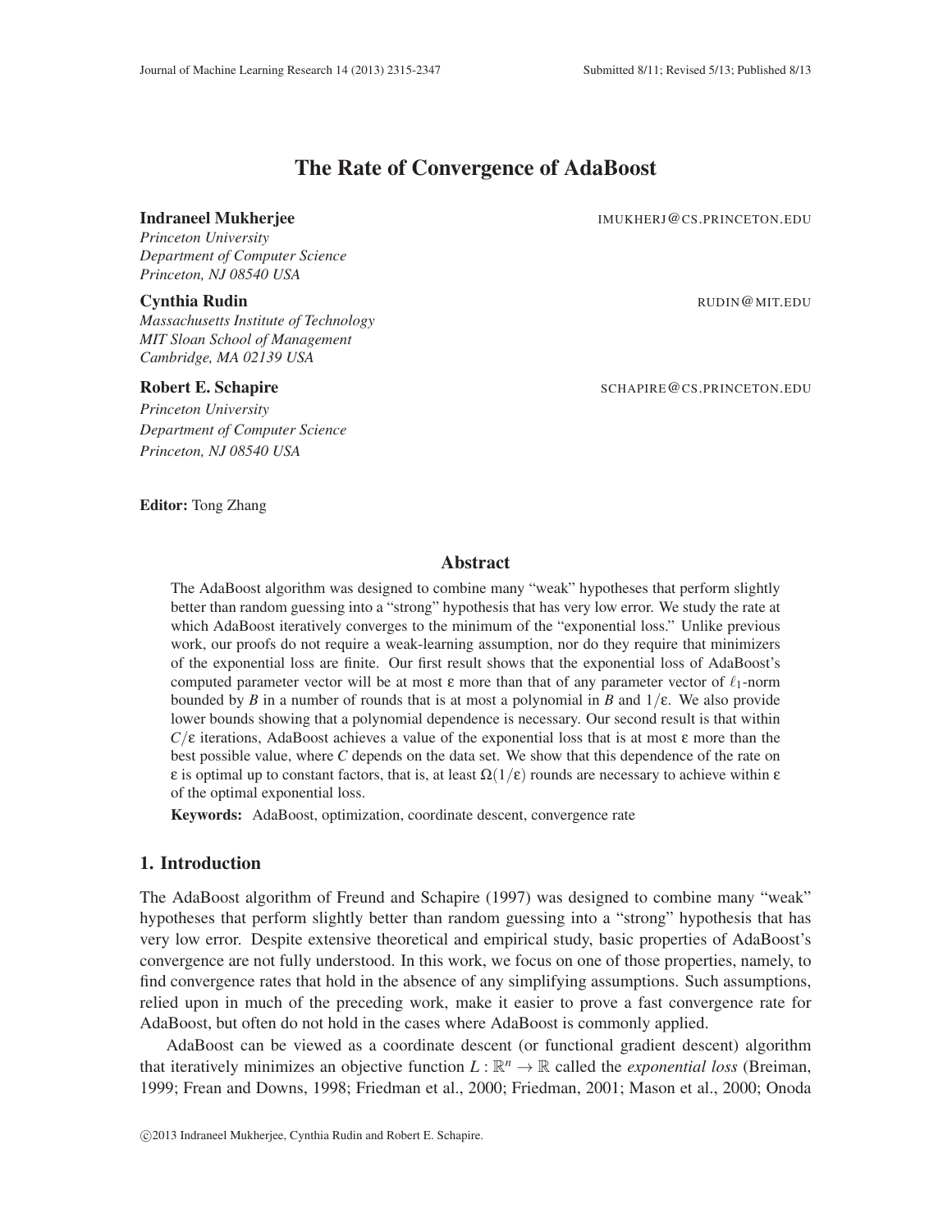# The Rate of Convergence of AdaBoost

**Indraneel Mukherjee** IMUKHERJ@CS.PRINCETON.EDU
*Princeton University*
*Department of Computer Science*
*Princeton, NJ 08540 USA*

**Cynthia Rudin** RUDIN@MIT.EDU
*Massachusetts Institute of Technology*
*MIT Sloan School of Management*
*Cambridge, MA 02139 USA*

**Robert E. Schapire** SCHAPIRE@CS.PRINCETON.EDU
*Princeton University*
*Department of Computer Science*
*Princeton, NJ 08540 USA*

**Editor:** Tong Zhang

## Abstract

The AdaBoost algorithm was designed to combine many "weak" hypotheses that perform slightly better than random guessing into a "strong" hypothesis that has very low error. We study the rate at which AdaBoost iteratively converges to the minimum of the "exponential loss." Unlike previous work, our proofs do not require a weak-learning assumption, nor do they require that minimizers of the exponential loss are finite. Our first result shows that the exponential loss of AdaBoost's computed parameter vector will be at most $\varepsilon$ more than that of any parameter vector of $\ell_1$-norm bounded by $B$ in a number of rounds that is at most a polynomial in $B$ and $1/\varepsilon$. We also provide lower bounds showing that a polynomial dependence is necessary. Our second result is that within $C/\varepsilon$ iterations, AdaBoost achieves a value of the exponential loss that is at most $\varepsilon$ more than the best possible value, where $C$ depends on the data set. We show that this dependence of the rate on $\varepsilon$ is optimal up to constant factors, that is, at least $\Omega(1/\varepsilon)$ rounds are necessary to achieve within $\varepsilon$ of the optimal exponential loss.

**Keywords:** AdaBoost, optimization, coordinate descent, convergence rate

## 1. Introduction

The AdaBoost algorithm of Freund and Schapire (1997) was designed to combine many "weak" hypotheses that perform slightly better than random guessing into a "strong" hypothesis that has very low error. Despite extensive theoretical and empirical study, basic properties of AdaBoost's convergence are not fully understood. In this work, we focus on one of those properties, namely, to find convergence rates that hold in the absence of any simplifying assumptions. Such assumptions, relied upon in much of the preceding work, make it easier to prove a fast convergence rate for AdaBoost, but often do not hold in the cases where AdaBoost is commonly applied.

AdaBoost can be viewed as a coordinate descent (or functional gradient descent) algorithm that iteratively minimizes an objective function $L : \mathbb{R}^n \to \mathbb{R}$ called the *exponential loss* (Breiman, 1999; Frean and Downs, 1998; Friedman et al., 2000; Friedman, 2001; Mason et al., 2000; Onoda

©2013 Indraneel Mukherjee, Cynthia Rudin and Robert E. Schapire.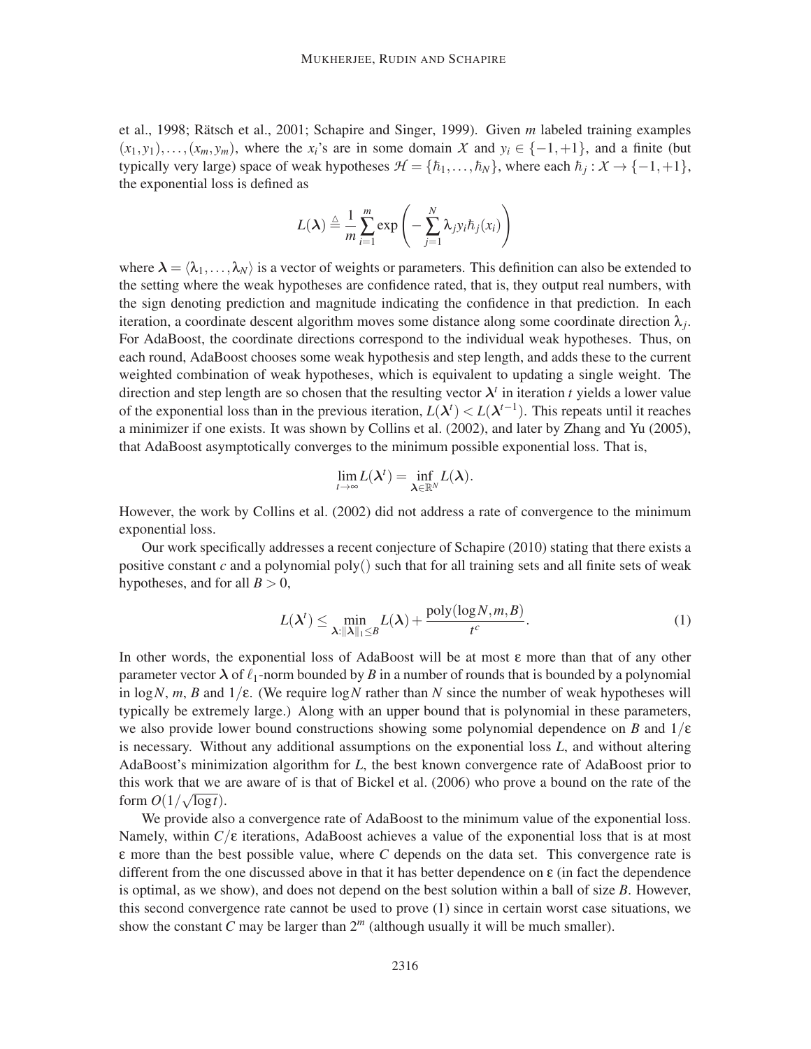et al., 1998; Rätsch et al., 2001; Schapire and Singer, 1999). Given $m$ labeled training examples $(x_1, y_1), \ldots, (x_m, y_m)$, where the $x_i$'s are in some domain $\mathcal{X}$ and $y_i \in \{-1, +1\}$, and a finite (but typically very large) space of weak hypotheses $\mathcal{H} = \{\hbar_1, \ldots, \hbar_N\}$, where each $\hbar_j : \mathcal{X} \to \{-1, +1\}$, the exponential loss is defined as

$$L(\boldsymbol{\lambda}) \triangleq \frac{1}{m} \sum_{i=1}^{m} \exp\left( -\sum_{j=1}^{N} \lambda_j y_i \hbar_j(x_i) \right)$$

where $\boldsymbol{\lambda} = \langle \lambda_1, \ldots, \lambda_N \rangle$ is a vector of weights or parameters. This definition can also be extended to the setting where the weak hypotheses are confidence rated, that is, they output real numbers, with the sign denoting prediction and magnitude indicating the confidence in that prediction. In each iteration, a coordinate descent algorithm moves some distance along some coordinate direction $\lambda_j$. For AdaBoost, the coordinate directions correspond to the individual weak hypotheses. Thus, on each round, AdaBoost chooses some weak hypothesis and step length, and adds these to the current weighted combination of weak hypotheses, which is equivalent to updating a single weight. The direction and step length are so chosen that the resulting vector $\boldsymbol{\lambda}^t$ in iteration $t$ yields a lower value of the exponential loss than in the previous iteration, $L(\boldsymbol{\lambda}^t) < L(\boldsymbol{\lambda}^{t-1})$. This repeats until it reaches a minimizer if one exists. It was shown by Collins et al. (2002), and later by Zhang and Yu (2005), that AdaBoost asymptotically converges to the minimum possible exponential loss. That is,

$$\lim_{t \to \infty} L(\boldsymbol{\lambda}^t) = \inf_{\boldsymbol{\lambda} \in \mathbb{R}^N} L(\boldsymbol{\lambda}).$$

However, the work by Collins et al. (2002) did not address a rate of convergence to the minimum exponential loss.

Our work specifically addresses a recent conjecture of Schapire (2010) stating that there exists a positive constant $c$ and a polynomial poly() such that for all training sets and all finite sets of weak hypotheses, and for all $B > 0$,

$$L(\boldsymbol{\lambda}^t) \leq \min_{\boldsymbol{\lambda} : \|\boldsymbol{\lambda}\|_1 \leq B} L(\boldsymbol{\lambda}) + \frac{\text{poly}(\log N, m, B)}{t^c}. \tag{1}$$

In other words, the exponential loss of AdaBoost will be at most $\varepsilon$ more than that of any other parameter vector $\boldsymbol{\lambda}$ of $\ell_1$-norm bounded by $B$ in a number of rounds that is bounded by a polynomial in $\log N$, $m$, $B$ and $1/\varepsilon$. (We require $\log N$ rather than $N$ since the number of weak hypotheses will typically be extremely large.) Along with an upper bound that is polynomial in these parameters, we also provide lower bound constructions showing some polynomial dependence on $B$ and $1/\varepsilon$ is necessary. Without any additional assumptions on the exponential loss $L$, and without altering AdaBoost's minimization algorithm for $L$, the best known convergence rate of AdaBoost prior to this work that we are aware of is that of Bickel et al. (2006) who prove a bound on the rate of the form $O(1/\sqrt{\log t})$.

We provide also a convergence rate of AdaBoost to the minimum value of the exponential loss. Namely, within $C/\varepsilon$ iterations, AdaBoost achieves a value of the exponential loss that is at most $\varepsilon$ more than the best possible value, where $C$ depends on the data set. This convergence rate is different from the one discussed above in that it has better dependence on $\varepsilon$ (in fact the dependence is optimal, as we show), and does not depend on the best solution within a ball of size $B$. However, this second convergence rate cannot be used to prove (1) since in certain worst case situations, we show the constant $C$ may be larger than $2^m$ (although usually it will be much smaller).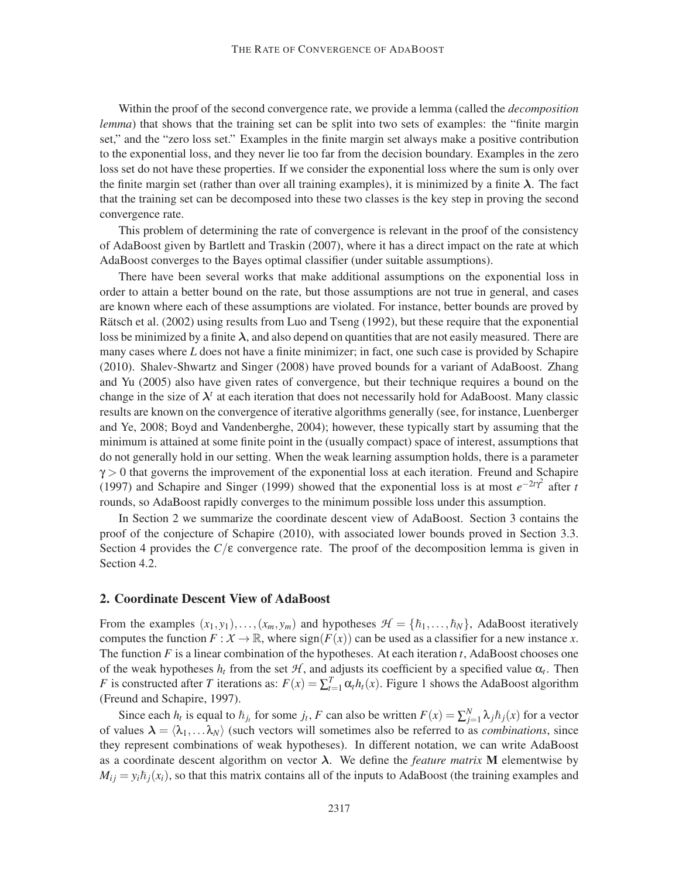Within the proof of the second convergence rate, we provide a lemma (called the *decomposition lemma*) that shows that the training set can be split into two sets of examples: the "finite margin set," and the "zero loss set." Examples in the finite margin set always make a positive contribution to the exponential loss, and they never lie too far from the decision boundary. Examples in the zero loss set do not have these properties. If we consider the exponential loss where the sum is only over the finite margin set (rather than over all training examples), it is minimized by a finite $\boldsymbol{\lambda}$. The fact that the training set can be decomposed into these two classes is the key step in proving the second convergence rate.

This problem of determining the rate of convergence is relevant in the proof of the consistency of AdaBoost given by Bartlett and Traskin (2007), where it has a direct impact on the rate at which AdaBoost converges to the Bayes optimal classifier (under suitable assumptions).

There have been several works that make additional assumptions on the exponential loss in order to attain a better bound on the rate, but those assumptions are not true in general, and cases are known where each of these assumptions are violated. For instance, better bounds are proved by Rätsch et al. (2002) using results from Luo and Tseng (1992), but these require that the exponential loss be minimized by a finite $\boldsymbol{\lambda}$, and also depend on quantities that are not easily measured. There are many cases where $L$ does not have a finite minimizer; in fact, one such case is provided by Schapire (2010). Shalev-Shwartz and Singer (2008) have proved bounds for a variant of AdaBoost. Zhang and Yu (2005) also have given rates of convergence, but their technique requires a bound on the change in the size of $\boldsymbol{\lambda}^t$ at each iteration that does not necessarily hold for AdaBoost. Many classic results are known on the convergence of iterative algorithms generally (see, for instance, Luenberger and Ye, 2008; Boyd and Vandenberghe, 2004); however, these typically start by assuming that the minimum is attained at some finite point in the (usually compact) space of interest, assumptions that do not generally hold in our setting. When the weak learning assumption holds, there is a parameter $\gamma > 0$ that governs the improvement of the exponential loss at each iteration. Freund and Schapire (1997) and Schapire and Singer (1999) showed that the exponential loss is at most $e^{-2t\gamma^2}$ after $t$ rounds, so AdaBoost rapidly converges to the minimum possible loss under this assumption.

In Section 2 we summarize the coordinate descent view of AdaBoost. Section 3 contains the proof of the conjecture of Schapire (2010), with associated lower bounds proved in Section 3.3. Section 4 provides the $C/\varepsilon$ convergence rate. The proof of the decomposition lemma is given in Section 4.2.

## 2. Coordinate Descent View of AdaBoost

From the examples $(x_1, y_1), \ldots, (x_m, y_m)$ and hypotheses $\mathcal{H} = \{\hbar_1, \ldots, \hbar_N\}$, AdaBoost iteratively computes the function $F : \mathcal{X} \to \mathbb{R}$, where $\text{sign}(F(x))$ can be used as a classifier for a new instance $x$. The function $F$ is a linear combination of the hypotheses. At each iteration $t$, AdaBoost chooses one of the weak hypotheses $h_t$ from the set $\mathcal{H}$, and adjusts its coefficient by a specified value $\alpha_t$. Then $F$ is constructed after $T$ iterations as: $F(x) = \sum_{t=1}^{T} \alpha_t h_t(x)$. Figure 1 shows the AdaBoost algorithm (Freund and Schapire, 1997).

Since each $h_t$ is equal to $\hbar_{j_t}$ for some $j_t$, $F$ can also be written $F(x) = \sum_{j=1}^{N} \lambda_j \hbar_j(x)$ for a vector of values $\boldsymbol{\lambda} = \langle \lambda_1, \ldots \lambda_N \rangle$ (such vectors will sometimes also be referred to as *combinations*, since they represent combinations of weak hypotheses). In different notation, we can write AdaBoost as a coordinate descent algorithm on vector $\boldsymbol{\lambda}$. We define the *feature matrix* $\mathbf{M}$ elementwise by $M_{ij} = y_i \hbar_j(x_i)$, so that this matrix contains all of the inputs to AdaBoost (the training examples and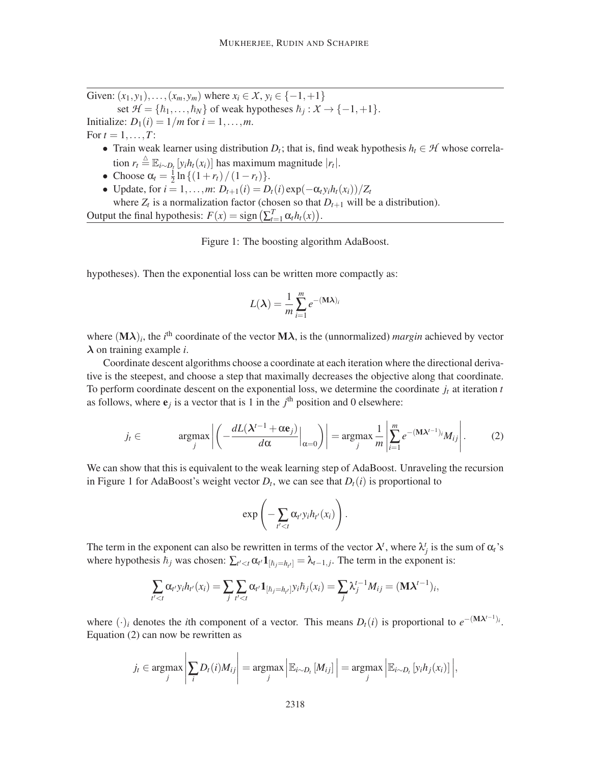Given: $(x_1, y_1), \ldots, (x_m, y_m)$ where $x_i \in \mathcal{X}$, $y_i \in \{-1, +1\}$

set $\mathcal{H} = \{\hbar_1, \ldots, \hbar_N\}$ of weak hypotheses $\hbar_j : \mathcal{X} \to \{-1, +1\}$.

Initialize: $D_1(i) = 1/m$ for $i = 1, \ldots, m$.

For $t = 1, \ldots, T$:

- Train weak learner using distribution $D_t$; that is, find weak hypothesis $h_t \in \mathcal{H}$ whose correlation $r_t \triangleq \mathbb{E}_{i \sim D_t}[y_i h_t(x_i)]$ has maximum magnitude $|r_t|$.
- Choose $\alpha_t = \frac{1}{2} \ln \{(1 + r_t) / (1 - r_t)\}$.
- Update, for $i = 1, \ldots, m$: $D_{t+1}(i) = D_t(i) \exp(-\alpha_t y_i h_t(x_i)) / Z_t$ where $Z_t$ is a normalization factor (chosen so that $D_{t+1}$ will be a distribution).

Output the final hypothesis: $F(x) = \text{sign}\left(\sum_{t=1}^{T} \alpha_t h_t(x)\right)$.

Figure 1: The boosting algorithm AdaBoost.

hypotheses). Then the exponential loss can be written more compactly as:

$$L(\boldsymbol{\lambda}) = \frac{1}{m} \sum_{i=1}^{m} e^{-(\mathbf{M}\boldsymbol{\lambda})_i}$$

where $(\mathbf{M}\boldsymbol{\lambda})_i$, the $i^{\text{th}}$ coordinate of the vector $\mathbf{M}\boldsymbol{\lambda}$, is the (unnormalized) *margin* achieved by vector $\boldsymbol{\lambda}$ on training example $i$.

Coordinate descent algorithms choose a coordinate at each iteration where the directional derivative is the steepest, and choose a step that maximally decreases the objective along that coordinate. To perform coordinate descent on the exponential loss, we determine the coordinate $j_t$ at iteration $t$ as follows, where $\mathbf{e}_j$ is a vector that is 1 in the $j^{\text{th}}$ position and 0 elsewhere:

$$j_t \in \quad \underset{j}{\text{argmax}} \left| \left( -\frac{dL(\boldsymbol{\lambda}^{t-1} + \alpha \mathbf{e}_j)}{d\alpha} \Big|_{\alpha=0} \right) \right| = \underset{j}{\text{argmax}} \frac{1}{m} \left| \sum_{i=1}^{m} e^{-(\mathbf{M}\boldsymbol{\lambda}^{t-1})_i} M_{ij} \right|. \tag{2}$$

We can show that this is equivalent to the weak learning step of AdaBoost. Unraveling the recursion in Figure 1 for AdaBoost's weight vector $D_t$, we can see that $D_t(i)$ is proportional to

$$\exp\left( -\sum_{t' < t} \alpha_{t'} y_i h_{t'}(x_i) \right).$$

The term in the exponent can also be rewritten in terms of the vector $\boldsymbol{\lambda}^t$, where $\lambda_j^t$ is the sum of $\alpha_t$'s where hypothesis $\hbar_j$ was chosen: $\sum_{t' < t} \alpha_{t'} \mathbf{1}_{[\hbar_j = h_{t'}]} = \lambda_{t-1,j}$. The term in the exponent is:

$$\sum_{t' < t} \alpha_{t'} y_i h_{t'}(x_i) = \sum_j \sum_{t' < t} \alpha_{t'} \mathbf{1}_{[\hbar_j = h_{t'}]} y_i \hbar_j(x_i) = \sum_j \lambda_j^{t-1} M_{ij} = (\mathbf{M}\boldsymbol{\lambda}^{t-1})_i,$$

where $(\cdot)_i$ denotes the $i$th component of a vector. This means $D_t(i)$ is proportional to $e^{-(\mathbf{M}\boldsymbol{\lambda}^{t-1})_i}$. Equation (2) can now be rewritten as

$$j_t \in \underset{j}{\text{argmax}} \left| \sum_i D_t(i) M_{ij} \right| = \underset{j}{\text{argmax}} \left| \mathbb{E}_{i \sim D_t}[M_{ij}] \right| = \underset{j}{\text{argmax}} \left| \mathbb{E}_{i \sim D_t}[y_i h_j(x_i)] \right|,$$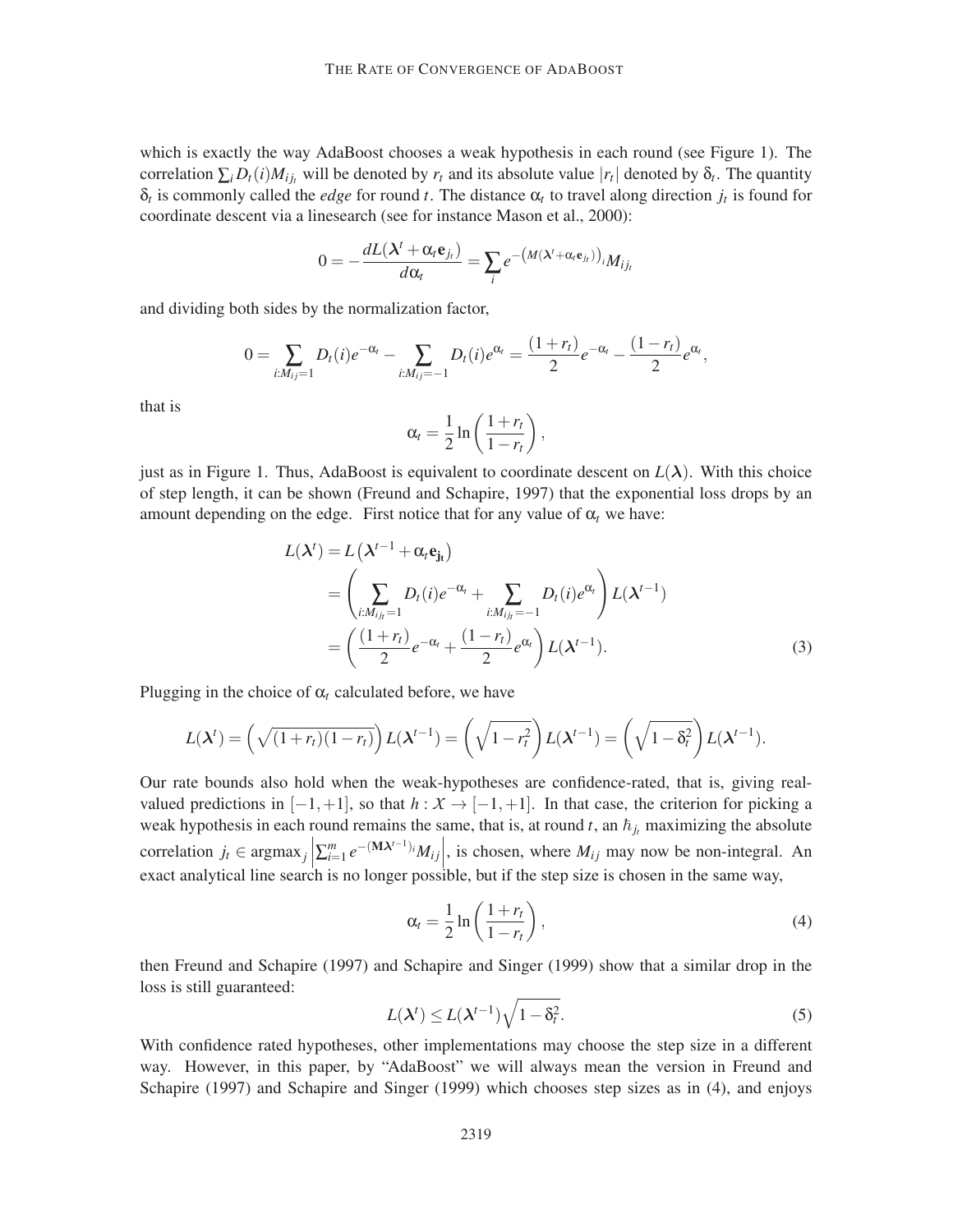which is exactly the way AdaBoost chooses a weak hypothesis in each round (see Figure 1). The correlation $\sum_i D_t(i) M_{ij_t}$ will be denoted by $r_t$ and its absolute value $|r_t|$ denoted by $\delta_t$. The quantity $\delta_t$ is commonly called the *edge* for round $t$. The distance $\alpha_t$ to travel along direction $j_t$ is found for coordinate descent via a linesearch (see for instance Mason et al., 2000):

$$0 = -\frac{dL(\boldsymbol{\lambda}^t + \alpha_t \mathbf{e}_{j_t})}{d\alpha_t} = \sum_i e^{-\left(M(\boldsymbol{\lambda}^t + \alpha_t \mathbf{e}_{j_t})\right)_i} M_{ij_t}$$

and dividing both sides by the normalization factor,

$$0 = \sum_{i:M_{ij}=1} D_t(i) e^{-\alpha_t} - \sum_{i:M_{ij}=-1} D_t(i) e^{\alpha_t} = \frac{(1+r_t)}{2} e^{-\alpha_t} - \frac{(1-r_t)}{2} e^{\alpha_t},$$

that is

$$\alpha_t = \frac{1}{2} \ln\left(\frac{1+r_t}{1-r_t}\right),$$

just as in Figure 1. Thus, AdaBoost is equivalent to coordinate descent on $L(\boldsymbol{\lambda})$. With this choice of step length, it can be shown (Freund and Schapire, 1997) that the exponential loss drops by an amount depending on the edge. First notice that for any value of $\alpha_t$ we have:

$$\begin{aligned}
L(\boldsymbol{\lambda}^t) &= L\left(\boldsymbol{\lambda}^{t-1} + \alpha_t \mathbf{e}_{\mathbf{j_t}}\right) \\
&= \left(\sum_{i:M_{ij_t}=1} D_t(i) e^{-\alpha_t} + \sum_{i:M_{ij_t}=-1} D_t(i) e^{\alpha_t}\right) L(\boldsymbol{\lambda}^{t-1}) \\
&= \left(\frac{(1+r_t)}{2} e^{-\alpha_t} + \frac{(1-r_t)}{2} e^{\alpha_t}\right) L(\boldsymbol{\lambda}^{t-1}). \qquad (3)
\end{aligned}$$

Plugging in the choice of $\alpha_t$ calculated before, we have

$$L(\boldsymbol{\lambda}^t) = \left(\sqrt{(1+r_t)(1-r_t)}\right) L(\boldsymbol{\lambda}^{t-1}) = \left(\sqrt{1-r_t^2}\right) L(\boldsymbol{\lambda}^{t-1}) = \left(\sqrt{1-\delta_t^2}\right) L(\boldsymbol{\lambda}^{t-1}).$$

Our rate bounds also hold when the weak-hypotheses are confidence-rated, that is, giving real-valued predictions in $[-1,+1]$, so that $h : \mathcal{X} \to [-1,+1]$. In that case, the criterion for picking a weak hypothesis in each round remains the same, that is, at round $t$, an $\hbar_{j_t}$ maximizing the absolute correlation $j_t \in \operatorname{argmax}_j \left|\sum_{i=1}^m e^{-(\mathbf{M}\boldsymbol{\lambda}^{t-1})_i} M_{ij}\right|$, is chosen, where $M_{ij}$ may now be non-integral. An exact analytical line search is no longer possible, but if the step size is chosen in the same way,

$$\alpha_t = \frac{1}{2} \ln\left(\frac{1+r_t}{1-r_t}\right), \qquad (4)$$

then Freund and Schapire (1997) and Schapire and Singer (1999) show that a similar drop in the loss is still guaranteed:

$$L(\boldsymbol{\lambda}^t) \le L(\boldsymbol{\lambda}^{t-1}) \sqrt{1-\delta_t^2}. \qquad (5)$$

With confidence rated hypotheses, other implementations may choose the step size in a different way. However, in this paper, by "AdaBoost" we will always mean the version in Freund and Schapire (1997) and Schapire and Singer (1999) which chooses step sizes as in (4), and enjoys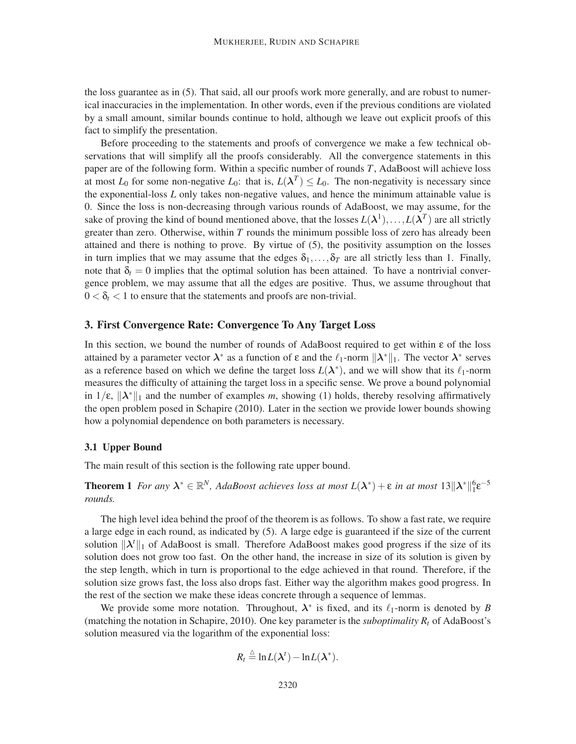the loss guarantee as in (5). That said, all our proofs work more generally, and are robust to numerical inaccuracies in the implementation. In other words, even if the previous conditions are violated by a small amount, similar bounds continue to hold, although we leave out explicit proofs of this fact to simplify the presentation.

Before proceeding to the statements and proofs of convergence we make a few technical observations that will simplify all the proofs considerably. All the convergence statements in this paper are of the following form. Within a specific number of rounds $T$, AdaBoost will achieve loss at most $L_0$ for some non-negative $L_0$: that is, $L(\boldsymbol{\lambda}^T) \leq L_0$. The non-negativity is necessary since the exponential-loss $L$ only takes non-negative values, and hence the minimum attainable value is 0. Since the loss is non-decreasing through various rounds of AdaBoost, we may assume, for the sake of proving the kind of bound mentioned above, that the losses $L(\boldsymbol{\lambda}^1), \ldots, L(\boldsymbol{\lambda}^T)$ are all strictly greater than zero. Otherwise, within $T$ rounds the minimum possible loss of zero has already been attained and there is nothing to prove. By virtue of (5), the positivity assumption on the losses in turn implies that we may assume that the edges $\delta_1, \ldots, \delta_T$ are all strictly less than 1. Finally, note that $\delta_t = 0$ implies that the optimal solution has been attained. To have a nontrivial convergence problem, we may assume that all the edges are positive. Thus, we assume throughout that $0 < \delta_t < 1$ to ensure that the statements and proofs are non-trivial.

## 3. First Convergence Rate: Convergence To Any Target Loss

In this section, we bound the number of rounds of AdaBoost required to get within $\varepsilon$ of the loss attained by a parameter vector $\boldsymbol{\lambda}^*$ as a function of $\varepsilon$ and the $\ell_1$-norm $\|\boldsymbol{\lambda}^*\|_1$. The vector $\boldsymbol{\lambda}^*$ serves as a reference based on which we define the target loss $L(\boldsymbol{\lambda}^*)$, and we will show that its $\ell_1$-norm measures the difficulty of attaining the target loss in a specific sense. We prove a bound polynomial in $1/\varepsilon$, $\|\boldsymbol{\lambda}^*\|_1$ and the number of examples $m$, showing (1) holds, thereby resolving affirmatively the open problem posed in Schapire (2010). Later in the section we provide lower bounds showing how a polynomial dependence on both parameters is necessary.

### 3.1 Upper Bound

The main result of this section is the following rate upper bound.

**Theorem 1** *For any $\boldsymbol{\lambda}^* \in \mathbb{R}^N$, AdaBoost achieves loss at most $L(\boldsymbol{\lambda}^*) + \varepsilon$ in at most $13\|\boldsymbol{\lambda}^*\|_1^6 \varepsilon^{-5}$ rounds.*

The high level idea behind the proof of the theorem is as follows. To show a fast rate, we require a large edge in each round, as indicated by (5). A large edge is guaranteed if the size of the current solution $\|\boldsymbol{\lambda}^t\|_1$ of AdaBoost is small. Therefore AdaBoost makes good progress if the size of its solution does not grow too fast. On the other hand, the increase in size of its solution is given by the step length, which in turn is proportional to the edge achieved in that round. Therefore, if the solution size grows fast, the loss also drops fast. Either way the algorithm makes good progress. In the rest of the section we make these ideas concrete through a sequence of lemmas.

We provide some more notation. Throughout, $\boldsymbol{\lambda}^*$ is fixed, and its $\ell_1$-norm is denoted by $B$ (matching the notation in Schapire, 2010). One key parameter is the *suboptimality* $R_t$ of AdaBoost's solution measured via the logarithm of the exponential loss:

$$R_t \stackrel{\triangle}{=} \ln L(\boldsymbol{\lambda}^t) - \ln L(\boldsymbol{\lambda}^*).$$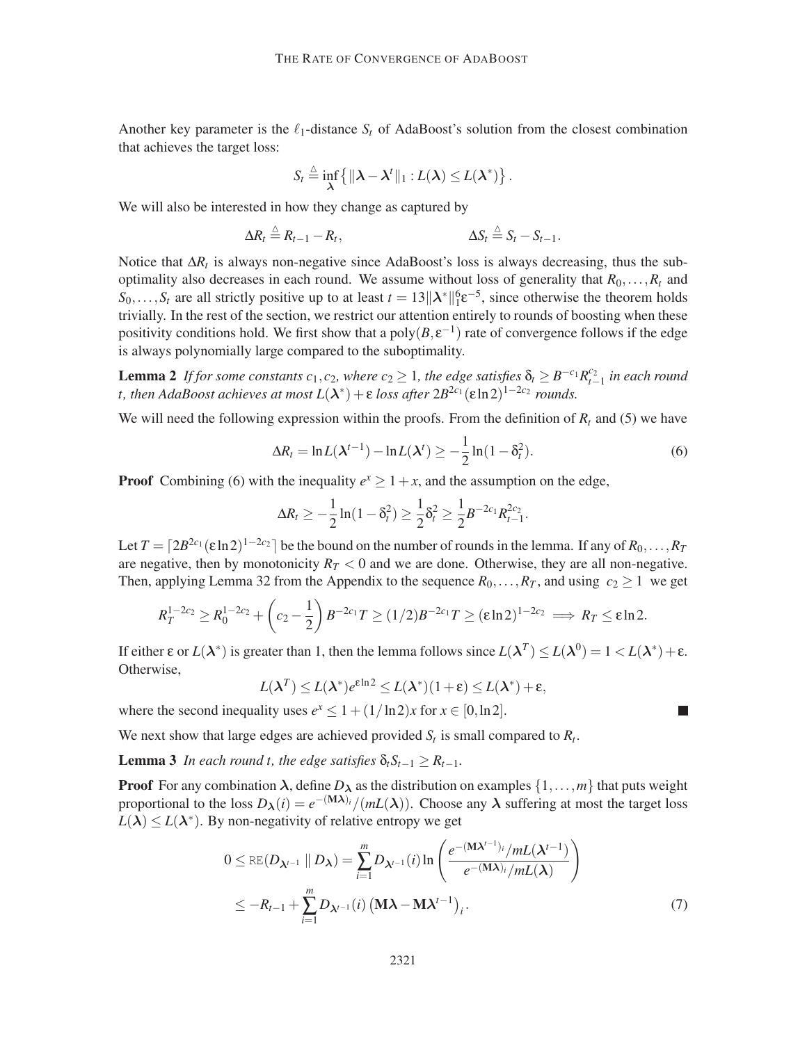Another key parameter is the $\ell_1$-distance $S_t$ of AdaBoost's solution from the closest combination that achieves the target loss:

$$S_t \stackrel{\triangle}{=} \inf_{\boldsymbol{\lambda}} \left\{ \|\boldsymbol{\lambda} - \boldsymbol{\lambda}^t\|_1 : L(\boldsymbol{\lambda}) \leq L(\boldsymbol{\lambda}^*) \right\}.$$

We will also be interested in how they change as captured by

$$\Delta R_t \stackrel{\triangle}{=} R_{t-1} - R_t, \qquad\qquad \Delta S_t \stackrel{\triangle}{=} S_t - S_{t-1}.$$

Notice that $\Delta R_t$ is always non-negative since AdaBoost's loss is always decreasing, thus the suboptimality also decreases in each round. We assume without loss of generality that $R_0, \ldots, R_t$ and $S_0, \ldots, S_t$ are all strictly positive up to at least $t = 13\|\boldsymbol{\lambda}^*\|_1^6 \varepsilon^{-5}$, since otherwise the theorem holds trivially. In the rest of the section, we restrict our attention entirely to rounds of boosting when these positivity conditions hold. We first show that a $\mathrm{poly}(B, \varepsilon^{-1})$ rate of convergence follows if the edge is always polynomially large compared to the suboptimality.

**Lemma 2** *If for some constants $c_1, c_2$, where $c_2 \geq 1$, the edge satisfies $\delta_t \geq B^{-c_1} R_{t-1}^{c_2}$ in each round $t$, then AdaBoost achieves at most $L(\boldsymbol{\lambda}^*) + \varepsilon$ loss after $2B^{2c_1}(\varepsilon \ln 2)^{1-2c_2}$ rounds.*

We will need the following expression within the proofs. From the definition of $R_t$ and (5) we have

$$\Delta R_t = \ln L(\boldsymbol{\lambda}^{t-1}) - \ln L(\boldsymbol{\lambda}^t) \geq -\frac{1}{2}\ln(1 - \delta_t^2). \tag{6}$$

**Proof** Combining (6) with the inequality $e^x \geq 1 + x$, and the assumption on the edge,

$$\Delta R_t \geq -\frac{1}{2}\ln(1-\delta_t^2) \geq \frac{1}{2}\delta_t^2 \geq \frac{1}{2}B^{-2c_1}R_{t-1}^{2c_2}.$$

Let $T = \lceil 2B^{2c_1}(\varepsilon \ln 2)^{1-2c_2} \rceil$ be the bound on the number of rounds in the lemma. If any of $R_0, \ldots, R_T$ are negative, then by monotonicity $R_T < 0$ and we are done. Otherwise, they are all non-negative. Then, applying Lemma 32 from the Appendix to the sequence $R_0, \ldots, R_T$, and using $c_2 \geq 1$ we get

$$R_T^{1-2c_2} \geq R_0^{1-2c_2} + \left(c_2 - \frac{1}{2}\right)B^{-2c_1}T \geq (1/2)B^{-2c_1}T \geq (\varepsilon \ln 2)^{1-2c_2} \implies R_T \leq \varepsilon \ln 2.$$

If either $\varepsilon$ or $L(\boldsymbol{\lambda}^*)$ is greater than 1, then the lemma follows since $L(\boldsymbol{\lambda}^T) \leq L(\boldsymbol{\lambda}^0) = 1 < L(\boldsymbol{\lambda}^*) + \varepsilon$. Otherwise,

$$L(\boldsymbol{\lambda}^T) \leq L(\boldsymbol{\lambda}^*)e^{\varepsilon \ln 2} \leq L(\boldsymbol{\lambda}^*)(1+\varepsilon) \leq L(\boldsymbol{\lambda}^*) + \varepsilon,$$

where the second inequality uses $e^x \leq 1 + (1/\ln 2)x$ for $x \in [0, \ln 2]$. ∎

We next show that large edges are achieved provided $S_t$ is small compared to $R_t$.

**Lemma 3** *In each round $t$, the edge satisfies $\delta_t S_{t-1} \geq R_{t-1}$.*

**Proof** For any combination $\boldsymbol{\lambda}$, define $D_{\boldsymbol{\lambda}}$ as the distribution on examples $\{1, \ldots, m\}$ that puts weight proportional to the loss $D_{\boldsymbol{\lambda}}(i) = e^{-(\mathbf{M}\boldsymbol{\lambda})_i}/(mL(\boldsymbol{\lambda}))$. Choose any $\boldsymbol{\lambda}$ suffering at most the target loss $L(\boldsymbol{\lambda}) \leq L(\boldsymbol{\lambda}^*)$. By non-negativity of relative entropy we get

$$\begin{aligned}
0 \leq \mathrm{RE}(D_{\boldsymbol{\lambda}^{t-1}} \parallel D_{\boldsymbol{\lambda}}) &= \sum_{i=1}^m D_{\boldsymbol{\lambda}^{t-1}}(i) \ln\left(\frac{e^{-(\mathbf{M}\boldsymbol{\lambda}^{t-1})_i}/mL(\boldsymbol{\lambda}^{t-1})}{e^{-(\mathbf{M}\boldsymbol{\lambda})_i}/mL(\boldsymbol{\lambda})}\right) \\
&\leq -R_{t-1} + \sum_{i=1}^m D_{\boldsymbol{\lambda}^{t-1}}(i)\left(\mathbf{M}\boldsymbol{\lambda} - \mathbf{M}\boldsymbol{\lambda}^{t-1}\right)_i.
\end{aligned} \tag{7}$$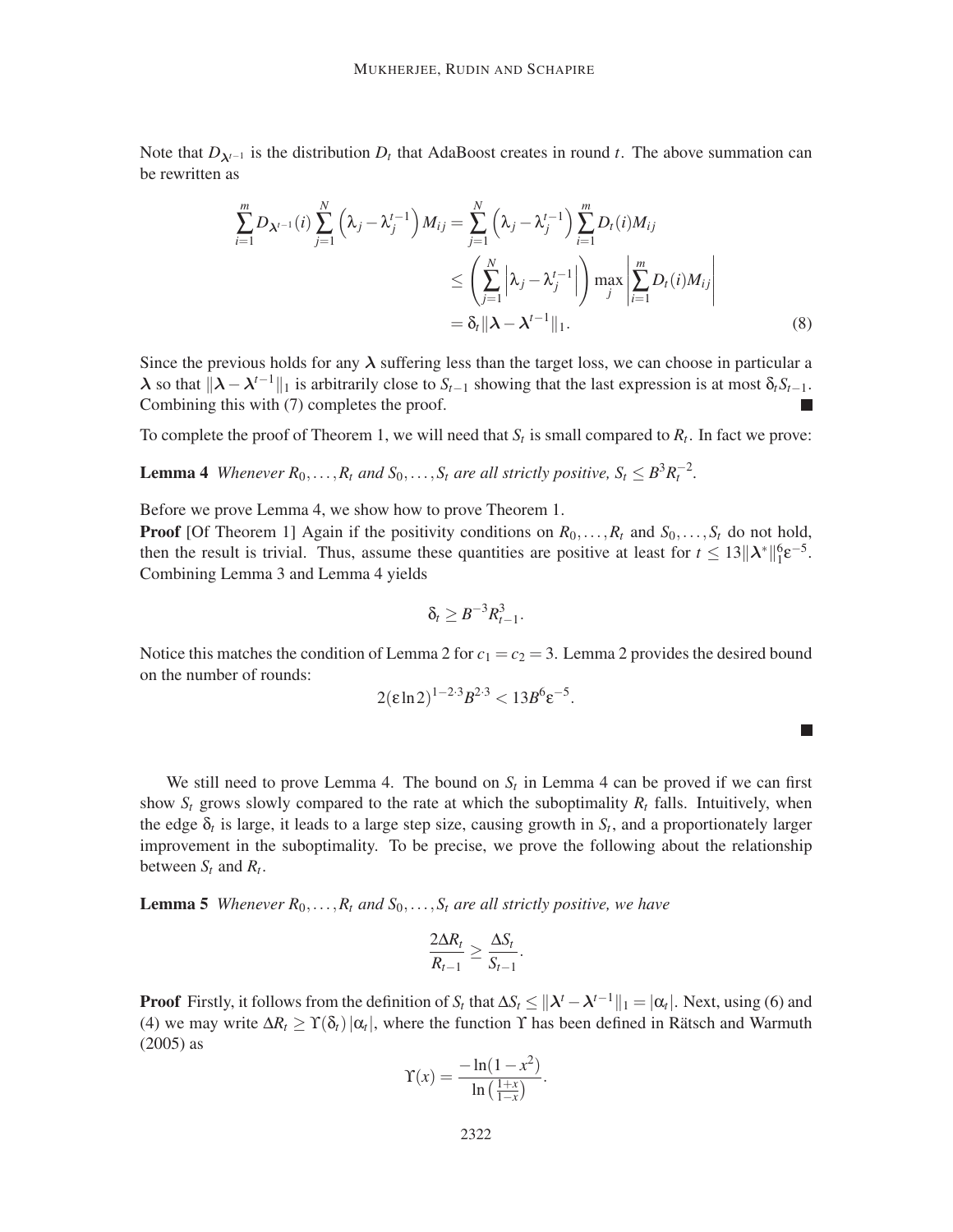Note that $D_{\boldsymbol{\lambda}^{t-1}}$ is the distribution $D_t$ that AdaBoost creates in round $t$. The above summation can be rewritten as

$$
\begin{aligned}
\sum_{i=1}^{m} D_{\boldsymbol{\lambda}^{t-1}}(i) \sum_{j=1}^{N} \left(\lambda_j - \lambda_j^{t-1}\right) M_{ij} &= \sum_{j=1}^{N} \left(\lambda_j - \lambda_j^{t-1}\right) \sum_{i=1}^{m} D_t(i) M_{ij} \\
&\leq \left( \sum_{j=1}^{N} \left|\lambda_j - \lambda_j^{t-1}\right| \right) \max_j \left| \sum_{i=1}^{m} D_t(i) M_{ij} \right| \\
&= \delta_t \|\boldsymbol{\lambda} - \boldsymbol{\lambda}^{t-1}\|_1. \qquad (8)
\end{aligned}
$$

Since the previous holds for any $\boldsymbol{\lambda}$ suffering less than the target loss, we can choose in particular a $\boldsymbol{\lambda}$ so that $\|\boldsymbol{\lambda} - \boldsymbol{\lambda}^{t-1}\|_1$ is arbitrarily close to $S_{t-1}$ showing that the last expression is at most $\delta_t S_{t-1}$. Combining this with (7) completes the proof. ■

To complete the proof of Theorem 1, we will need that $S_t$ is small compared to $R_t$. In fact we prove:

**Lemma 4** *Whenever $R_0, \ldots, R_t$ and $S_0, \ldots, S_t$ are all strictly positive, $S_t \leq B^3 R_t^{-2}$.*

Before we prove Lemma 4, we show how to prove Theorem 1.

**Proof** [Of Theorem 1] Again if the positivity conditions on $R_0, \ldots, R_t$ and $S_0, \ldots, S_t$ do not hold, then the result is trivial. Thus, assume these quantities are positive at least for $t \leq 13\|\boldsymbol{\lambda}^*\|_1^6 \varepsilon^{-5}$. Combining Lemma 3 and Lemma 4 yields

$$
\delta_t \geq B^{-3} R_{t-1}^3.
$$

Notice this matches the condition of Lemma 2 for $c_1 = c_2 = 3$. Lemma 2 provides the desired bound on the number of rounds:

$$
2(\varepsilon \ln 2)^{1-2\cdot 3} B^{2\cdot 3} < 13 B^6 \varepsilon^{-5}.
$$

■

We still need to prove Lemma 4. The bound on $S_t$ in Lemma 4 can be proved if we can first show $S_t$ grows slowly compared to the rate at which the suboptimality $R_t$ falls. Intuitively, when the edge $\delta_t$ is large, it leads to a large step size, causing growth in $S_t$, and a proportionately larger improvement in the suboptimality. To be precise, we prove the following about the relationship between $S_t$ and $R_t$.

**Lemma 5** *Whenever $R_0, \ldots, R_t$ and $S_0, \ldots, S_t$ are all strictly positive, we have*

$$
\frac{2\Delta R_t}{R_{t-1}} \geq \frac{\Delta S_t}{S_{t-1}}.
$$

**Proof** Firstly, it follows from the definition of $S_t$ that $\Delta S_t \leq \|\boldsymbol{\lambda}^t - \boldsymbol{\lambda}^{t-1}\|_1 = |\alpha_t|$. Next, using (6) and (4) we may write $\Delta R_t \geq \Upsilon(\delta_t)\,|\alpha_t|$, where the function $\Upsilon$ has been defined in Rätsch and Warmuth (2005) as

$$
\Upsilon(x) = \frac{-\ln(1-x^2)}{\ln\left(\frac{1+x}{1-x}\right)}.
$$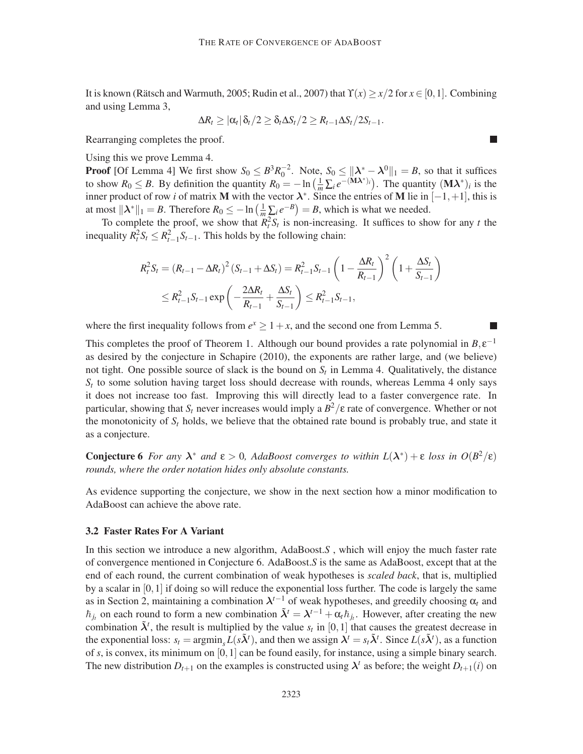It is known (Rätsch and Warmuth, 2005; Rudin et al., 2007) that $\Upsilon(x) \geq x/2$ for $x \in [0,1]$. Combining and using Lemma 3,

$$\Delta R_t \geq |\alpha_t| \delta_t / 2 \geq \delta_t \Delta S_t / 2 \geq R_{t-1} \Delta S_t / 2 S_{t-1}.$$

Rearranging completes the proof. ■

Using this we prove Lemma 4.

**Proof** [Of Lemma 4] We first show $S_0 \leq B^3 R_0^{-2}$. Note, $S_0 \leq \|\boldsymbol{\lambda}^* - \boldsymbol{\lambda}^0\|_1 = B$, so that it suffices to show $R_0 \leq B$. By definition the quantity $R_0 = -\ln\left(\frac{1}{m}\sum_i e^{-(\mathbf{M}\boldsymbol{\lambda}^*)_i}\right)$. The quantity $(\mathbf{M}\boldsymbol{\lambda}^*)_i$ is the inner product of row $i$ of matrix $\mathbf{M}$ with the vector $\boldsymbol{\lambda}^*$. Since the entries of $\mathbf{M}$ lie in $[-1,+1]$, this is at most $\|\boldsymbol{\lambda}^*\|_1 = B$. Therefore $R_0 \leq -\ln\left(\frac{1}{m}\sum_i e^{-B}\right) = B$, which is what we needed.

To complete the proof, we show that $R_t^2 S_t$ is non-increasing. It suffices to show for any $t$ the inequality $R_t^2 S_t \leq R_{t-1}^2 S_{t-1}$. This holds by the following chain:

$$\begin{aligned}
R_t^2 S_t &= (R_{t-1} - \Delta R_t)^2 (S_{t-1} + \Delta S_t) = R_{t-1}^2 S_{t-1} \left(1 - \frac{\Delta R_t}{R_{t-1}}\right)^2 \left(1 + \frac{\Delta S_t}{S_{t-1}}\right) \\
&\leq R_{t-1}^2 S_{t-1} \exp\left(-\frac{2\Delta R_t}{R_{t-1}} + \frac{\Delta S_t}{S_{t-1}}\right) \leq R_{t-1}^2 S_{t-1},
\end{aligned}$$

where the first inequality follows from $e^x \geq 1 + x$, and the second one from Lemma 5. ■

This completes the proof of Theorem 1. Although our bound provides a rate polynomial in $B, \varepsilon^{-1}$ as desired by the conjecture in Schapire (2010), the exponents are rather large, and (we believe) not tight. One possible source of slack is the bound on $S_t$ in Lemma 4. Qualitatively, the distance $S_t$ to some solution having target loss should decrease with rounds, whereas Lemma 4 only says it does not increase too fast. Improving this will directly lead to a faster convergence rate. In particular, showing that $S_t$ never increases would imply a $B^2/\varepsilon$ rate of convergence. Whether or not the monotonicity of $S_t$ holds, we believe that the obtained rate bound is probably true, and state it as a conjecture.

**Conjecture 6** *For any $\boldsymbol{\lambda}^*$ and $\varepsilon > 0$, AdaBoost converges to within $L(\boldsymbol{\lambda}^*) + \varepsilon$ loss in $O(B^2/\varepsilon)$ rounds, where the order notation hides only absolute constants.*

As evidence supporting the conjecture, we show in the next section how a minor modification to AdaBoost can achieve the above rate.

### 3.2 Faster Rates For A Variant

In this section we introduce a new algorithm, AdaBoost.*S* , which will enjoy the much faster rate of convergence mentioned in Conjecture 6. AdaBoost.*S* is the same as AdaBoost, except that at the end of each round, the current combination of weak hypotheses is *scaled back*, that is, multiplied by a scalar in $[0,1]$ if doing so will reduce the exponential loss further. The code is largely the same as in Section 2, maintaining a combination $\boldsymbol{\lambda}^{t-1}$ of weak hypotheses, and greedily choosing $\alpha_t$ and $\hbar_{j_t}$ on each round to form a new combination $\tilde{\boldsymbol{\lambda}}^t = \boldsymbol{\lambda}^{t-1} + \alpha_t \hbar_{j_t}$. However, after creating the new combination $\tilde{\boldsymbol{\lambda}}^t$, the result is multiplied by the value $s_t$ in $[0,1]$ that causes the greatest decrease in the exponential loss: $s_t = \operatorname{argmin}_s L(s\tilde{\boldsymbol{\lambda}}^t)$, and then we assign $\boldsymbol{\lambda}^t = s_t \tilde{\boldsymbol{\lambda}}^t$. Since $L(s\tilde{\boldsymbol{\lambda}}^t)$, as a function of $s$, is convex, its minimum on $[0,1]$ can be found easily, for instance, using a simple binary search. The new distribution $D_{t+1}$ on the examples is constructed using $\boldsymbol{\lambda}^t$ as before; the weight $D_{t+1}(i)$ on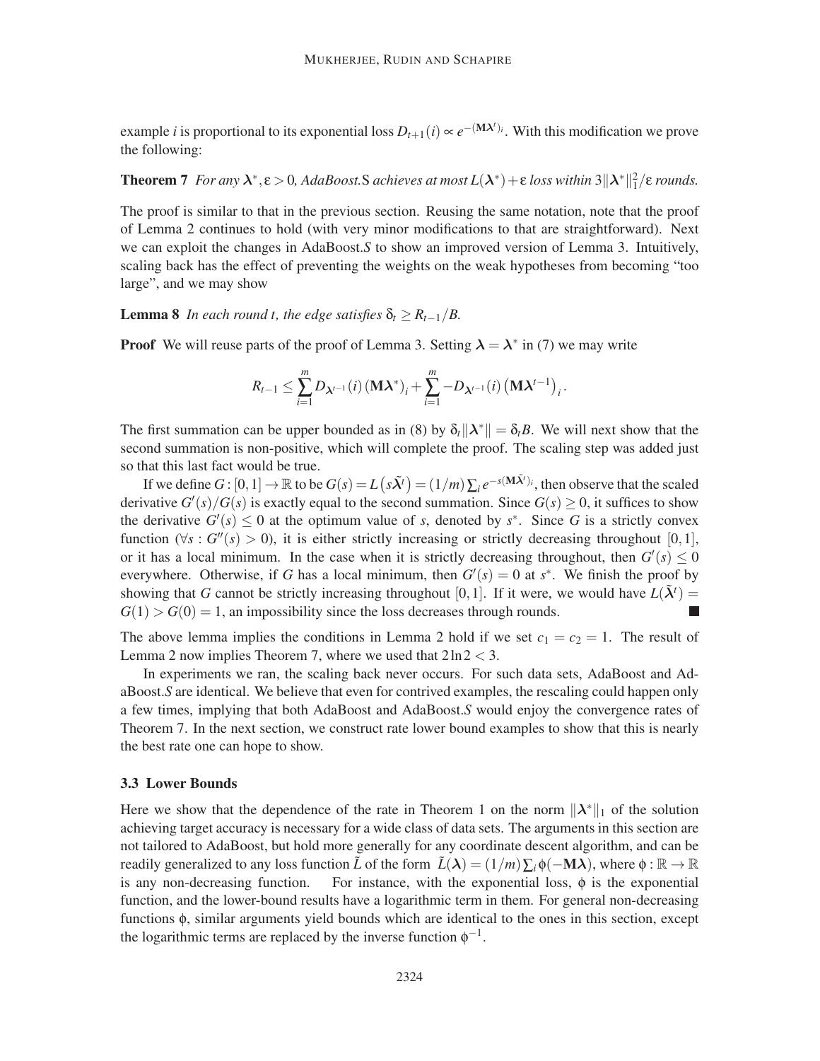example $i$ is proportional to its exponential loss $D_{t+1}(i) \propto e^{-(\mathbf{M}\boldsymbol{\lambda}^t)_i}$. With this modification we prove the following:

**Theorem 7** *For any $\boldsymbol{\lambda}^*, \varepsilon > 0$, AdaBoost.S achieves at most $L(\boldsymbol{\lambda}^*) + \varepsilon$ loss within $3\|\boldsymbol{\lambda}^*\|_1^2/\varepsilon$ rounds.*

The proof is similar to that in the previous section. Reusing the same notation, note that the proof of Lemma 2 continues to hold (with very minor modifications to that are straightforward). Next we can exploit the changes in AdaBoost.*S* to show an improved version of Lemma 3. Intuitively, scaling back has the effect of preventing the weights on the weak hypotheses from becoming "too large", and we may show

**Lemma 8** *In each round $t$, the edge satisfies $\delta_t \geq R_{t-1}/B$.*

**Proof** We will reuse parts of the proof of Lemma 3. Setting $\boldsymbol{\lambda} = \boldsymbol{\lambda}^*$ in (7) we may write

$$R_{t-1} \leq \sum_{i=1}^{m} D_{\boldsymbol{\lambda}^{t-1}}(i) \left(\mathbf{M}\boldsymbol{\lambda}^*\right)_i + \sum_{i=1}^{m} -D_{\boldsymbol{\lambda}^{t-1}}(i) \left(\mathbf{M}\boldsymbol{\lambda}^{t-1}\right)_i.$$

The first summation can be upper bounded as in (8) by $\delta_t \|\boldsymbol{\lambda}^*\| = \delta_t B$. We will next show that the second summation is non-positive, which will complete the proof. The scaling step was added just so that this last fact would be true.

If we define $G : [0,1] \to \mathbb{R}$ to be $G(s) = L\left(s\tilde{\boldsymbol{\lambda}}^t\right) = (1/m)\sum_i e^{-s(\mathbf{M}\tilde{\boldsymbol{\lambda}}^t)_i}$, then observe that the scaled derivative $G'(s)/G(s)$ is exactly equal to the second summation. Since $G(s) \geq 0$, it suffices to show the derivative $G'(s) \leq 0$ at the optimum value of $s$, denoted by $s^*$. Since $G$ is a strictly convex function ($\forall s : G''(s) > 0$), it is either strictly increasing or strictly decreasing throughout $[0,1]$, or it has a local minimum. In the case when it is strictly decreasing throughout, then $G'(s) \leq 0$ everywhere. Otherwise, if $G$ has a local minimum, then $G'(s) = 0$ at $s^*$. We finish the proof by showing that $G$ cannot be strictly increasing throughout $[0,1]$. If it were, we would have $L(\tilde{\boldsymbol{\lambda}}^t) = G(1) > G(0) = 1$, an impossibility since the loss decreases through rounds. ■

The above lemma implies the conditions in Lemma 2 hold if we set $c_1 = c_2 = 1$. The result of Lemma 2 now implies Theorem 7, where we used that $2\ln 2 < 3$.

In experiments we ran, the scaling back never occurs. For such data sets, AdaBoost and AdaBoost.*S* are identical. We believe that even for contrived examples, the rescaling could happen only a few times, implying that both AdaBoost and AdaBoost.*S* would enjoy the convergence rates of Theorem 7. In the next section, we construct rate lower bound examples to show that this is nearly the best rate one can hope to show.

### 3.3 Lower Bounds

Here we show that the dependence of the rate in Theorem 1 on the norm $\|\boldsymbol{\lambda}^*\|_1$ of the solution achieving target accuracy is necessary for a wide class of data sets. The arguments in this section are not tailored to AdaBoost, but hold more generally for any coordinate descent algorithm, and can be readily generalized to any loss function $\tilde{L}$ of the form $\tilde{L}(\boldsymbol{\lambda}) = (1/m)\sum_i \phi(-\mathbf{M}\boldsymbol{\lambda})$, where $\phi : \mathbb{R} \to \mathbb{R}$ is any non-decreasing function. For instance, with the exponential loss, $\phi$ is the exponential function, and the lower-bound results have a logarithmic term in them. For general non-decreasing functions $\phi$, similar arguments yield bounds which are identical to the ones in this section, except the logarithmic terms are replaced by the inverse function $\phi^{-1}$.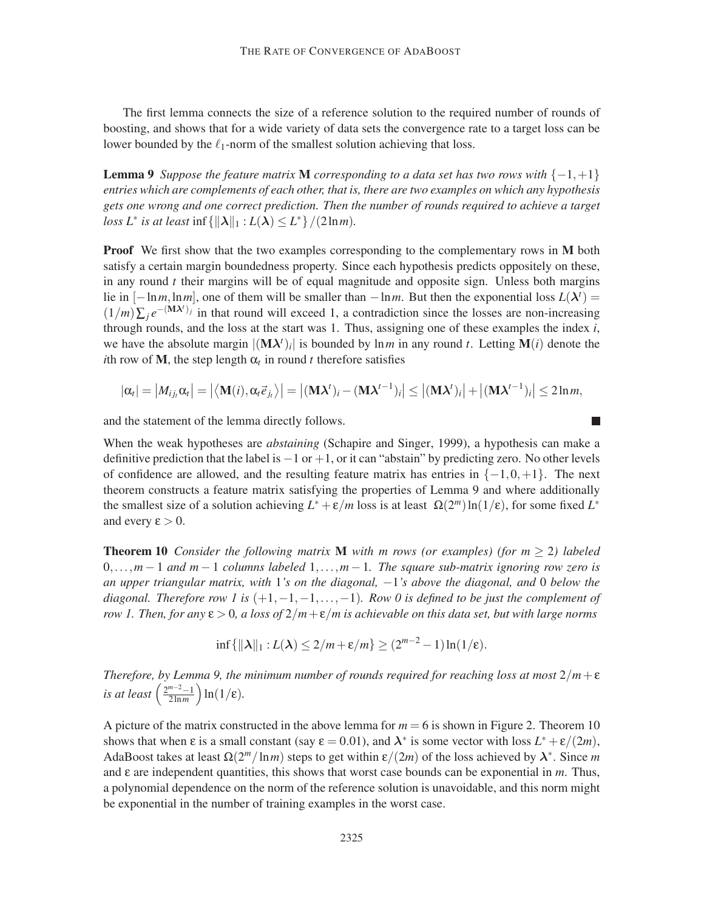The first lemma connects the size of a reference solution to the required number of rounds of boosting, and shows that for a wide variety of data sets the convergence rate to a target loss can be lower bounded by the $\ell_1$-norm of the smallest solution achieving that loss.

**Lemma 9** *Suppose the feature matrix* $\mathbf{M}$ *corresponding to a data set has two rows with* $\{-1,+1\}$ *entries which are complements of each other, that is, there are two examples on which any hypothesis gets one wrong and one correct prediction. Then the number of rounds required to achieve a target loss* $L^*$ *is at least* $\inf\{\|\boldsymbol{\lambda}\|_1 : L(\boldsymbol{\lambda}) \leq L^*\}/(2\ln m)$.

**Proof** We first show that the two examples corresponding to the complementary rows in $\mathbf{M}$ both satisfy a certain margin boundedness property. Since each hypothesis predicts oppositely on these, in any round $t$ their margins will be of equal magnitude and opposite sign. Unless both margins lie in $[-\ln m, \ln m]$, one of them will be smaller than $-\ln m$. But then the exponential loss $L(\boldsymbol{\lambda}^t) = (1/m)\sum_j e^{-(\mathbf{M}\boldsymbol{\lambda}^t)_j}$ in that round will exceed 1, a contradiction since the losses are non-increasing through rounds, and the loss at the start was 1. Thus, assigning one of these examples the index $i$, we have the absolute margin $|(\mathbf{M}\boldsymbol{\lambda}^t)_i|$ is bounded by $\ln m$ in any round $t$. Letting $\mathbf{M}(i)$ denote the $i$th row of $\mathbf{M}$, the step length $\alpha_t$ in round $t$ therefore satisfies

$$|\alpha_t| = \left|M_{ij_t}\alpha_t\right| = \left|\left\langle \mathbf{M}(i), \alpha_t \vec{e}_{j_t}\right\rangle\right| = \left|(\mathbf{M}\boldsymbol{\lambda}^t)_i - (\mathbf{M}\boldsymbol{\lambda}^{t-1})_i\right| \leq \left|(\mathbf{M}\boldsymbol{\lambda}^t)_i\right| + \left|(\mathbf{M}\boldsymbol{\lambda}^{t-1})_i\right| \leq 2\ln m,$$

and the statement of the lemma directly follows. ∎

When the weak hypotheses are *abstaining* (Schapire and Singer, 1999), a hypothesis can make a definitive prediction that the label is $-1$ or $+1$, or it can "abstain" by predicting zero. No other levels of confidence are allowed, and the resulting feature matrix has entries in $\{-1,0,+1\}$. The next theorem constructs a feature matrix satisfying the properties of Lemma 9 and where additionally the smallest size of a solution achieving $L^* + \varepsilon/m$ loss is at least $\Omega(2^m)\ln(1/\varepsilon)$, for some fixed $L^*$ and every $\varepsilon > 0$.

**Theorem 10** *Consider the following matrix* $\mathbf{M}$ *with* $m$ *rows (or examples) (for* $m \geq 2$*) labeled* $0,\ldots,m-1$ *and* $m-1$ *columns labeled* $1,\ldots,m-1$*. The square sub-matrix ignoring row zero is an upper triangular matrix, with* 1*'s on the diagonal,* $-1$*'s above the diagonal, and* 0 *below the diagonal. Therefore row 1 is* $(+1,-1,-1,\ldots,-1)$*. Row 0 is defined to be just the complement of row 1. Then, for any* $\varepsilon > 0$*, a loss of* $2/m + \varepsilon/m$ *is achievable on this data set, but with large norms*

$$\inf\{\|\boldsymbol{\lambda}\|_1 : L(\boldsymbol{\lambda}) \leq 2/m + \varepsilon/m\} \geq (2^{m-2}-1)\ln(1/\varepsilon).$$

*Therefore, by Lemma 9, the minimum number of rounds required for reaching loss at most* $2/m + \varepsilon$ *is at least* $\left(\frac{2^{m-2}-1}{2\ln m}\right)\ln(1/\varepsilon)$.

A picture of the matrix constructed in the above lemma for $m = 6$ is shown in Figure 2. Theorem 10 shows that when $\varepsilon$ is a small constant (say $\varepsilon = 0.01$), and $\boldsymbol{\lambda}^*$ is some vector with loss $L^* + \varepsilon/(2m)$, AdaBoost takes at least $\Omega(2^m/\ln m)$ steps to get within $\varepsilon/(2m)$ of the loss achieved by $\boldsymbol{\lambda}^*$. Since $m$ and $\varepsilon$ are independent quantities, this shows that worst case bounds can be exponential in $m$. Thus, a polynomial dependence on the norm of the reference solution is unavoidable, and this norm might be exponential in the number of training examples in the worst case.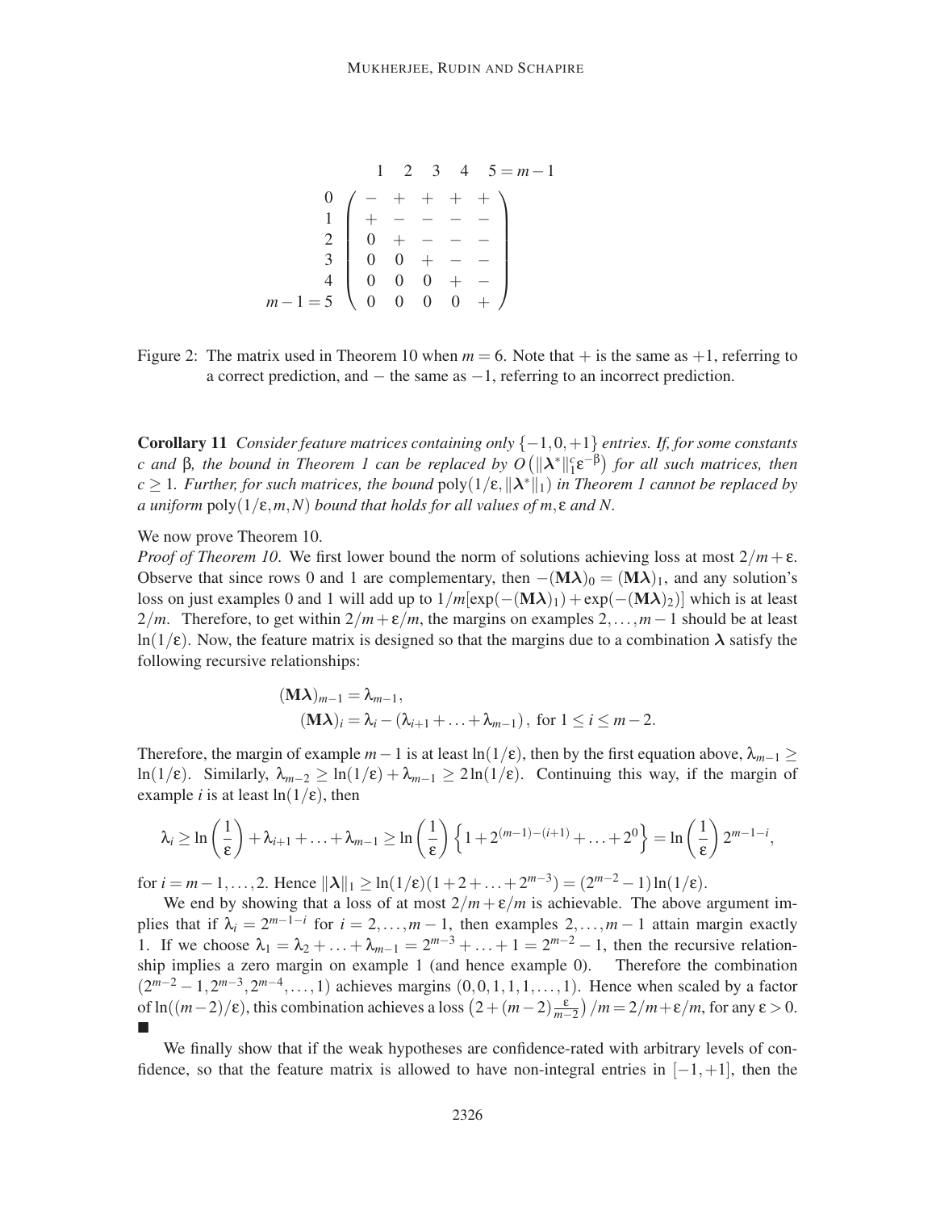$$
\begin{array}{c}
\\
0 \\
1 \\
2 \\
3 \\
4 \\
m-1=5
\end{array}
\begin{array}{c}
\begin{array}{ccccc} 1 & 2 & 3 & 4 & 5=m-1 \end{array} \\
\left(\begin{array}{ccccc}
- & + & + & + & + \\
+ & - & - & - & - \\
0 & + & - & - & - \\
0 & 0 & + & - & - \\
0 & 0 & 0 & + & - \\
0 & 0 & 0 & 0 & +
\end{array}\right)
\end{array}
$$

Figure 2: The matrix used in Theorem 10 when $m = 6$. Note that $+$ is the same as $+1$, referring to a correct prediction, and $-$ the same as $-1$, referring to an incorrect prediction.

**Corollary 11** *Consider feature matrices containing only $\{-1, 0, +1\}$ entries. If, for some constants $c$ and $\beta$, the bound in Theorem 1 can be replaced by $O\left(\|\boldsymbol{\lambda}^*\|_1^c \varepsilon^{-\beta}\right)$ for all such matrices, then $c \geq 1$. Further, for such matrices, the bound $\text{poly}(1/\varepsilon, \|\boldsymbol{\lambda}^*\|_1)$ in Theorem 1 cannot be replaced by a uniform $\text{poly}(1/\varepsilon, m, N)$ bound that holds for all values of $m, \varepsilon$ and $N$.*

We now prove Theorem 10.

*Proof of Theorem 10.* We first lower bound the norm of solutions achieving loss at most $2/m + \varepsilon$. Observe that since rows 0 and 1 are complementary, then $-(\mathbf{M}\boldsymbol{\lambda})_0 = (\mathbf{M}\boldsymbol{\lambda})_1$, and any solution's loss on just examples 0 and 1 will add up to $1/m[\exp(-(\mathbf{M}\boldsymbol{\lambda})_1) + \exp(-(\mathbf{M}\boldsymbol{\lambda})_2)]$ which is at least $2/m$. Therefore, to get within $2/m + \varepsilon/m$, the margins on examples $2, \ldots, m-1$ should be at least $\ln(1/\varepsilon)$. Now, the feature matrix is designed so that the margins due to a combination $\boldsymbol{\lambda}$ satisfy the following recursive relationships:

$$
\begin{aligned}
(\mathbf{M}\boldsymbol{\lambda})_{m-1} &= \lambda_{m-1}, \\
(\mathbf{M}\boldsymbol{\lambda})_i &= \lambda_i - (\lambda_{i+1} + \ldots + \lambda_{m-1}), \text{ for } 1 \leq i \leq m-2.
\end{aligned}
$$

Therefore, the margin of example $m-1$ is at least $\ln(1/\varepsilon)$, then by the first equation above, $\lambda_{m-1} \geq \ln(1/\varepsilon)$. Similarly, $\lambda_{m-2} \geq \ln(1/\varepsilon) + \lambda_{m-1} \geq 2\ln(1/\varepsilon)$. Continuing this way, if the margin of example $i$ is at least $\ln(1/\varepsilon)$, then

$$
\lambda_i \geq \ln\left(\frac{1}{\varepsilon}\right) + \lambda_{i+1} + \ldots + \lambda_{m-1} \geq \ln\left(\frac{1}{\varepsilon}\right)\left\{1 + 2^{(m-1)-(i+1)} + \ldots + 2^0\right\} = \ln\left(\frac{1}{\varepsilon}\right)2^{m-1-i},
$$

for $i = m-1, \ldots, 2$. Hence $\|\boldsymbol{\lambda}\|_1 \geq \ln(1/\varepsilon)(1 + 2 + \ldots + 2^{m-3}) = (2^{m-2} - 1)\ln(1/\varepsilon)$.

We end by showing that a loss of at most $2/m + \varepsilon/m$ is achievable. The above argument implies that if $\lambda_i = 2^{m-1-i}$ for $i = 2, \ldots, m-1$, then examples $2, \ldots, m-1$ attain margin exactly 1. If we choose $\lambda_1 = \lambda_2 + \ldots + \lambda_{m-1} = 2^{m-3} + \ldots + 1 = 2^{m-2} - 1$, then the recursive relationship implies a zero margin on example 1 (and hence example 0). Therefore the combination $(2^{m-2} - 1, 2^{m-3}, 2^{m-4}, \ldots, 1)$ achieves margins $(0, 0, 1, 1, 1, \ldots, 1)$. Hence when scaled by a factor of $\ln((m-2)/\varepsilon)$, this combination achieves a loss $\left(2 + (m-2)\frac{\varepsilon}{m-2}\right)/m = 2/m + \varepsilon/m$, for any $\varepsilon > 0$. ∎

We finally show that if the weak hypotheses are confidence-rated with arbitrary levels of confidence, so that the feature matrix is allowed to have non-integral entries in $[-1, +1]$, then the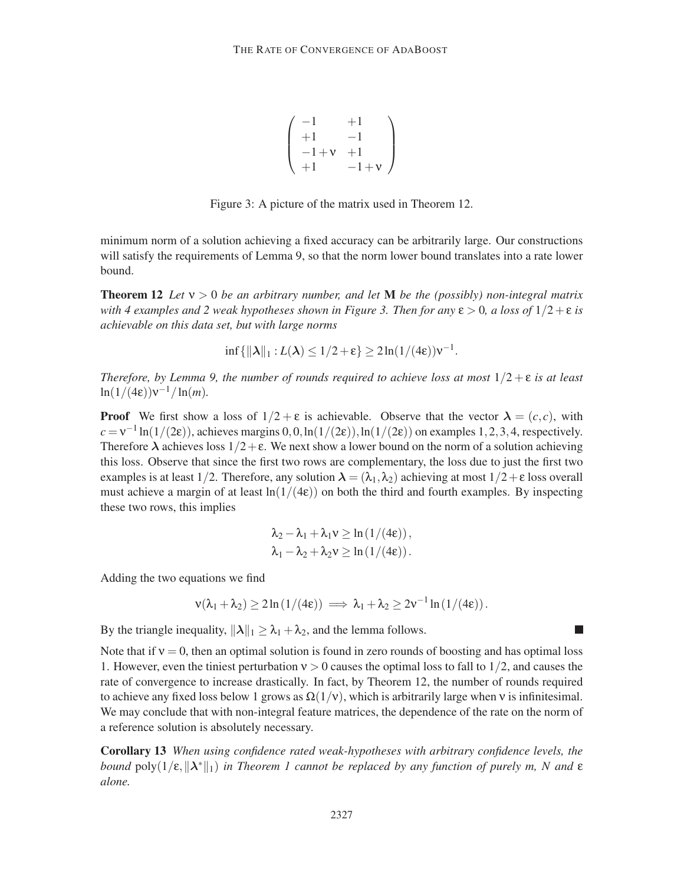$$
\begin{pmatrix}
-1 & +1 \\
+1 & -1 \\
-1+\nu & +1 \\
+1 & -1+\nu
\end{pmatrix}
$$

Figure 3: A picture of the matrix used in Theorem 12.

minimum norm of a solution achieving a fixed accuracy can be arbitrarily large. Our constructions will satisfy the requirements of Lemma 9, so that the norm lower bound translates into a rate lower bound.

**Theorem 12** *Let $\nu > 0$ be an arbitrary number, and let $\mathbf{M}$ be the (possibly) non-integral matrix with 4 examples and 2 weak hypotheses shown in Figure 3. Then for any $\varepsilon > 0$, a loss of $1/2 + \varepsilon$ is achievable on this data set, but with large norms*

$$
\inf\{\|\boldsymbol{\lambda}\|_1 : L(\boldsymbol{\lambda}) \leq 1/2 + \varepsilon\} \geq 2\ln(1/(4\varepsilon))\nu^{-1}.
$$

*Therefore, by Lemma 9, the number of rounds required to achieve loss at most $1/2 + \varepsilon$ is at least $\ln(1/(4\varepsilon))\nu^{-1}/\ln(m)$.*

**Proof** We first show a loss of $1/2 + \varepsilon$ is achievable. Observe that the vector $\boldsymbol{\lambda} = (c, c)$, with $c = \nu^{-1}\ln(1/(2\varepsilon))$, achieves margins $0, 0, \ln(1/(2\varepsilon)), \ln(1/(2\varepsilon))$ on examples $1, 2, 3, 4$, respectively. Therefore $\boldsymbol{\lambda}$ achieves loss $1/2 + \varepsilon$. We next show a lower bound on the norm of a solution achieving this loss. Observe that since the first two rows are complementary, the loss due to just the first two examples is at least $1/2$. Therefore, any solution $\boldsymbol{\lambda} = (\lambda_1, \lambda_2)$ achieving at most $1/2 + \varepsilon$ loss overall must achieve a margin of at least $\ln(1/(4\varepsilon))$ on both the third and fourth examples. By inspecting these two rows, this implies

$$
\lambda_2 - \lambda_1 + \lambda_1\nu \geq \ln(1/(4\varepsilon)),
$$
$$
\lambda_1 - \lambda_2 + \lambda_2\nu \geq \ln(1/(4\varepsilon)).
$$

Adding the two equations we find

$$
\nu(\lambda_1 + \lambda_2) \geq 2\ln(1/(4\varepsilon)) \implies \lambda_1 + \lambda_2 \geq 2\nu^{-1}\ln(1/(4\varepsilon)).
$$

By the triangle inequality, $\|\boldsymbol{\lambda}\|_1 \geq \lambda_1 + \lambda_2$, and the lemma follows. ■

Note that if $\nu = 0$, then an optimal solution is found in zero rounds of boosting and has optimal loss 1. However, even the tiniest perturbation $\nu > 0$ causes the optimal loss to fall to $1/2$, and causes the rate of convergence to increase drastically. In fact, by Theorem 12, the number of rounds required to achieve any fixed loss below 1 grows as $\Omega(1/\nu)$, which is arbitrarily large when $\nu$ is infinitesimal. We may conclude that with non-integral feature matrices, the dependence of the rate on the norm of a reference solution is absolutely necessary.

**Corollary 13** *When using confidence rated weak-hypotheses with arbitrary confidence levels, the bound $\mathrm{poly}(1/\varepsilon, \|\boldsymbol{\lambda}^*\|_1)$ in Theorem 1 cannot be replaced by any function of purely m, N and $\varepsilon$ alone.*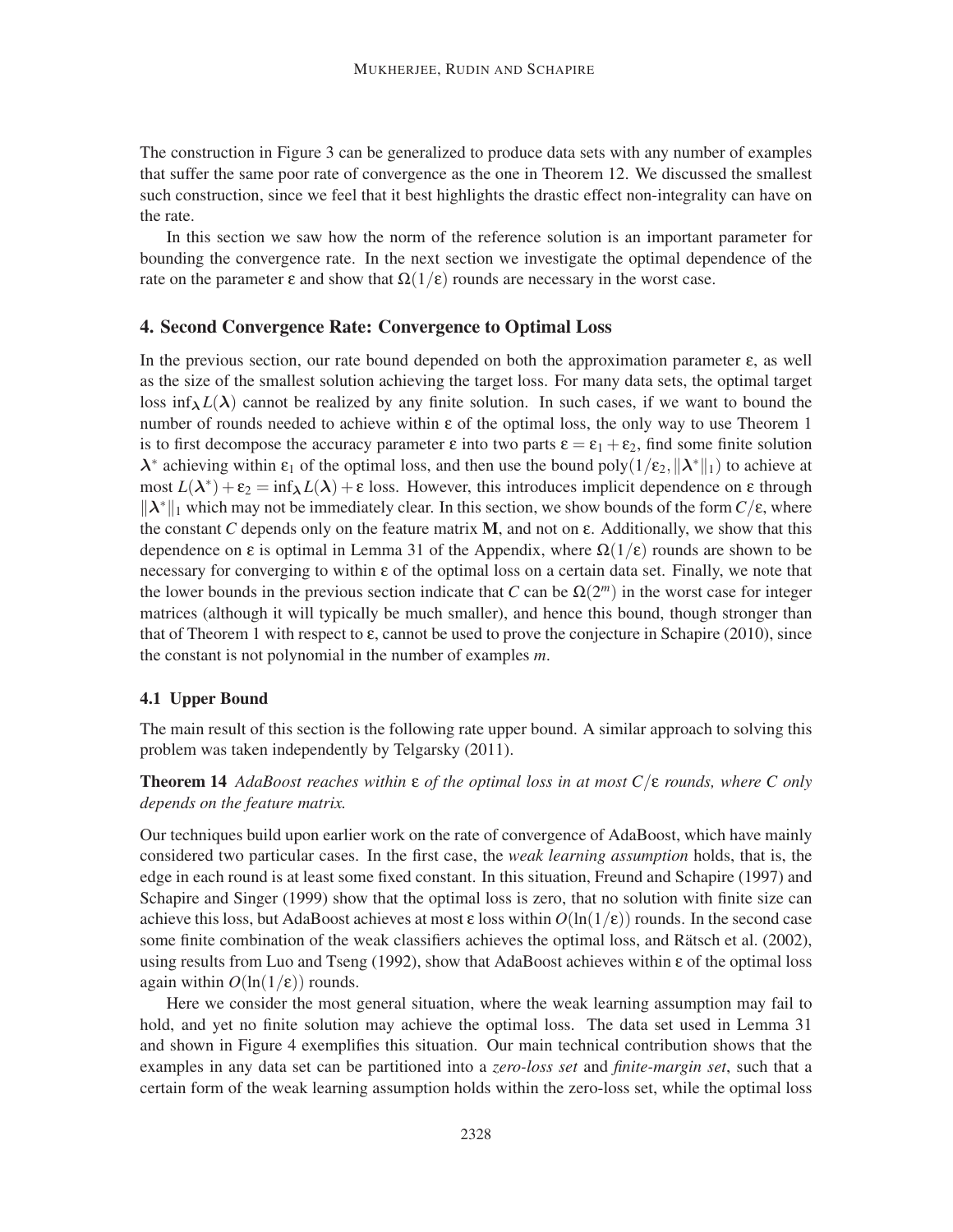The construction in Figure 3 can be generalized to produce data sets with any number of examples that suffer the same poor rate of convergence as the one in Theorem 12. We discussed the smallest such construction, since we feel that it best highlights the drastic effect non-integrality can have on the rate.

In this section we saw how the norm of the reference solution is an important parameter for bounding the convergence rate. In the next section we investigate the optimal dependence of the rate on the parameter $\varepsilon$ and show that $\Omega(1/\varepsilon)$ rounds are necessary in the worst case.

## 4. Second Convergence Rate: Convergence to Optimal Loss

In the previous section, our rate bound depended on both the approximation parameter $\varepsilon$, as well as the size of the smallest solution achieving the target loss. For many data sets, the optimal target loss $\inf_{\boldsymbol{\lambda}} L(\boldsymbol{\lambda})$ cannot be realized by any finite solution. In such cases, if we want to bound the number of rounds needed to achieve within $\varepsilon$ of the optimal loss, the only way to use Theorem 1 is to first decompose the accuracy parameter $\varepsilon$ into two parts $\varepsilon = \varepsilon_1 + \varepsilon_2$, find some finite solution $\boldsymbol{\lambda}^*$ achieving within $\varepsilon_1$ of the optimal loss, and then use the bound $\text{poly}(1/\varepsilon_2, \|\boldsymbol{\lambda}^*\|_1)$ to achieve at most $L(\boldsymbol{\lambda}^*) + \varepsilon_2 = \inf_{\boldsymbol{\lambda}} L(\boldsymbol{\lambda}) + \varepsilon$ loss. However, this introduces implicit dependence on $\varepsilon$ through $\|\boldsymbol{\lambda}^*\|_1$ which may not be immediately clear. In this section, we show bounds of the form $C/\varepsilon$, where the constant $C$ depends only on the feature matrix $\mathbf{M}$, and not on $\varepsilon$. Additionally, we show that this dependence on $\varepsilon$ is optimal in Lemma 31 of the Appendix, where $\Omega(1/\varepsilon)$ rounds are shown to be necessary for converging to within $\varepsilon$ of the optimal loss on a certain data set. Finally, we note that the lower bounds in the previous section indicate that $C$ can be $\Omega(2^m)$ in the worst case for integer matrices (although it will typically be much smaller), and hence this bound, though stronger than that of Theorem 1 with respect to $\varepsilon$, cannot be used to prove the conjecture in Schapire (2010), since the constant is not polynomial in the number of examples $m$.

### 4.1 Upper Bound

The main result of this section is the following rate upper bound. A similar approach to solving this problem was taken independently by Telgarsky (2011).

**Theorem 14** *AdaBoost reaches within $\varepsilon$ of the optimal loss in at most $C/\varepsilon$ rounds, where $C$ only depends on the feature matrix.*

Our techniques build upon earlier work on the rate of convergence of AdaBoost, which have mainly considered two particular cases. In the first case, the *weak learning assumption* holds, that is, the edge in each round is at least some fixed constant. In this situation, Freund and Schapire (1997) and Schapire and Singer (1999) show that the optimal loss is zero, that no solution with finite size can achieve this loss, but AdaBoost achieves at most $\varepsilon$ loss within $O(\ln(1/\varepsilon))$ rounds. In the second case some finite combination of the weak classifiers achieves the optimal loss, and Rätsch et al. (2002), using results from Luo and Tseng (1992), show that AdaBoost achieves within $\varepsilon$ of the optimal loss again within $O(\ln(1/\varepsilon))$ rounds.

Here we consider the most general situation, where the weak learning assumption may fail to hold, and yet no finite solution may achieve the optimal loss. The data set used in Lemma 31 and shown in Figure 4 exemplifies this situation. Our main technical contribution shows that the examples in any data set can be partitioned into a *zero-loss set* and *finite-margin set*, such that a certain form of the weak learning assumption holds within the zero-loss set, while the optimal loss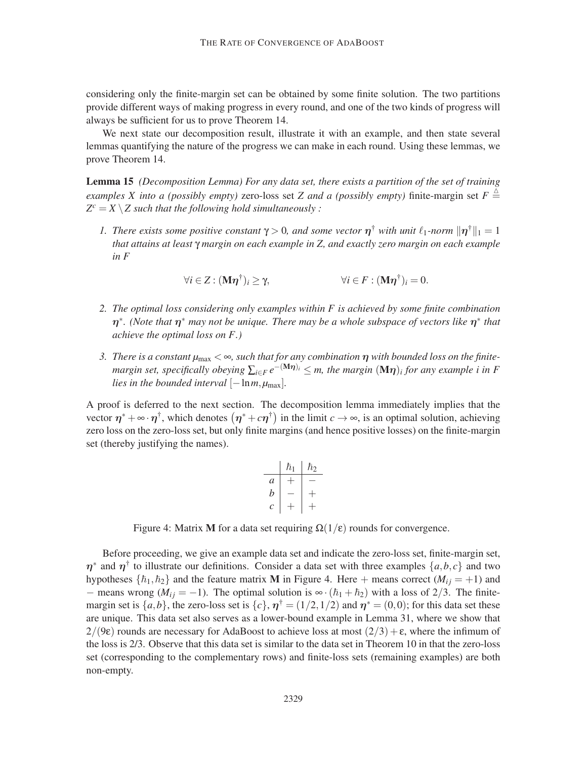considering only the finite-margin set can be obtained by some finite solution. The two partitions provide different ways of making progress in every round, and one of the two kinds of progress will always be sufficient for us to prove Theorem 14.

We next state our decomposition result, illustrate it with an example, and then state several lemmas quantifying the nature of the progress we can make in each round. Using these lemmas, we prove Theorem 14.

**Lemma 15** *(Decomposition Lemma) For any data set, there exists a partition of the set of training examples $X$ into a (possibly empty)* zero-loss set *$Z$ and a (possibly empty)* finite-margin set *$F \stackrel{\triangle}{=} Z^c = X \setminus Z$ such that the following hold simultaneously :*

1. *There exists some positive constant $\gamma > 0$, and some vector $\boldsymbol{\eta}^\dagger$ with unit $\ell_1$-norm $\|\boldsymbol{\eta}^\dagger\|_1 = 1$ that attains at least $\gamma$ margin on each example in $Z$, and exactly zero margin on each example in $F$*

$$\forall i \in Z : (\mathbf{M}\boldsymbol{\eta}^\dagger)_i \geq \gamma, \qquad\qquad \forall i \in F : (\mathbf{M}\boldsymbol{\eta}^\dagger)_i = 0.$$

2. *The optimal loss considering only examples within $F$ is achieved by some finite combination $\boldsymbol{\eta}^*$. (Note that $\boldsymbol{\eta}^*$ may not be unique. There may be a whole subspace of vectors like $\boldsymbol{\eta}^*$ that achieve the optimal loss on $F$.)*

3. *There is a constant $\mu_{\max} < \infty$, such that for any combination $\boldsymbol{\eta}$ with bounded loss on the finite-margin set, specifically obeying $\sum_{i \in F} e^{-(\mathbf{M}\boldsymbol{\eta})_i} \leq m$, the margin $(\mathbf{M}\boldsymbol{\eta})_i$ for any example $i$ in $F$ lies in the bounded interval $[-\ln m, \mu_{\max}]$.*

A proof is deferred to the next section. The decomposition lemma immediately implies that the vector $\boldsymbol{\eta}^* + \infty \cdot \boldsymbol{\eta}^\dagger$, which denotes $\left(\boldsymbol{\eta}^* + c\boldsymbol{\eta}^\dagger\right)$ in the limit $c \to \infty$, is an optimal solution, achieving zero loss on the zero-loss set, but only finite margins (and hence positive losses) on the finite-margin set (thereby justifying the names).

| | $\hbar_1$ | $\hbar_2$ |
|---|---|---|
| $a$ | $+$ | $-$ |
| $b$ | $-$ | $+$ |
| $c$ | $+$ | $+$ |

Figure 4: Matrix $\mathbf{M}$ for a data set requiring $\Omega(1/\varepsilon)$ rounds for convergence.

Before proceeding, we give an example data set and indicate the zero-loss set, finite-margin set, $\boldsymbol{\eta}^*$ and $\boldsymbol{\eta}^\dagger$ to illustrate our definitions. Consider a data set with three examples $\{a, b, c\}$ and two hypotheses $\{\hbar_1, \hbar_2\}$ and the feature matrix $\mathbf{M}$ in Figure 4. Here $+$ means correct ($M_{ij} = +1$) and $-$ means wrong ($M_{ij} = -1$). The optimal solution is $\infty \cdot (\hbar_1 + \hbar_2)$ with a loss of $2/3$. The finite-margin set is $\{a, b\}$, the zero-loss set is $\{c\}$, $\boldsymbol{\eta}^\dagger = (1/2, 1/2)$ and $\boldsymbol{\eta}^* = (0, 0)$; for this data set these are unique. This data set also serves as a lower-bound example in Lemma 31, where we show that $2/(9\varepsilon)$ rounds are necessary for AdaBoost to achieve loss at most $(2/3) + \varepsilon$, where the infimum of the loss is 2/3. Observe that this data set is similar to the data set in Theorem 10 in that the zero-loss set (corresponding to the complementary rows) and finite-loss sets (remaining examples) are both non-empty.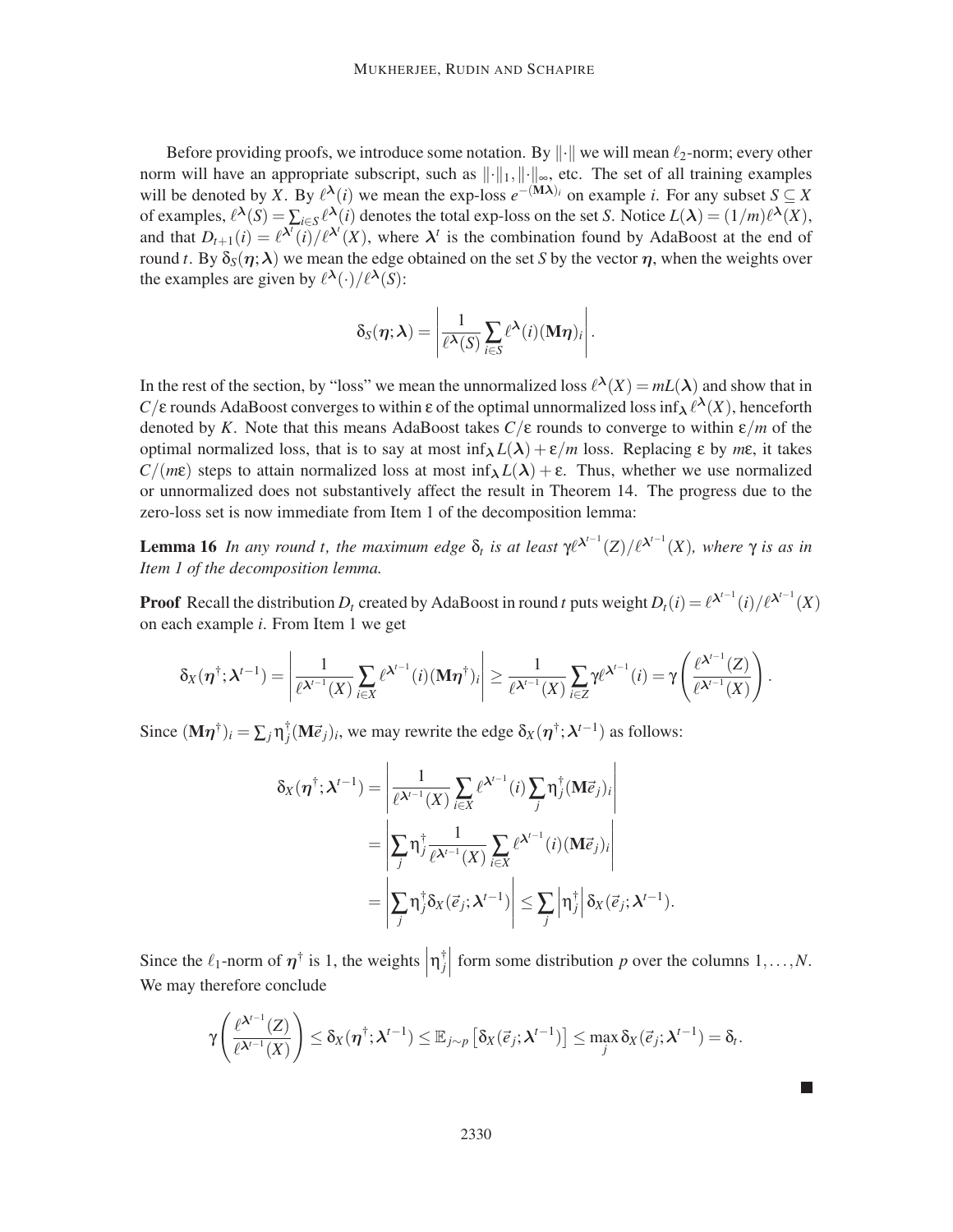Before providing proofs, we introduce some notation. By $\|\cdot\|$ we will mean $\ell_2$-norm; every other norm will have an appropriate subscript, such as $\|\cdot\|_1, \|\cdot\|_\infty$, etc. The set of all training examples will be denoted by $X$. By $\ell^{\boldsymbol{\lambda}}(i)$ we mean the exp-loss $e^{-(\mathbf{M}\boldsymbol{\lambda})_i}$ on example $i$. For any subset $S \subseteq X$ of examples, $\ell^{\boldsymbol{\lambda}}(S) = \sum_{i \in S} \ell^{\boldsymbol{\lambda}}(i)$ denotes the total exp-loss on the set $S$. Notice $L(\boldsymbol{\lambda}) = (1/m)\ell^{\boldsymbol{\lambda}}(X)$, and that $D_{t+1}(i) = \ell^{\boldsymbol{\lambda}^t}(i)/\ell^{\boldsymbol{\lambda}^t}(X)$, where $\boldsymbol{\lambda}^t$ is the combination found by AdaBoost at the end of round $t$. By $\delta_S(\boldsymbol{\eta}; \boldsymbol{\lambda})$ we mean the edge obtained on the set $S$ by the vector $\boldsymbol{\eta}$, when the weights over the examples are given by $\ell^{\boldsymbol{\lambda}}(\cdot)/\ell^{\boldsymbol{\lambda}}(S)$:

$$\delta_S(\boldsymbol{\eta}; \boldsymbol{\lambda}) = \left| \frac{1}{\ell^{\boldsymbol{\lambda}}(S)} \sum_{i \in S} \ell^{\boldsymbol{\lambda}}(i)(\mathbf{M}\boldsymbol{\eta})_i \right|.$$

In the rest of the section, by "loss" we mean the unnormalized loss $\ell^{\boldsymbol{\lambda}}(X) = mL(\boldsymbol{\lambda})$ and show that in $C/\varepsilon$ rounds AdaBoost converges to within $\varepsilon$ of the optimal unnormalized loss $\inf_{\boldsymbol{\lambda}} \ell^{\boldsymbol{\lambda}}(X)$, henceforth denoted by $K$. Note that this means AdaBoost takes $C/\varepsilon$ rounds to converge to within $\varepsilon/m$ of the optimal normalized loss, that is to say at most $\inf_{\boldsymbol{\lambda}} L(\boldsymbol{\lambda}) + \varepsilon/m$ loss. Replacing $\varepsilon$ by $m\varepsilon$, it takes $C/(m\varepsilon)$ steps to attain normalized loss at most $\inf_{\boldsymbol{\lambda}} L(\boldsymbol{\lambda}) + \varepsilon$. Thus, whether we use normalized or unnormalized does not substantively affect the result in Theorem 14. The progress due to the zero-loss set is now immediate from Item 1 of the decomposition lemma:

**Lemma 16** *In any round $t$, the maximum edge $\delta_t$ is at least $\gamma \ell^{\boldsymbol{\lambda}^{t-1}}(Z)/\ell^{\boldsymbol{\lambda}^{t-1}}(X)$, where $\gamma$ is as in Item 1 of the decomposition lemma.*

**Proof** Recall the distribution $D_t$ created by AdaBoost in round $t$ puts weight $D_t(i) = \ell^{\boldsymbol{\lambda}^{t-1}}(i)/\ell^{\boldsymbol{\lambda}^{t-1}}(X)$ on each example $i$. From Item 1 we get

$$\delta_X(\boldsymbol{\eta}^\dagger; \boldsymbol{\lambda}^{t-1}) = \left| \frac{1}{\ell^{\boldsymbol{\lambda}^{t-1}}(X)} \sum_{i \in X} \ell^{\boldsymbol{\lambda}^{t-1}}(i)(\mathbf{M}\boldsymbol{\eta}^\dagger)_i \right| \geq \frac{1}{\ell^{\boldsymbol{\lambda}^{t-1}}(X)} \sum_{i \in Z} \gamma \ell^{\boldsymbol{\lambda}^{t-1}}(i) = \gamma \left( \frac{\ell^{\boldsymbol{\lambda}^{t-1}}(Z)}{\ell^{\boldsymbol{\lambda}^{t-1}}(X)} \right).$$

Since $(\mathbf{M}\boldsymbol{\eta}^\dagger)_i = \sum_j \eta_j^\dagger (\mathbf{M}\vec{e}_j)_i$, we may rewrite the edge $\delta_X(\boldsymbol{\eta}^\dagger; \boldsymbol{\lambda}^{t-1})$ as follows:

$$\begin{aligned}
\delta_X(\boldsymbol{\eta}^\dagger; \boldsymbol{\lambda}^{t-1}) &= \left| \frac{1}{\ell^{\boldsymbol{\lambda}^{t-1}}(X)} \sum_{i \in X} \ell^{\boldsymbol{\lambda}^{t-1}}(i) \sum_j \eta_j^\dagger (\mathbf{M}\vec{e}_j)_i \right| \\
&= \left| \sum_j \eta_j^\dagger \frac{1}{\ell^{\boldsymbol{\lambda}^{t-1}}(X)} \sum_{i \in X} \ell^{\boldsymbol{\lambda}^{t-1}}(i)(\mathbf{M}\vec{e}_j)_i \right| \\
&= \left| \sum_j \eta_j^\dagger \delta_X(\vec{e}_j; \boldsymbol{\lambda}^{t-1}) \right| \leq \sum_j \left| \eta_j^\dagger \right| \delta_X(\vec{e}_j; \boldsymbol{\lambda}^{t-1}).
\end{aligned}$$

Since the $\ell_1$-norm of $\boldsymbol{\eta}^\dagger$ is 1, the weights $\left| \eta_j^\dagger \right|$ form some distribution $p$ over the columns $1, \ldots, N$. We may therefore conclude

$$\gamma \left( \frac{\ell^{\boldsymbol{\lambda}^{t-1}}(Z)}{\ell^{\boldsymbol{\lambda}^{t-1}}(X)} \right) \leq \delta_X(\boldsymbol{\eta}^\dagger; \boldsymbol{\lambda}^{t-1}) \leq \mathbb{E}_{j \sim p} \left[ \delta_X(\vec{e}_j; \boldsymbol{\lambda}^{t-1}) \right] \leq \max_j \delta_X(\vec{e}_j; \boldsymbol{\lambda}^{t-1}) = \delta_t.$$

■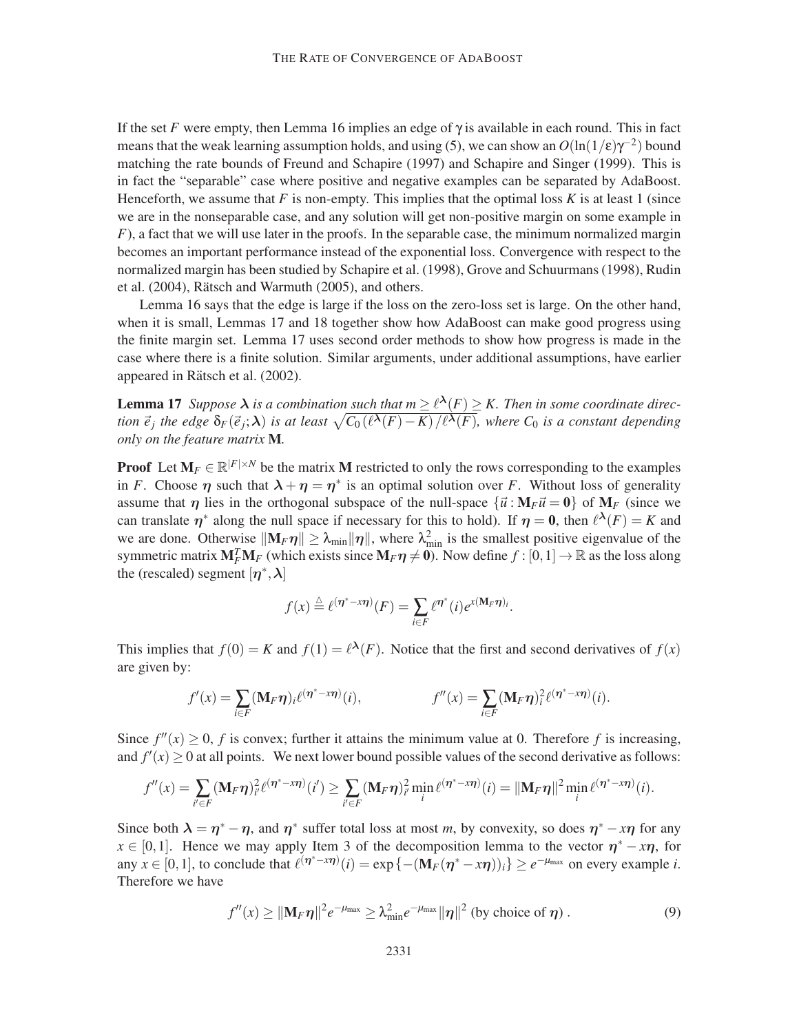If the set $F$ were empty, then Lemma 16 implies an edge of $\gamma$ is available in each round. This in fact means that the weak learning assumption holds, and using (5), we can show an $O(\ln(1/\varepsilon)\gamma^{-2})$ bound matching the rate bounds of Freund and Schapire (1997) and Schapire and Singer (1999). This is in fact the "separable" case where positive and negative examples can be separated by AdaBoost. Henceforth, we assume that $F$ is non-empty. This implies that the optimal loss $K$ is at least 1 (since we are in the nonseparable case, and any solution will get non-positive margin on some example in $F$), a fact that we will use later in the proofs. In the separable case, the minimum normalized margin becomes an important performance instead of the exponential loss. Convergence with respect to the normalized margin has been studied by Schapire et al. (1998), Grove and Schuurmans (1998), Rudin et al. (2004), Rätsch and Warmuth (2005), and others.

Lemma 16 says that the edge is large if the loss on the zero-loss set is large. On the other hand, when it is small, Lemmas 17 and 18 together show how AdaBoost can make good progress using the finite margin set. Lemma 17 uses second order methods to show how progress is made in the case where there is a finite solution. Similar arguments, under additional assumptions, have earlier appeared in Rätsch et al. (2002).

**Lemma 17** *Suppose $\boldsymbol{\lambda}$ is a combination such that $m \geq \ell^{\boldsymbol{\lambda}}(F) \geq K$. Then in some coordinate direction $\vec{e}_j$ the edge $\delta_F(\vec{e}_j;\boldsymbol{\lambda})$ is at least $\sqrt{C_0\left(\ell^{\boldsymbol{\lambda}}(F)-K\right)/\ell^{\boldsymbol{\lambda}}(F)}$, where $C_0$ is a constant depending only on the feature matrix $\mathbf{M}$.*

**Proof** Let $\mathbf{M}_F \in \mathbb{R}^{|F|\times N}$ be the matrix $\mathbf{M}$ restricted to only the rows corresponding to the examples in $F$. Choose $\boldsymbol{\eta}$ such that $\boldsymbol{\lambda}+\boldsymbol{\eta}=\boldsymbol{\eta}^*$ is an optimal solution over $F$. Without loss of generality assume that $\boldsymbol{\eta}$ lies in the orthogonal subspace of the null-space $\{\vec{u} : \mathbf{M}_F\vec{u} = \mathbf{0}\}$ of $\mathbf{M}_F$ (since we can translate $\boldsymbol{\eta}^*$ along the null space if necessary for this to hold). If $\boldsymbol{\eta}=\mathbf{0}$, then $\ell^{\boldsymbol{\lambda}}(F)=K$ and we are done. Otherwise $\|\mathbf{M}_F\boldsymbol{\eta}\| \geq \lambda_{\min}\|\boldsymbol{\eta}\|$, where $\lambda_{\min}^2$ is the smallest positive eigenvalue of the symmetric matrix $\mathbf{M}_F^T\mathbf{M}_F$ (which exists since $\mathbf{M}_F\boldsymbol{\eta}\neq\mathbf{0}$). Now define $f:[0,1]\to\mathbb{R}$ as the loss along the (rescaled) segment $[\boldsymbol{\eta}^*,\boldsymbol{\lambda}]$

$$f(x) \triangleq \ell^{(\boldsymbol{\eta}^*-x\boldsymbol{\eta})}(F) = \sum_{i\in F}\ell^{\boldsymbol{\eta}^*}(i)e^{x(\mathbf{M}_F\boldsymbol{\eta})_i}.$$

This implies that $f(0)=K$ and $f(1)=\ell^{\boldsymbol{\lambda}}(F)$. Notice that the first and second derivatives of $f(x)$ are given by:

$$f'(x) = \sum_{i\in F}(\mathbf{M}_F\boldsymbol{\eta})_i\ell^{(\boldsymbol{\eta}^*-x\boldsymbol{\eta})}(i), \qquad f''(x) = \sum_{i\in F}(\mathbf{M}_F\boldsymbol{\eta})_i^2\ell^{(\boldsymbol{\eta}^*-x\boldsymbol{\eta})}(i).$$

Since $f''(x)\geq 0$, $f$ is convex; further it attains the minimum value at 0. Therefore $f$ is increasing, and $f'(x)\geq 0$ at all points. We next lower bound possible values of the second derivative as follows:

$$f''(x) = \sum_{i'\in F}(\mathbf{M}_F\boldsymbol{\eta})_{i'}^2\ell^{(\boldsymbol{\eta}^*-x\boldsymbol{\eta})}(i') \geq \sum_{i'\in F}(\mathbf{M}_F\boldsymbol{\eta})_{i'}^2\min_i \ell^{(\boldsymbol{\eta}^*-x\boldsymbol{\eta})}(i) = \|\mathbf{M}_F\boldsymbol{\eta}\|^2\min_i \ell^{(\boldsymbol{\eta}^*-x\boldsymbol{\eta})}(i).$$

Since both $\boldsymbol{\lambda}=\boldsymbol{\eta}^*-\boldsymbol{\eta}$, and $\boldsymbol{\eta}^*$ suffer total loss at most $m$, by convexity, so does $\boldsymbol{\eta}^*-x\boldsymbol{\eta}$ for any $x\in[0,1]$. Hence we may apply Item 3 of the decomposition lemma to the vector $\boldsymbol{\eta}^*-x\boldsymbol{\eta}$, for any $x\in[0,1]$, to conclude that $\ell^{(\boldsymbol{\eta}^*-x\boldsymbol{\eta})}(i) = \exp\{-(\mathbf{M}_F(\boldsymbol{\eta}^*-x\boldsymbol{\eta}))_i\}\geq e^{-\mu_{\max}}$ on every example $i$. Therefore we have

$$f''(x) \geq \|\mathbf{M}_F\boldsymbol{\eta}\|^2 e^{-\mu_{\max}} \geq \lambda_{\min}^2 e^{-\mu_{\max}}\|\boldsymbol{\eta}\|^2 \text{ (by choice of } \boldsymbol{\eta}) . \tag{9}$$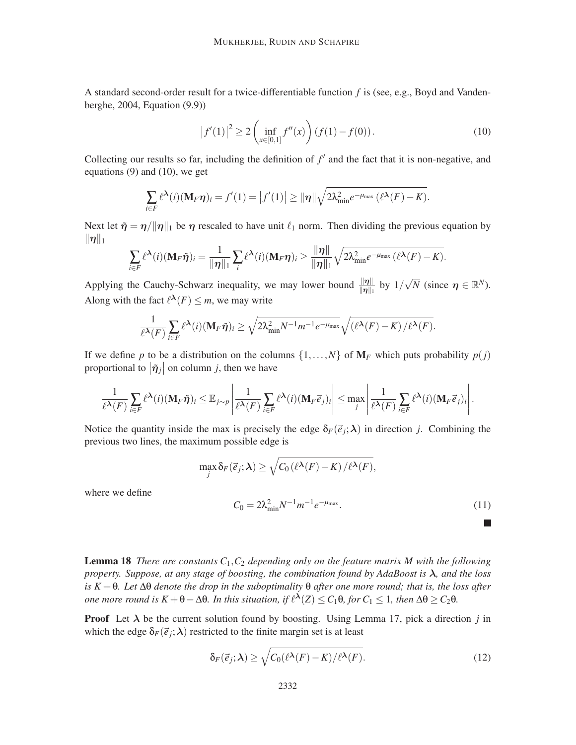A standard second-order result for a twice-differentiable function $f$ is (see, e.g., Boyd and Vandenberghe, 2004, Equation (9.9))

$$\left|f'(1)\right|^2 \geq 2\left(\inf_{x\in[0,1]} f''(x)\right)(f(1)-f(0)). \tag{10}$$

Collecting our results so far, including the definition of $f'$ and the fact that it is non-negative, and equations (9) and (10), we get

$$\sum_{i\in F} \ell^{\boldsymbol{\lambda}}(i)(\mathbf{M}_F\boldsymbol{\eta})_i = f'(1) = \left|f'(1)\right| \geq \|\boldsymbol{\eta}\|\sqrt{2\lambda_{\min}^2 e^{-\mu_{\max}}\left(\ell^{\boldsymbol{\lambda}}(F)-K\right)}.$$

Next let $\tilde{\boldsymbol{\eta}} = \boldsymbol{\eta}/\|\boldsymbol{\eta}\|_1$ be $\boldsymbol{\eta}$ rescaled to have unit $\ell_1$ norm. Then dividing the previous equation by $\|\boldsymbol{\eta}\|_1$

$$\sum_{i\in F} \ell^{\boldsymbol{\lambda}}(i)(\mathbf{M}_F\tilde{\boldsymbol{\eta}})_i = \frac{1}{\|\boldsymbol{\eta}\|_1}\sum_i \ell^{\boldsymbol{\lambda}}(i)(\mathbf{M}_F\boldsymbol{\eta})_i \geq \frac{\|\boldsymbol{\eta}\|}{\|\boldsymbol{\eta}\|_1}\sqrt{2\lambda_{\min}^2 e^{-\mu_{\max}}\left(\ell^{\boldsymbol{\lambda}}(F)-K\right)}.$$

Applying the Cauchy-Schwarz inequality, we may lower bound $\frac{\|\boldsymbol{\eta}\|}{\|\boldsymbol{\eta}\|_1}$ by $1/\sqrt{N}$ (since $\boldsymbol{\eta}\in\mathbb{R}^N$). Along with the fact $\ell^{\boldsymbol{\lambda}}(F) \leq m$, we may write

$$\frac{1}{\ell^{\boldsymbol{\lambda}}(F)}\sum_{i\in F} \ell^{\boldsymbol{\lambda}}(i)(\mathbf{M}_F\tilde{\boldsymbol{\eta}})_i \geq \sqrt{2\lambda_{\min}^2 N^{-1}m^{-1}e^{-\mu_{\max}}}\sqrt{\left(\ell^{\boldsymbol{\lambda}}(F)-K\right)/\ell^{\boldsymbol{\lambda}}(F)}.$$

If we define $p$ to be a distribution on the columns $\{1,\ldots,N\}$ of $\mathbf{M}_F$ which puts probability $p(j)$ proportional to $\left|\tilde{\boldsymbol{\eta}}_j\right|$ on column $j$, then we have

$$\frac{1}{\ell^{\boldsymbol{\lambda}}(F)}\sum_{i\in F} \ell^{\boldsymbol{\lambda}}(i)(\mathbf{M}_F\tilde{\boldsymbol{\eta}})_i \leq \mathbb{E}_{j\sim p}\left|\frac{1}{\ell^{\boldsymbol{\lambda}}(F)}\sum_{i\in F}\ell^{\boldsymbol{\lambda}}(i)(\mathbf{M}_F\vec{e}_j)_i\right| \leq \max_j \left|\frac{1}{\ell^{\boldsymbol{\lambda}}(F)}\sum_{i\in F}\ell^{\boldsymbol{\lambda}}(i)(\mathbf{M}_F\vec{e}_j)_i\right|.$$

Notice the quantity inside the max is precisely the edge $\delta_F(\vec{e}_j;\boldsymbol{\lambda})$ in direction $j$. Combining the previous two lines, the maximum possible edge is

$$\max_j \delta_F(\vec{e}_j;\boldsymbol{\lambda}) \geq \sqrt{C_0\left(\ell^{\boldsymbol{\lambda}}(F)-K\right)/\ell^{\boldsymbol{\lambda}}(F)},$$

where we define

$$C_0 = 2\lambda_{\min}^2 N^{-1}m^{-1}e^{-\mu_{\max}}. \tag{11}$$

■

**Lemma 18** *There are constants $C_1, C_2$ depending only on the feature matrix $M$ with the following property. Suppose, at any stage of boosting, the combination found by AdaBoost is $\boldsymbol{\lambda}$, and the loss is $K+\theta$. Let $\Delta\theta$ denote the drop in the suboptimality $\theta$ after one more round; that is, the loss after one more round is $K+\theta-\Delta\theta$. In this situation, if $\ell^{\boldsymbol{\lambda}}(Z) \leq C_1\theta$, for $C_1 \leq 1$, then $\Delta\theta \geq C_2\theta$.*

**Proof** Let $\boldsymbol{\lambda}$ be the current solution found by boosting. Using Lemma 17, pick a direction $j$ in which the edge $\delta_F(\vec{e}_j;\boldsymbol{\lambda})$ restricted to the finite margin set is at least

$$\delta_F(\vec{e}_j;\boldsymbol{\lambda}) \geq \sqrt{C_0(\ell^{\boldsymbol{\lambda}}(F)-K)/\ell^{\boldsymbol{\lambda}}(F)}. \tag{12}$$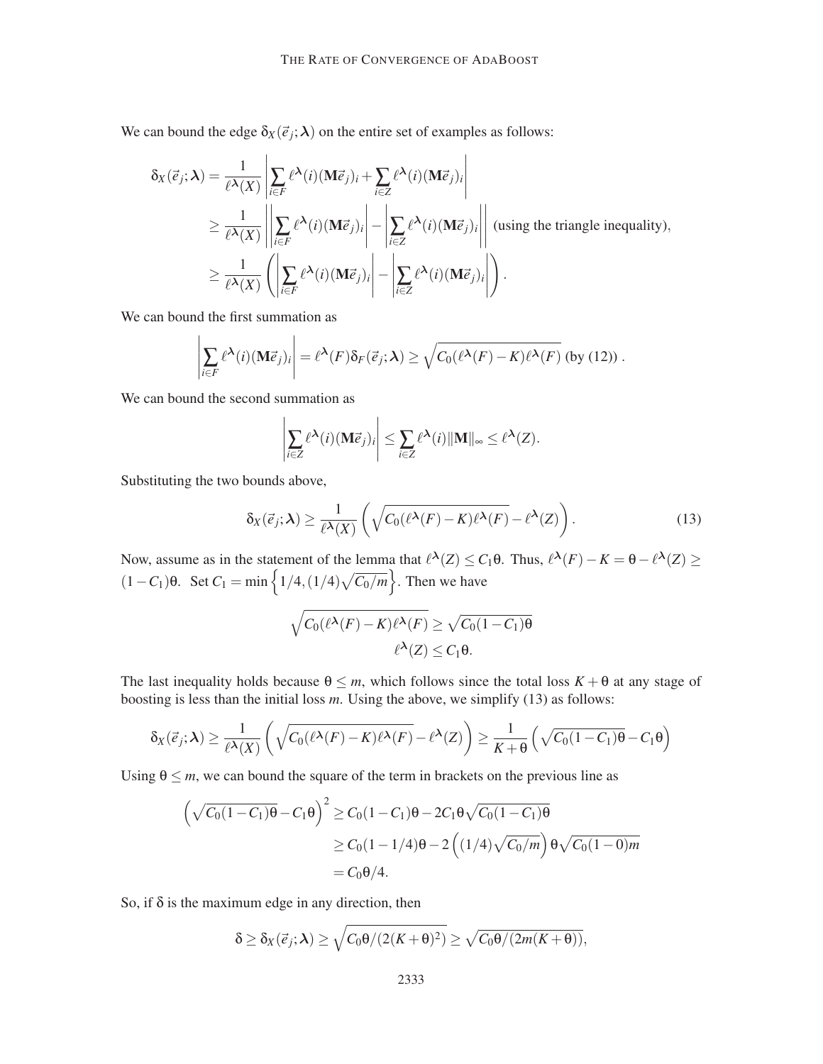We can bound the edge $\delta_X(\vec{e}_j;\boldsymbol{\lambda})$ on the entire set of examples as follows:

$$
\begin{aligned}
\delta_X(\vec{e}_j;\boldsymbol{\lambda}) &= \frac{1}{\ell^{\boldsymbol{\lambda}}(X)} \left| \sum_{i\in F} \ell^{\boldsymbol{\lambda}}(i)(\mathbf{M}\vec{e}_j)_i + \sum_{i\in Z} \ell^{\boldsymbol{\lambda}}(i)(\mathbf{M}\vec{e}_j)_i \right| \\
&\geq \frac{1}{\ell^{\boldsymbol{\lambda}}(X)} \left| \left| \sum_{i\in F} \ell^{\boldsymbol{\lambda}}(i)(\mathbf{M}\vec{e}_j)_i \right| - \left| \sum_{i\in Z} \ell^{\boldsymbol{\lambda}}(i)(\mathbf{M}\vec{e}_j)_i \right| \right| \text{ (using the triangle inequality)}, \\
&\geq \frac{1}{\ell^{\boldsymbol{\lambda}}(X)} \left( \left| \sum_{i\in F} \ell^{\boldsymbol{\lambda}}(i)(\mathbf{M}\vec{e}_j)_i \right| - \left| \sum_{i\in Z} \ell^{\boldsymbol{\lambda}}(i)(\mathbf{M}\vec{e}_j)_i \right| \right).
\end{aligned}
$$

We can bound the first summation as

$$
\left| \sum_{i\in F} \ell^{\boldsymbol{\lambda}}(i)(\mathbf{M}\vec{e}_j)_i \right| = \ell^{\boldsymbol{\lambda}}(F)\delta_F(\vec{e}_j;\boldsymbol{\lambda}) \geq \sqrt{C_0(\ell^{\boldsymbol{\lambda}}(F)-K)\ell^{\boldsymbol{\lambda}}(F)} \text{ (by (12))} .
$$

We can bound the second summation as

$$
\left| \sum_{i\in Z} \ell^{\boldsymbol{\lambda}}(i)(\mathbf{M}\vec{e}_j)_i \right| \leq \sum_{i\in Z} \ell^{\boldsymbol{\lambda}}(i)\|\mathbf{M}\|_\infty \leq \ell^{\boldsymbol{\lambda}}(Z).
$$

Substituting the two bounds above,

$$
\delta_X(\vec{e}_j;\boldsymbol{\lambda}) \geq \frac{1}{\ell^{\boldsymbol{\lambda}}(X)} \left( \sqrt{C_0(\ell^{\boldsymbol{\lambda}}(F)-K)\ell^{\boldsymbol{\lambda}}(F)} - \ell^{\boldsymbol{\lambda}}(Z) \right). \tag{13}
$$

Now, assume as in the statement of the lemma that $\ell^{\boldsymbol{\lambda}}(Z) \leq C_1\theta$. Thus, $\ell^{\boldsymbol{\lambda}}(F) - K = \theta - \ell^{\boldsymbol{\lambda}}(Z) \geq (1-C_1)\theta$. Set $C_1 = \min\left\{1/4, (1/4)\sqrt{C_0/m}\right\}$. Then we have

$$
\begin{aligned}
\sqrt{C_0(\ell^{\boldsymbol{\lambda}}(F)-K)\ell^{\boldsymbol{\lambda}}(F)} &\geq \sqrt{C_0(1-C_1)}\theta \\
\ell^{\boldsymbol{\lambda}}(Z) &\leq C_1\theta.
\end{aligned}
$$

The last inequality holds because $\theta \leq m$, which follows since the total loss $K+\theta$ at any stage of boosting is less than the initial loss $m$. Using the above, we simplify (13) as follows:

$$
\delta_X(\vec{e}_j;\boldsymbol{\lambda}) \geq \frac{1}{\ell^{\boldsymbol{\lambda}}(X)} \left( \sqrt{C_0(\ell^{\boldsymbol{\lambda}}(F)-K)\ell^{\boldsymbol{\lambda}}(F)} - \ell^{\boldsymbol{\lambda}}(Z) \right) \geq \frac{1}{K+\theta} \left( \sqrt{C_0(1-C_1)\theta} - C_1\theta \right)
$$

Using $\theta \leq m$, we can bound the square of the term in brackets on the previous line as

$$
\begin{aligned}
\left( \sqrt{C_0(1-C_1)\theta} - C_1\theta \right)^2 &\geq C_0(1-C_1)\theta - 2C_1\theta\sqrt{C_0(1-C_1)\theta} \\
&\geq C_0(1-1/4)\theta - 2\left((1/4)\sqrt{C_0/m}\right)\theta\sqrt{C_0(1-0)m} \\
&= C_0\theta/4.
\end{aligned}
$$

So, if $\delta$ is the maximum edge in any direction, then

$$
\delta \geq \delta_X(\vec{e}_j;\boldsymbol{\lambda}) \geq \sqrt{C_0\theta/(2(K+\theta)^2)} \geq \sqrt{C_0\theta/(2m(K+\theta))},
$$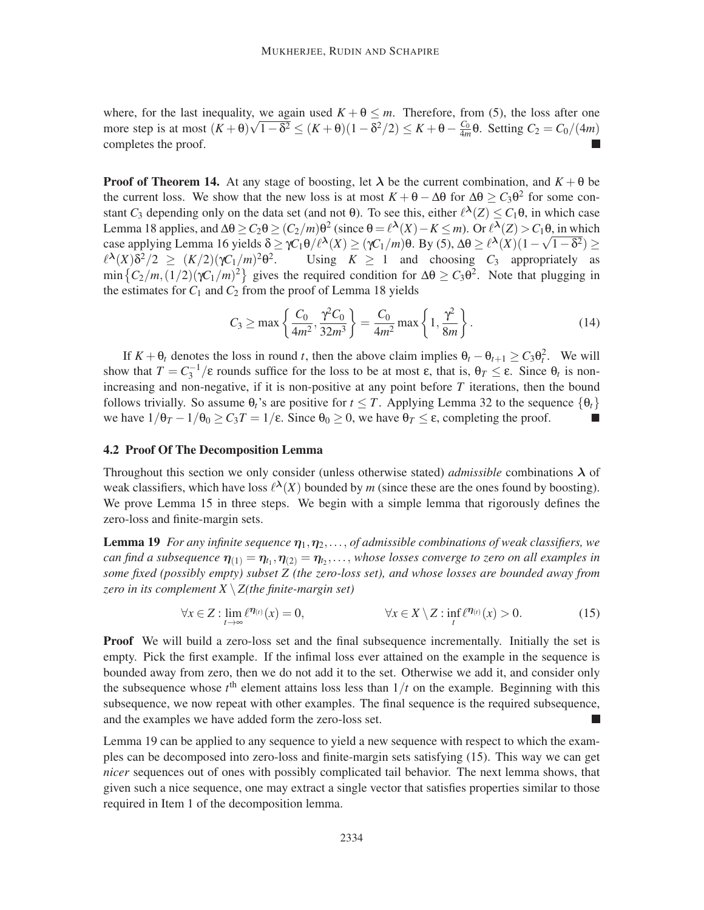where, for the last inequality, we again used $K + \theta \leq m$. Therefore, from (5), the loss after one more step is at most $(K+\theta)\sqrt{1-\delta^2} \leq (K+\theta)(1-\delta^2/2) \leq K + \theta - \frac{C_0}{4m}\theta$. Setting $C_2 = C_0/(4m)$ completes the proof. ■

**Proof of Theorem 14.** At any stage of boosting, let $\boldsymbol{\lambda}$ be the current combination, and $K+\theta$ be the current loss. We show that the new loss is at most $K+\theta-\Delta\theta$ for $\Delta\theta \geq C_3\theta^2$ for some constant $C_3$ depending only on the data set (and not $\theta$). To see this, either $\ell^{\boldsymbol{\lambda}}(Z) \leq C_1\theta$, in which case Lemma 18 applies, and $\Delta\theta \geq C_2\theta \geq (C_2/m)\theta^2$ (since $\theta = \ell^{\boldsymbol{\lambda}}(X) - K \leq m$). Or $\ell^{\boldsymbol{\lambda}}(Z) > C_1\theta$, in which case applying Lemma 16 yields $\delta \geq \gamma C_1 \theta / \ell^{\boldsymbol{\lambda}}(X) \geq (\gamma C_1/m)\theta$. By (5), $\Delta\theta \geq \ell^{\boldsymbol{\lambda}}(X)(1-\sqrt{1-\delta^2}) \geq \ell^{\boldsymbol{\lambda}}(X)\delta^2/2 \geq (K/2)(\gamma C_1/m)^2\theta^2$. Using $K \geq 1$ and choosing $C_3$ appropriately as $\min\left\{C_2/m, (1/2)(\gamma C_1/m)^2\right\}$ gives the required condition for $\Delta\theta \geq C_3\theta^2$. Note that plugging in the estimates for $C_1$ and $C_2$ from the proof of Lemma 18 yields

$$C_3 \geq \max\left\{\frac{C_0}{4m^2}, \frac{\gamma^2 C_0}{32m^3}\right\} = \frac{C_0}{4m^2}\max\left\{1, \frac{\gamma^2}{8m}\right\}. \tag{14}$$

If $K+\theta_t$ denotes the loss in round $t$, then the above claim implies $\theta_t - \theta_{t+1} \geq C_3\theta_t^2$. We will show that $T = C_3^{-1}/\varepsilon$ rounds suffice for the loss to be at most $\varepsilon$, that is, $\theta_T \leq \varepsilon$. Since $\theta_t$ is non-increasing and non-negative, if it is non-positive at any point before $T$ iterations, then the bound follows trivially. So assume $\theta_t$'s are positive for $t \leq T$. Applying Lemma 32 to the sequence $\{\theta_t\}$ we have $1/\theta_T - 1/\theta_0 \geq C_3 T = 1/\varepsilon$. Since $\theta_0 \geq 0$, we have $\theta_T \leq \varepsilon$, completing the proof. ■

### 4.2 Proof Of The Decomposition Lemma

Throughout this section we only consider (unless otherwise stated) *admissible* combinations $\boldsymbol{\lambda}$ of weak classifiers, which have loss $\ell^{\boldsymbol{\lambda}}(X)$ bounded by $m$ (since these are the ones found by boosting). We prove Lemma 15 in three steps. We begin with a simple lemma that rigorously defines the zero-loss and finite-margin sets.

**Lemma 19** *For any infinite sequence $\boldsymbol{\eta}_1, \boldsymbol{\eta}_2, \ldots$, of admissible combinations of weak classifiers, we can find a subsequence $\boldsymbol{\eta}_{(1)} = \boldsymbol{\eta}_{t_1}, \boldsymbol{\eta}_{(2)} = \boldsymbol{\eta}_{t_2}, \ldots$, whose losses converge to zero on all examples in some fixed (possibly empty) subset $Z$ (the zero-loss set), and whose losses are bounded away from zero in its complement $X \setminus Z$(the finite-margin set)*

$$\forall x \in Z : \lim_{t\to\infty} \ell^{\boldsymbol{\eta}_{(t)}}(x) = 0, \qquad\qquad \forall x \in X \setminus Z : \inf_t \ell^{\boldsymbol{\eta}_{(t)}}(x) > 0. \tag{15}$$

**Proof** We will build a zero-loss set and the final subsequence incrementally. Initially the set is empty. Pick the first example. If the infimal loss ever attained on the example in the sequence is bounded away from zero, then we do not add it to the set. Otherwise we add it, and consider only the subsequence whose $t^{\text{th}}$ element attains loss less than $1/t$ on the example. Beginning with this subsequence, we now repeat with other examples. The final sequence is the required subsequence, and the examples we have added form the zero-loss set. ■

Lemma 19 can be applied to any sequence to yield a new sequence with respect to which the examples can be decomposed into zero-loss and finite-margin sets satisfying (15). This way we can get *nicer* sequences out of ones with possibly complicated tail behavior. The next lemma shows, that given such a nice sequence, one may extract a single vector that satisfies properties similar to those required in Item 1 of the decomposition lemma.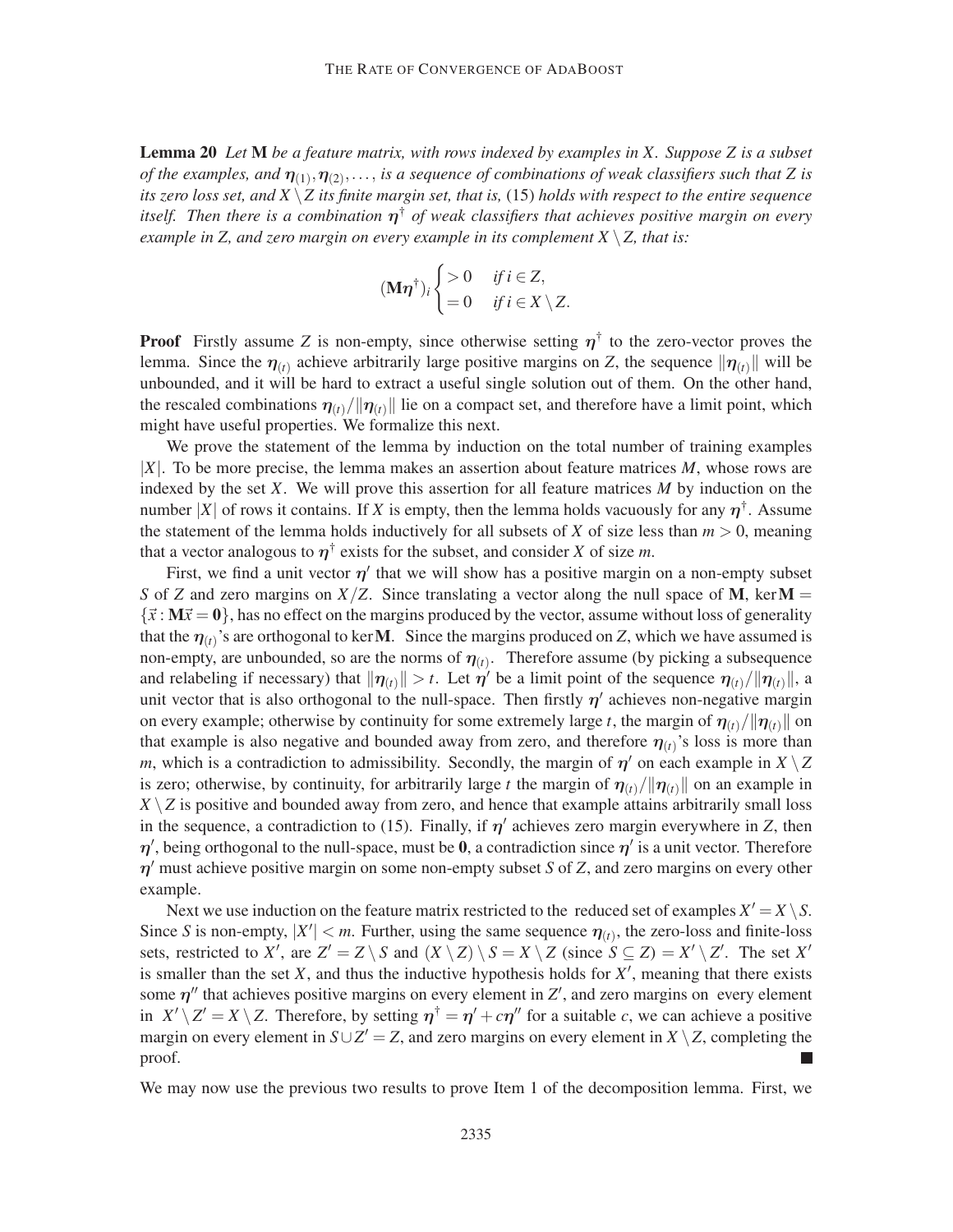**Lemma 20** *Let* $\mathbf{M}$ *be a feature matrix, with rows indexed by examples in* $X$*. Suppose* $Z$ *is a subset of the examples, and* $\boldsymbol{\eta}_{(1)}, \boldsymbol{\eta}_{(2)}, \ldots,$ *is a sequence of combinations of weak classifiers such that* $Z$ *is its zero loss set, and* $X \setminus Z$ *its finite margin set, that is,* (15) *holds with respect to the entire sequence itself. Then there is a combination* $\boldsymbol{\eta}^\dagger$ *of weak classifiers that achieves positive margin on every example in* $Z$*, and zero margin on every example in its complement* $X \setminus Z$*, that is:*

$$(\mathbf{M}\boldsymbol{\eta}^\dagger)_i \begin{cases} > 0 & \text{if } i \in Z, \\ = 0 & \text{if } i \in X \setminus Z. \end{cases}$$

**Proof** Firstly assume $Z$ is non-empty, since otherwise setting $\boldsymbol{\eta}^\dagger$ to the zero-vector proves the lemma. Since the $\boldsymbol{\eta}_{(t)}$ achieve arbitrarily large positive margins on $Z$, the sequence $\|\boldsymbol{\eta}_{(t)}\|$ will be unbounded, and it will be hard to extract a useful single solution out of them. On the other hand, the rescaled combinations $\boldsymbol{\eta}_{(t)}/\|\boldsymbol{\eta}_{(t)}\|$ lie on a compact set, and therefore have a limit point, which might have useful properties. We formalize this next.

We prove the statement of the lemma by induction on the total number of training examples $|X|$. To be more precise, the lemma makes an assertion about feature matrices $M$, whose rows are indexed by the set $X$. We will prove this assertion for all feature matrices $M$ by induction on the number $|X|$ of rows it contains. If $X$ is empty, then the lemma holds vacuously for any $\boldsymbol{\eta}^\dagger$. Assume the statement of the lemma holds inductively for all subsets of $X$ of size less than $m > 0$, meaning that a vector analogous to $\boldsymbol{\eta}^\dagger$ exists for the subset, and consider $X$ of size $m$.

First, we find a unit vector $\boldsymbol{\eta}'$ that we will show has a positive margin on a non-empty subset $S$ of $Z$ and zero margins on $X/Z$. Since translating a vector along the null space of $\mathbf{M}$, $\ker \mathbf{M} = \{\vec{x} : \mathbf{M}\vec{x} = \mathbf{0}\}$, has no effect on the margins produced by the vector, assume without loss of generality that the $\boldsymbol{\eta}_{(t)}$'s are orthogonal to $\ker \mathbf{M}$. Since the margins produced on $Z$, which we have assumed is non-empty, are unbounded, so are the norms of $\boldsymbol{\eta}_{(t)}$. Therefore assume (by picking a subsequence and relabeling if necessary) that $\|\boldsymbol{\eta}_{(t)}\| > t$. Let $\boldsymbol{\eta}'$ be a limit point of the sequence $\boldsymbol{\eta}_{(t)}/\|\boldsymbol{\eta}_{(t)}\|$, a unit vector that is also orthogonal to the null-space. Then firstly $\boldsymbol{\eta}'$ achieves non-negative margin on every example; otherwise by continuity for some extremely large $t$, the margin of $\boldsymbol{\eta}_{(t)}/\|\boldsymbol{\eta}_{(t)}\|$ on that example is also negative and bounded away from zero, and therefore $\boldsymbol{\eta}_{(t)}$'s loss is more than $m$, which is a contradiction to admissibility. Secondly, the margin of $\boldsymbol{\eta}'$ on each example in $X \setminus Z$ is zero; otherwise, by continuity, for arbitrarily large $t$ the margin of $\boldsymbol{\eta}_{(t)}/\|\boldsymbol{\eta}_{(t)}\|$ on an example in $X \setminus Z$ is positive and bounded away from zero, and hence that example attains arbitrarily small loss in the sequence, a contradiction to (15). Finally, if $\boldsymbol{\eta}'$ achieves zero margin everywhere in $Z$, then $\boldsymbol{\eta}'$, being orthogonal to the null-space, must be $\mathbf{0}$, a contradiction since $\boldsymbol{\eta}'$ is a unit vector. Therefore $\boldsymbol{\eta}'$ must achieve positive margin on some non-empty subset $S$ of $Z$, and zero margins on every other example.

Next we use induction on the feature matrix restricted to the reduced set of examples $X' = X \setminus S$. Since $S$ is non-empty, $|X'| < m$. Further, using the same sequence $\boldsymbol{\eta}_{(t)}$, the zero-loss and finite-loss sets, restricted to $X'$, are $Z' = Z \setminus S$ and $(X \setminus Z) \setminus S = X \setminus Z$ (since $S \subseteq Z$) $= X' \setminus Z'$. The set $X'$ is smaller than the set $X$, and thus the inductive hypothesis holds for $X'$, meaning that there exists some $\boldsymbol{\eta}''$ that achieves positive margins on every element in $Z'$, and zero margins on every element in $X' \setminus Z' = X \setminus Z$. Therefore, by setting $\boldsymbol{\eta}^\dagger = \boldsymbol{\eta}' + c\boldsymbol{\eta}''$ for a suitable $c$, we can achieve a positive margin on every element in $S \cup Z' = Z$, and zero margins on every element in $X \setminus Z$, completing the proof. ■

We may now use the previous two results to prove Item 1 of the decomposition lemma. First, we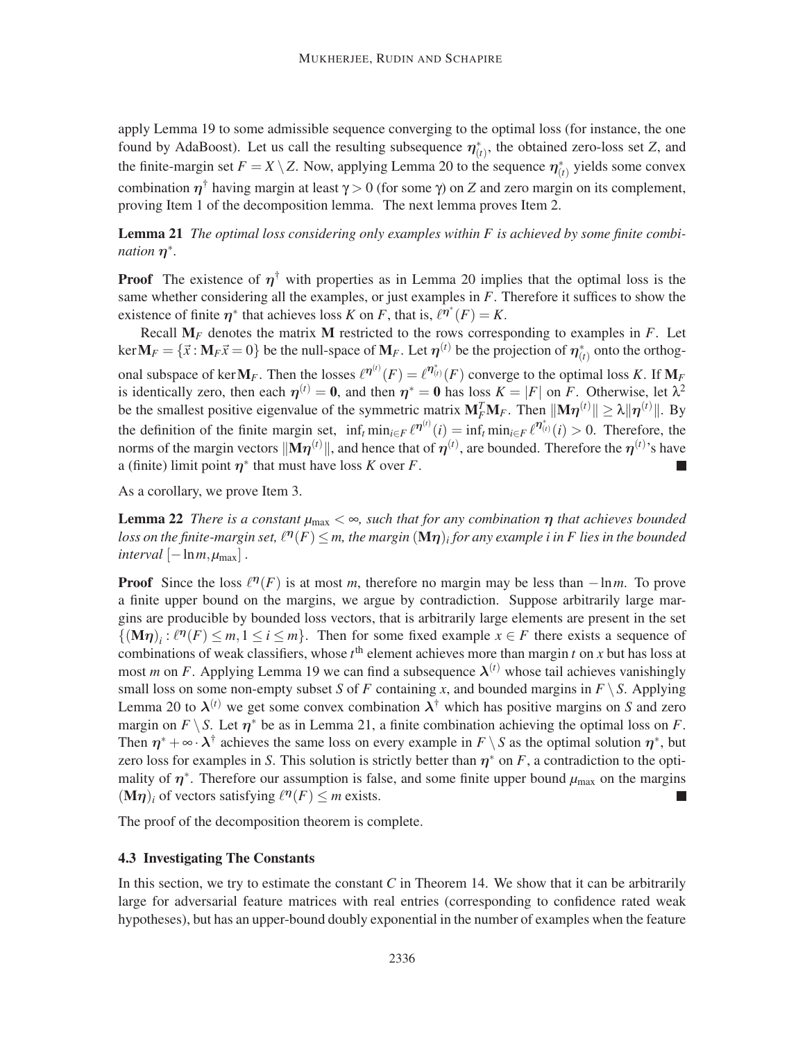apply Lemma 19 to some admissible sequence converging to the optimal loss (for instance, the one found by AdaBoost). Let us call the resulting subsequence $\boldsymbol{\eta}^*_{(t)}$, the obtained zero-loss set $Z$, and the finite-margin set $F = X \setminus Z$. Now, applying Lemma 20 to the sequence $\boldsymbol{\eta}^*_{(t)}$ yields some convex combination $\boldsymbol{\eta}^\dagger$ having margin at least $\gamma > 0$ (for some $\gamma$) on $Z$ and zero margin on its complement, proving Item 1 of the decomposition lemma. The next lemma proves Item 2.

**Lemma 21** *The optimal loss considering only examples within $F$ is achieved by some finite combination $\boldsymbol{\eta}^*$.*

**Proof** The existence of $\boldsymbol{\eta}^\dagger$ with properties as in Lemma 20 implies that the optimal loss is the same whether considering all the examples, or just examples in $F$. Therefore it suffices to show the existence of finite $\boldsymbol{\eta}^*$ that achieves loss $K$ on $F$, that is, $\ell^{\boldsymbol{\eta}^*}(F) = K$.

Recall $\mathbf{M}_F$ denotes the matrix $\mathbf{M}$ restricted to the rows corresponding to examples in $F$. Let $\ker \mathbf{M}_F = \{\vec{x} : \mathbf{M}_F \vec{x} = 0\}$ be the null-space of $\mathbf{M}_F$. Let $\boldsymbol{\eta}^{(t)}$ be the projection of $\boldsymbol{\eta}^*_{(t)}$ onto the orthogonal subspace of $\ker \mathbf{M}_F$. Then the losses $\ell^{\boldsymbol{\eta}^{(t)}}(F) = \ell^{\boldsymbol{\eta}^*_{(t)}}(F)$ converge to the optimal loss $K$. If $\mathbf{M}_F$ is identically zero, then each $\boldsymbol{\eta}^{(t)} = \mathbf{0}$, and then $\boldsymbol{\eta}^* = \mathbf{0}$ has loss $K = |F|$ on $F$. Otherwise, let $\lambda^2$ be the smallest positive eigenvalue of the symmetric matrix $\mathbf{M}_F^T \mathbf{M}_F$. Then $\|\mathbf{M}\boldsymbol{\eta}^{(t)}\| \geq \lambda \|\boldsymbol{\eta}^{(t)}\|$. By the definition of the finite margin set, $\inf_t \min_{i \in F} \ell^{\boldsymbol{\eta}^{(t)}}(i) = \inf_t \min_{i \in F} \ell^{\boldsymbol{\eta}^*_{(t)}}(i) > 0$. Therefore, the norms of the margin vectors $\|\mathbf{M}\boldsymbol{\eta}^{(t)}\|$, and hence that of $\boldsymbol{\eta}^{(t)}$, are bounded. Therefore the $\boldsymbol{\eta}^{(t)}$'s have a (finite) limit point $\boldsymbol{\eta}^*$ that must have loss $K$ over $F$. ■

As a corollary, we prove Item 3.

**Lemma 22** *There is a constant $\mu_{\max} < \infty$, such that for any combination $\boldsymbol{\eta}$ that achieves bounded loss on the finite-margin set, $\ell^{\boldsymbol{\eta}}(F) \leq m$, the margin $(\mathbf{M}\boldsymbol{\eta})_i$ for any example $i$ in $F$ lies in the bounded interval $[-\ln m, \mu_{\max}]$.*

**Proof** Since the loss $\ell^{\boldsymbol{\eta}}(F)$ is at most $m$, therefore no margin may be less than $-\ln m$. To prove a finite upper bound on the margins, we argue by contradiction. Suppose arbitrarily large margins are producible by bounded loss vectors, that is arbitrarily large elements are present in the set $\{(\mathbf{M}\boldsymbol{\eta})_i : \ell^{\boldsymbol{\eta}}(F) \leq m, 1 \leq i \leq m\}$. Then for some fixed example $x \in F$ there exists a sequence of combinations of weak classifiers, whose $t^{\text{th}}$ element achieves more than margin $t$ on $x$ but has loss at most $m$ on $F$. Applying Lemma 19 we can find a subsequence $\boldsymbol{\lambda}^{(t)}$ whose tail achieves vanishingly small loss on some non-empty subset $S$ of $F$ containing $x$, and bounded margins in $F \setminus S$. Applying Lemma 20 to $\boldsymbol{\lambda}^{(t)}$ we get some convex combination $\boldsymbol{\lambda}^\dagger$ which has positive margins on $S$ and zero margin on $F \setminus S$. Let $\boldsymbol{\eta}^*$ be as in Lemma 21, a finite combination achieving the optimal loss on $F$. Then $\boldsymbol{\eta}^* + \infty \cdot \boldsymbol{\lambda}^\dagger$ achieves the same loss on every example in $F \setminus S$ as the optimal solution $\boldsymbol{\eta}^*$, but zero loss for examples in $S$. This solution is strictly better than $\boldsymbol{\eta}^*$ on $F$, a contradiction to the optimality of $\boldsymbol{\eta}^*$. Therefore our assumption is false, and some finite upper bound $\mu_{\max}$ on the margins $(\mathbf{M}\boldsymbol{\eta})_i$ of vectors satisfying $\ell^{\boldsymbol{\eta}}(F) \leq m$ exists. ■

The proof of the decomposition theorem is complete.

### 4.3 Investigating The Constants

In this section, we try to estimate the constant $C$ in Theorem 14. We show that it can be arbitrarily large for adversarial feature matrices with real entries (corresponding to confidence rated weak hypotheses), but has an upper-bound doubly exponential in the number of examples when the feature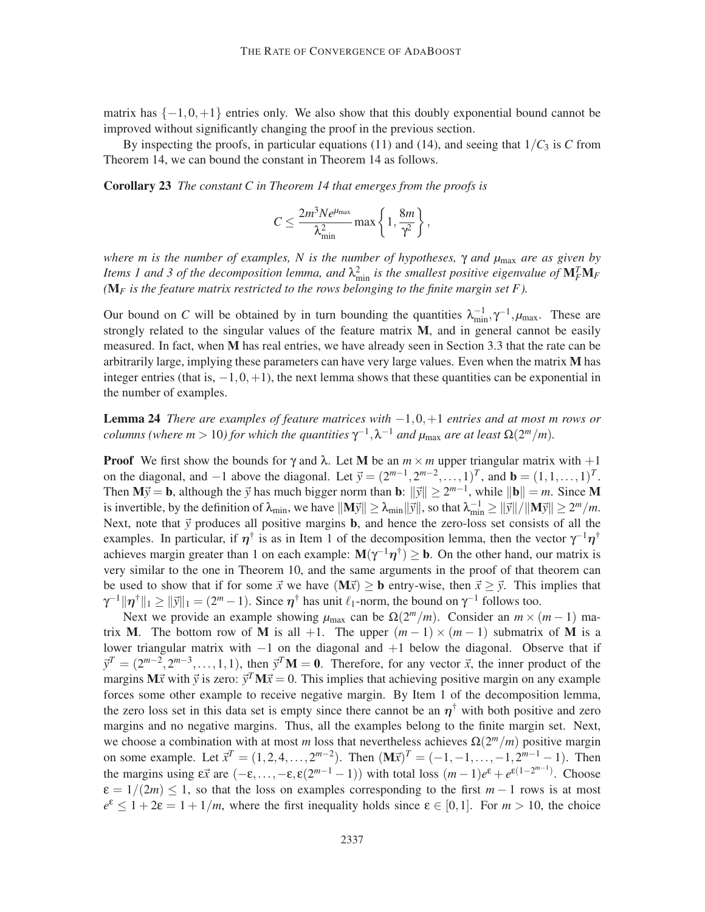matrix has $\{-1, 0, +1\}$ entries only. We also show that this doubly exponential bound cannot be improved without significantly changing the proof in the previous section.

By inspecting the proofs, in particular equations (11) and (14), and seeing that $1/C_3$ is $C$ from Theorem 14, we can bound the constant in Theorem 14 as follows.

**Corollary 23** *The constant $C$ in Theorem 14 that emerges from the proofs is*

$$C \leq \frac{2m^3 N e^{\mu_{\max}}}{\lambda_{\min}^2} \max\left\{1, \frac{8m}{\gamma^2}\right\},$$

*where $m$ is the number of examples, $N$ is the number of hypotheses, $\gamma$ and $\mu_{\max}$ are as given by Items 1 and 3 of the decomposition lemma, and $\lambda_{\min}^2$ is the smallest positive eigenvalue of $\mathbf{M}_F^T \mathbf{M}_F$ ($\mathbf{M}_F$ is the feature matrix restricted to the rows belonging to the finite margin set $F$).*

Our bound on $C$ will be obtained by in turn bounding the quantities $\lambda_{\min}^{-1}, \gamma^{-1}, \mu_{\max}$. These are strongly related to the singular values of the feature matrix $\mathbf{M}$, and in general cannot be easily measured. In fact, when $\mathbf{M}$ has real entries, we have already seen in Section 3.3 that the rate can be arbitrarily large, implying these parameters can have very large values. Even when the matrix $\mathbf{M}$ has integer entries (that is, $-1, 0, +1$), the next lemma shows that these quantities can be exponential in the number of examples.

**Lemma 24** *There are examples of feature matrices with $-1, 0, +1$ entries and at most $m$ rows or columns (where $m > 10$) for which the quantities $\gamma^{-1}, \lambda^{-1}$ and $\mu_{\max}$ are at least $\Omega(2^m/m)$.*

**Proof** We first show the bounds for $\gamma$ and $\lambda$. Let $\mathbf{M}$ be an $m \times m$ upper triangular matrix with $+1$ on the diagonal, and $-1$ above the diagonal. Let $\vec{y} = (2^{m-1}, 2^{m-2}, \ldots, 1)^T$, and $\mathbf{b} = (1, 1, \ldots, 1)^T$. Then $\mathbf{M}\vec{y} = \mathbf{b}$, although the $\vec{y}$ has much bigger norm than $\mathbf{b}$: $\|\vec{y}\| \geq 2^{m-1}$, while $\|\mathbf{b}\| = m$. Since $\mathbf{M}$ is invertible, by the definition of $\lambda_{\min}$, we have $\|\mathbf{M}\vec{y}\| \geq \lambda_{\min}\|\vec{y}\|$, so that $\lambda_{\min}^{-1} \geq \|\vec{y}\|/\|\mathbf{M}\vec{y}\| \geq 2^m/m$. Next, note that $\vec{y}$ produces all positive margins $\mathbf{b}$, and hence the zero-loss set consists of all the examples. In particular, if $\boldsymbol{\eta}^\dagger$ is as in Item 1 of the decomposition lemma, then the vector $\gamma^{-1}\boldsymbol{\eta}^\dagger$ achieves margin greater than 1 on each example: $\mathbf{M}(\gamma^{-1}\boldsymbol{\eta}^\dagger) \geq \mathbf{b}$. On the other hand, our matrix is very similar to the one in Theorem 10, and the same arguments in the proof of that theorem can be used to show that if for some $\vec{x}$ we have $(\mathbf{M}\vec{x}) \geq \mathbf{b}$ entry-wise, then $\vec{x} \geq \vec{y}$. This implies that $\gamma^{-1}\|\boldsymbol{\eta}^\dagger\|_1 \geq \|\vec{y}\|_1 = (2^m - 1)$. Since $\boldsymbol{\eta}^\dagger$ has unit $\ell_1$-norm, the bound on $\gamma^{-1}$ follows too.

Next we provide an example showing $\mu_{\max}$ can be $\Omega(2^m/m)$. Consider an $m \times (m-1)$ matrix $\mathbf{M}$. The bottom row of $\mathbf{M}$ is all $+1$. The upper $(m-1) \times (m-1)$ submatrix of $\mathbf{M}$ is a lower triangular matrix with $-1$ on the diagonal and $+1$ below the diagonal. Observe that if $\vec{y}^T = (2^{m-2}, 2^{m-3}, \ldots, 1, 1)$, then $\vec{y}^T\mathbf{M} = \mathbf{0}$. Therefore, for any vector $\vec{x}$, the inner product of the margins $\mathbf{M}\vec{x}$ with $\vec{y}$ is zero: $\vec{y}^T\mathbf{M}\vec{x} = 0$. This implies that achieving positive margin on any example forces some other example to receive negative margin. By Item 1 of the decomposition lemma, the zero loss set in this data set is empty since there cannot be an $\boldsymbol{\eta}^\dagger$ with both positive and zero margins and no negative margins. Thus, all the examples belong to the finite margin set. Next, we choose a combination with at most $m$ loss that nevertheless achieves $\Omega(2^m/m)$ positive margin on some example. Let $\vec{x}^T = (1, 2, 4, \ldots, 2^{m-2})$. Then $(\mathbf{M}\vec{x})^T = (-1, -1, \ldots, -1, 2^{m-1} - 1)$. Then the margins using $\varepsilon\vec{x}$ are $(-\varepsilon, \ldots, -\varepsilon, \varepsilon(2^{m-1} - 1))$ with total loss $(m-1)e^{\varepsilon} + e^{\varepsilon(1-2^{m-1})}$. Choose $\varepsilon = 1/(2m) \leq 1$, so that the loss on examples corresponding to the first $m-1$ rows is at most $e^{\varepsilon} \leq 1 + 2\varepsilon = 1 + 1/m$, where the first inequality holds since $\varepsilon \in [0, 1]$. For $m > 10$, the choice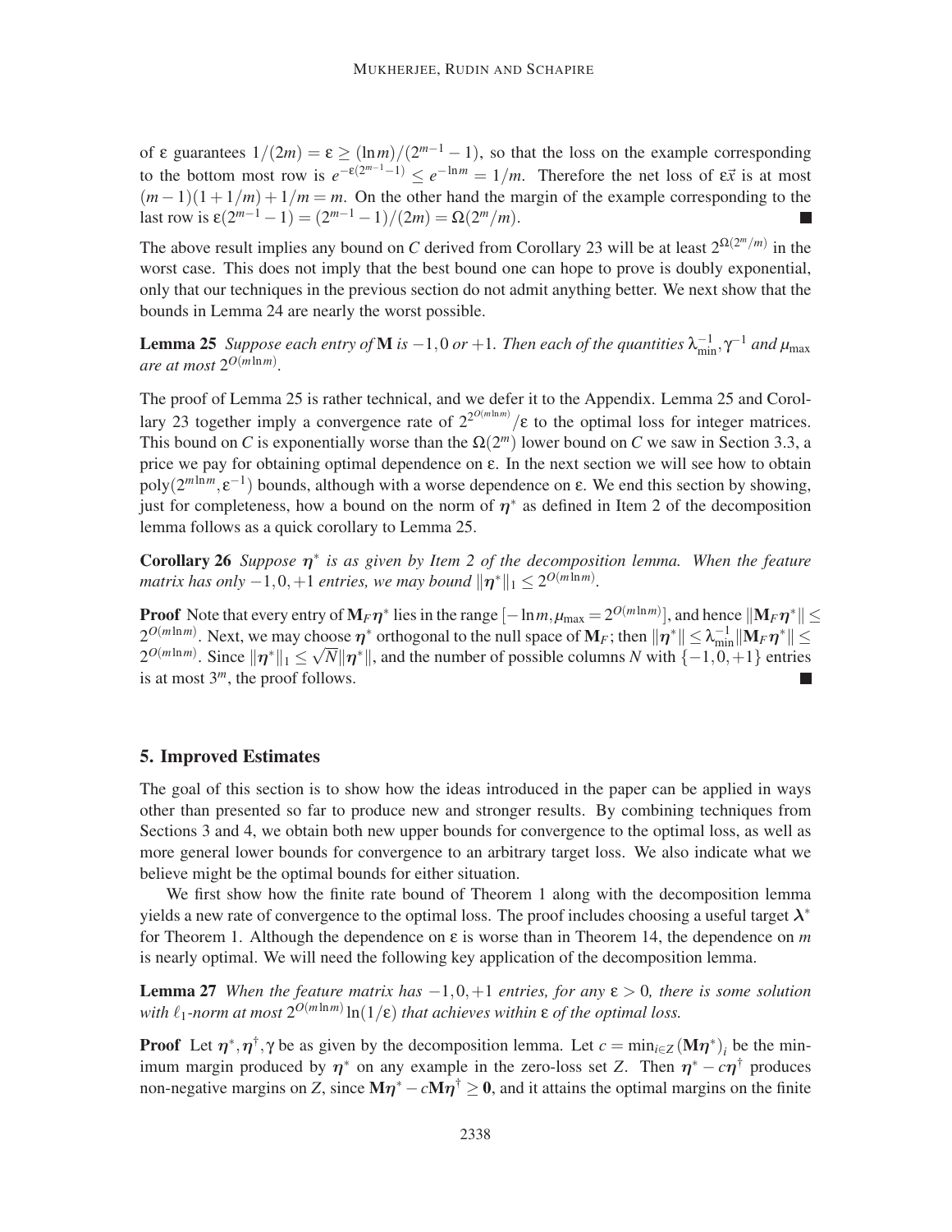of $\varepsilon$ guarantees $1/(2m) = \varepsilon \geq (\ln m)/(2^{m-1}-1)$, so that the loss on the example corresponding to the bottom most row is $e^{-\varepsilon(2^{m-1}-1)} \leq e^{-\ln m} = 1/m$. Therefore the net loss of $\varepsilon\vec{x}$ is at most $(m-1)(1+1/m)+1/m = m$. On the other hand the margin of the example corresponding to the last row is $\varepsilon(2^{m-1}-1) = (2^{m-1}-1)/(2m) = \Omega(2^m/m)$. ■

The above result implies any bound on $C$ derived from Corollary 23 will be at least $2^{\Omega(2^m/m)}$ in the worst case. This does not imply that the best bound one can hope to prove is doubly exponential, only that our techniques in the previous section do not admit anything better. We next show that the bounds in Lemma 24 are nearly the worst possible.

**Lemma 25** *Suppose each entry of* $\mathbf{M}$ *is* $-1, 0$ *or* $+1$. *Then each of the quantities* $\lambda_{\min}^{-1}, \gamma^{-1}$ *and* $\mu_{\max}$ *are at most* $2^{O(m \ln m)}$.

The proof of Lemma 25 is rather technical, and we defer it to the Appendix. Lemma 25 and Corollary 23 together imply a convergence rate of $2^{2^{O(m\ln m)}}/\varepsilon$ to the optimal loss for integer matrices. This bound on $C$ is exponentially worse than the $\Omega(2^m)$ lower bound on $C$ we saw in Section 3.3, a price we pay for obtaining optimal dependence on $\varepsilon$. In the next section we will see how to obtain $\text{poly}(2^{m \ln m}, \varepsilon^{-1})$ bounds, although with a worse dependence on $\varepsilon$. We end this section by showing, just for completeness, how a bound on the norm of $\boldsymbol{\eta}^*$ as defined in Item 2 of the decomposition lemma follows as a quick corollary to Lemma 25.

**Corollary 26** *Suppose* $\boldsymbol{\eta}^*$ *is as given by Item 2 of the decomposition lemma. When the feature matrix has only* $-1, 0, +1$ *entries, we may bound* $\|\boldsymbol{\eta}^*\|_1 \leq 2^{O(m \ln m)}$.

**Proof** Note that every entry of $\mathbf{M}_F\boldsymbol{\eta}^*$ lies in the range $[-\ln m, \mu_{\max} = 2^{O(m\ln m)}]$, and hence $\|\mathbf{M}_F\boldsymbol{\eta}^*\| \leq 2^{O(m\ln m)}$. Next, we may choose $\boldsymbol{\eta}^*$ orthogonal to the null space of $\mathbf{M}_F$; then $\|\boldsymbol{\eta}^*\| \leq \lambda_{\min}^{-1}\|\mathbf{M}_F\boldsymbol{\eta}^*\| \leq 2^{O(m\ln m)}$. Since $\|\boldsymbol{\eta}^*\|_1 \leq \sqrt{N}\|\boldsymbol{\eta}^*\|$, and the number of possible columns $N$ with $\{-1, 0, +1\}$ entries is at most $3^m$, the proof follows. ■

## 5. Improved Estimates

The goal of this section is to show how the ideas introduced in the paper can be applied in ways other than presented so far to produce new and stronger results. By combining techniques from Sections 3 and 4, we obtain both new upper bounds for convergence to the optimal loss, as well as more general lower bounds for convergence to an arbitrary target loss. We also indicate what we believe might be the optimal bounds for either situation.

We first show how the finite rate bound of Theorem 1 along with the decomposition lemma yields a new rate of convergence to the optimal loss. The proof includes choosing a useful target $\boldsymbol{\lambda}^*$ for Theorem 1. Although the dependence on $\varepsilon$ is worse than in Theorem 14, the dependence on $m$ is nearly optimal. We will need the following key application of the decomposition lemma.

**Lemma 27** *When the feature matrix has* $-1, 0, +1$ *entries, for any* $\varepsilon > 0$, *there is some solution with* $\ell_1$*-norm at most* $2^{O(m\ln m)}\ln(1/\varepsilon)$ *that achieves within* $\varepsilon$ *of the optimal loss.*

**Proof** Let $\boldsymbol{\eta}^*, \boldsymbol{\eta}^\dagger, \gamma$ be as given by the decomposition lemma. Let $c = \min_{i\in Z}(\mathbf{M}\boldsymbol{\eta}^*)_i$ be the minimum margin produced by $\boldsymbol{\eta}^*$ on any example in the zero-loss set $Z$. Then $\boldsymbol{\eta}^* - c\boldsymbol{\eta}^\dagger$ produces non-negative margins on $Z$, since $\mathbf{M}\boldsymbol{\eta}^* - c\mathbf{M}\boldsymbol{\eta}^\dagger \geq \mathbf{0}$, and it attains the optimal margins on the finite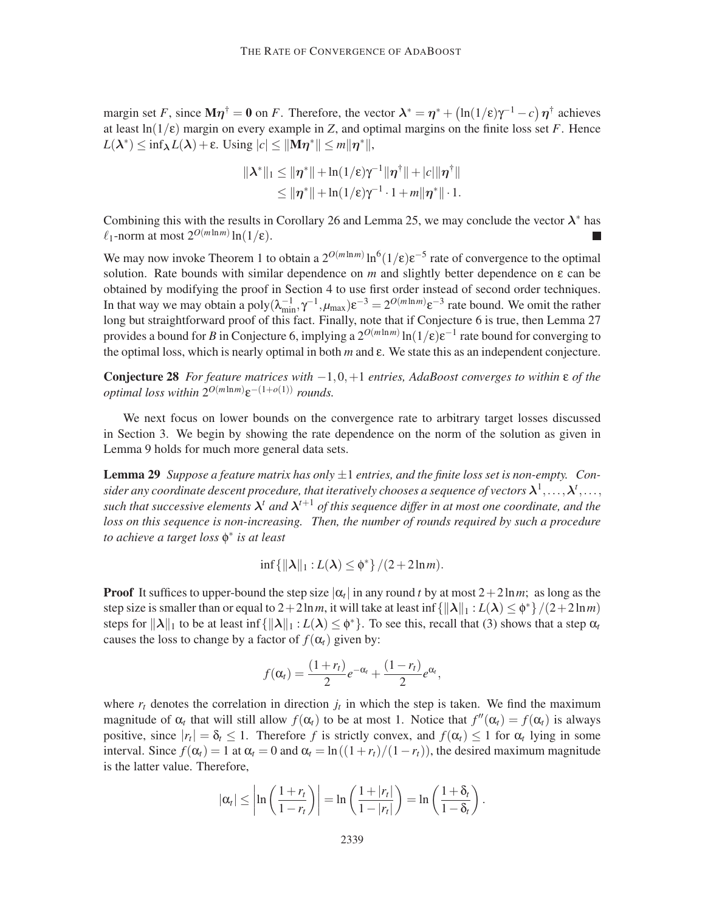margin set $F$, since $\mathbf{M}\boldsymbol{\eta}^\dagger = \mathbf{0}$ on $F$. Therefore, the vector $\boldsymbol{\lambda}^* = \boldsymbol{\eta}^* + \left(\ln(1/\varepsilon)\gamma^{-1} - c\right)\boldsymbol{\eta}^\dagger$ achieves at least $\ln(1/\varepsilon)$ margin on every example in $Z$, and optimal margins on the finite loss set $F$. Hence $L(\boldsymbol{\lambda}^*) \leq \inf_{\boldsymbol{\lambda}} L(\boldsymbol{\lambda}) + \varepsilon$. Using $|c| \leq \|\mathbf{M}\boldsymbol{\eta}^*\| \leq m\|\boldsymbol{\eta}^*\|$,

$$
\begin{aligned}
\|\boldsymbol{\lambda}^*\|_1 &\leq \|\boldsymbol{\eta}^*\| + \ln(1/\varepsilon)\gamma^{-1}\|\boldsymbol{\eta}^\dagger\| + |c|\|\boldsymbol{\eta}^\dagger\| \\
&\leq \|\boldsymbol{\eta}^*\| + \ln(1/\varepsilon)\gamma^{-1} \cdot 1 + m\|\boldsymbol{\eta}^*\| \cdot 1.
\end{aligned}
$$

Combining this with the results in Corollary 26 and Lemma 25, we may conclude the vector $\boldsymbol{\lambda}^*$ has $\ell_1$-norm at most $2^{O(m \ln m)} \ln(1/\varepsilon)$. ■

We may now invoke Theorem 1 to obtain a $2^{O(m \ln m)} \ln^6(1/\varepsilon)\varepsilon^{-5}$ rate of convergence to the optimal solution. Rate bounds with similar dependence on $m$ and slightly better dependence on $\varepsilon$ can be obtained by modifying the proof in Section 4 to use first order instead of second order techniques. In that way we may obtain a $\text{poly}(\lambda_{\min}^{-1}, \gamma^{-1}, \mu_{\max})\varepsilon^{-3} = 2^{O(m \ln m)}\varepsilon^{-3}$ rate bound. We omit the rather long but straightforward proof of this fact. Finally, note that if Conjecture 6 is true, then Lemma 27 provides a bound for $B$ in Conjecture 6, implying a $2^{O(m \ln m)} \ln(1/\varepsilon)\varepsilon^{-1}$ rate bound for converging to the optimal loss, which is nearly optimal in both $m$ and $\varepsilon$. We state this as an independent conjecture.

**Conjecture 28** *For feature matrices with $-1, 0, +1$ entries, AdaBoost converges to within $\varepsilon$ of the optimal loss within $2^{O(m \ln m)}\varepsilon^{-(1+o(1))}$ rounds.*

We next focus on lower bounds on the convergence rate to arbitrary target losses discussed in Section 3. We begin by showing the rate dependence on the norm of the solution as given in Lemma 9 holds for much more general data sets.

**Lemma 29** *Suppose a feature matrix has only $\pm 1$ entries, and the finite loss set is non-empty. Consider any coordinate descent procedure, that iteratively chooses a sequence of vectors $\boldsymbol{\lambda}^1, \ldots, \boldsymbol{\lambda}^t, \ldots,$ such that successive elements $\boldsymbol{\lambda}^t$ and $\boldsymbol{\lambda}^{t+1}$ of this sequence differ in at most one coordinate, and the loss on this sequence is non-increasing. Then, the number of rounds required by such a procedure to achieve a target loss $\phi^*$ is at least*

$$
\inf\{\|\boldsymbol{\lambda}\|_1 : L(\boldsymbol{\lambda}) \leq \phi^*\} / (2 + 2\ln m).
$$

**Proof** It suffices to upper-bound the step size $|\alpha_t|$ in any round $t$ by at most $2 + 2\ln m$; as long as the step size is smaller than or equal to $2 + 2\ln m$, it will take at least $\inf\{\|\boldsymbol{\lambda}\|_1 : L(\boldsymbol{\lambda}) \leq \phi^*\} / (2 + 2\ln m)$ steps for $\|\boldsymbol{\lambda}\|_1$ to be at least $\inf\{\|\boldsymbol{\lambda}\|_1 : L(\boldsymbol{\lambda}) \leq \phi^*\}$. To see this, recall that (3) shows that a step $\alpha_t$ causes the loss to change by a factor of $f(\alpha_t)$ given by:

$$
f(\alpha_t) = \frac{(1+r_t)}{2}e^{-\alpha_t} + \frac{(1-r_t)}{2}e^{\alpha_t},
$$

where $r_t$ denotes the correlation in direction $j_t$ in which the step is taken. We find the maximum magnitude of $\alpha_t$ that will still allow $f(\alpha_t)$ to be at most 1. Notice that $f''(\alpha_t) = f(\alpha_t)$ is always positive, since $|r_t| = \delta_t \leq 1$. Therefore $f$ is strictly convex, and $f(\alpha_t) \leq 1$ for $\alpha_t$ lying in some interval. Since $f(\alpha_t) = 1$ at $\alpha_t = 0$ and $\alpha_t = \ln((1+r_t)/(1-r_t))$, the desired maximum magnitude is the latter value. Therefore,

$$
|\alpha_t| \leq \left|\ln\left(\frac{1+r_t}{1-r_t}\right)\right| = \ln\left(\frac{1+|r_t|}{1-|r_t|}\right) = \ln\left(\frac{1+\delta_t}{1-\delta_t}\right).
$$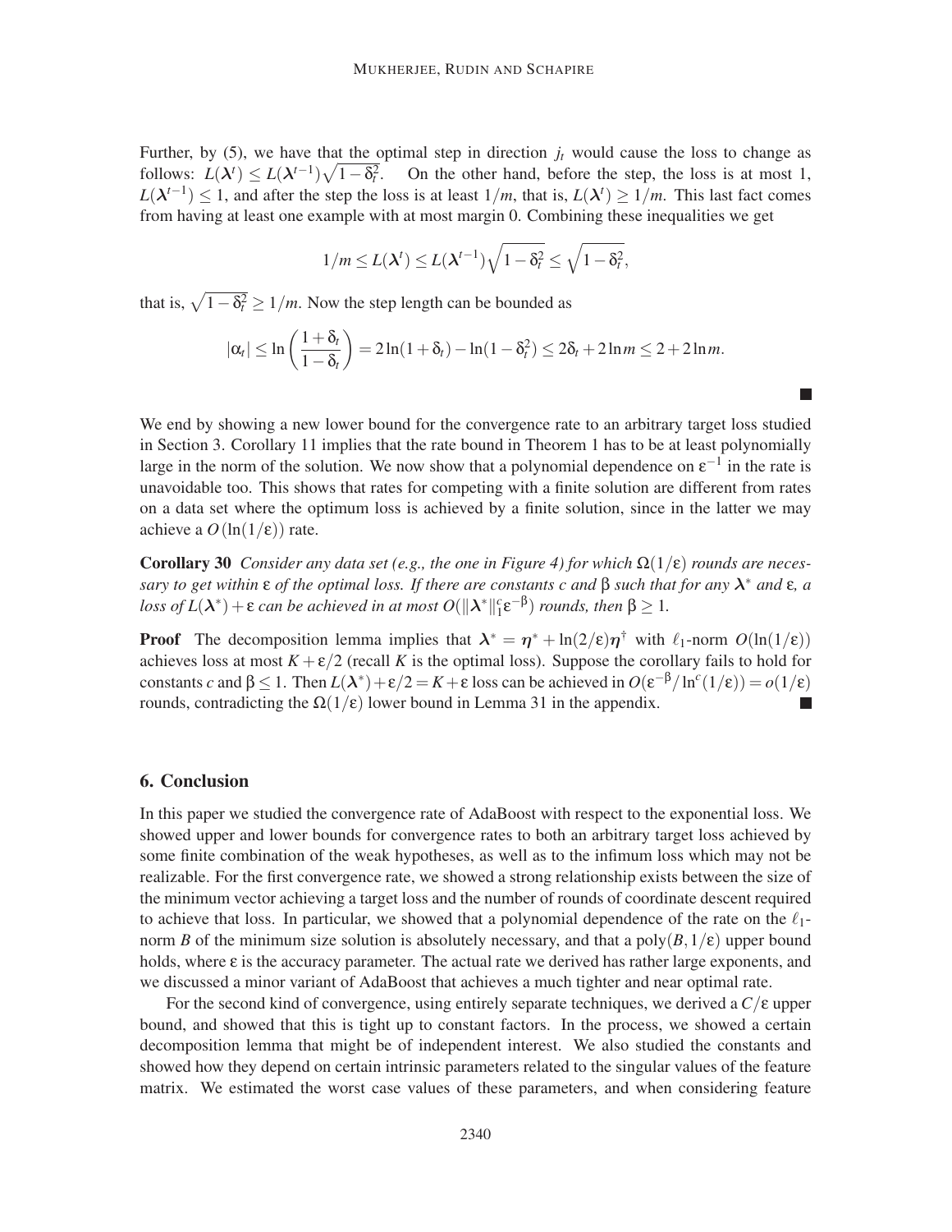Further, by (5), we have that the optimal step in direction $j_t$ would cause the loss to change as follows: $L(\boldsymbol{\lambda}^t) \leq L(\boldsymbol{\lambda}^{t-1})\sqrt{1-\delta_t^2}$. On the other hand, before the step, the loss is at most 1, $L(\boldsymbol{\lambda}^{t-1}) \leq 1$, and after the step the loss is at least $1/m$, that is, $L(\boldsymbol{\lambda}^t) \geq 1/m$. This last fact comes from having at least one example with at most margin 0. Combining these inequalities we get

$$1/m \leq L(\boldsymbol{\lambda}^t) \leq L(\boldsymbol{\lambda}^{t-1})\sqrt{1-\delta_t^2} \leq \sqrt{1-\delta_t^2},$$

that is, $\sqrt{1-\delta_t^2} \geq 1/m$. Now the step length can be bounded as

$$|\alpha_t| \leq \ln\left(\frac{1+\delta_t}{1-\delta_t}\right) = 2\ln(1+\delta_t) - \ln(1-\delta_t^2) \leq 2\delta_t + 2\ln m \leq 2 + 2\ln m.$$

■

We end by showing a new lower bound for the convergence rate to an arbitrary target loss studied in Section 3. Corollary 11 implies that the rate bound in Theorem 1 has to be at least polynomially large in the norm of the solution. We now show that a polynomial dependence on $\varepsilon^{-1}$ in the rate is unavoidable too. This shows that rates for competing with a finite solution are different from rates on a data set where the optimum loss is achieved by a finite solution, since in the latter we may achieve a $O(\ln(1/\varepsilon))$ rate.

**Corollary 30** *Consider any data set (e.g., the one in Figure 4) for which $\Omega(1/\varepsilon)$ rounds are necessary to get within $\varepsilon$ of the optimal loss. If there are constants $c$ and $\beta$ such that for any $\boldsymbol{\lambda}^*$ and $\varepsilon$, a loss of $L(\boldsymbol{\lambda}^*)+\varepsilon$ can be achieved in at most $O(\|\boldsymbol{\lambda}^*\|_1^c \varepsilon^{-\beta})$ rounds, then $\beta \geq 1$.*

**Proof** The decomposition lemma implies that $\boldsymbol{\lambda}^* = \boldsymbol{\eta}^* + \ln(2/\varepsilon)\boldsymbol{\eta}^\dagger$ with $\ell_1$-norm $O(\ln(1/\varepsilon))$ achieves loss at most $K+\varepsilon/2$ (recall $K$ is the optimal loss). Suppose the corollary fails to hold for constants $c$ and $\beta \leq 1$. Then $L(\boldsymbol{\lambda}^*)+\varepsilon/2 = K+\varepsilon$ loss can be achieved in $O(\varepsilon^{-\beta}/\ln^c(1/\varepsilon)) = o(1/\varepsilon)$ rounds, contradicting the $\Omega(1/\varepsilon)$ lower bound in Lemma 31 in the appendix. ■

## 6. Conclusion

In this paper we studied the convergence rate of AdaBoost with respect to the exponential loss. We showed upper and lower bounds for convergence rates to both an arbitrary target loss achieved by some finite combination of the weak hypotheses, as well as to the infimum loss which may not be realizable. For the first convergence rate, we showed a strong relationship exists between the size of the minimum vector achieving a target loss and the number of rounds of coordinate descent required to achieve that loss. In particular, we showed that a polynomial dependence of the rate on the $\ell_1$-norm $B$ of the minimum size solution is absolutely necessary, and that a poly$(B, 1/\varepsilon)$ upper bound holds, where $\varepsilon$ is the accuracy parameter. The actual rate we derived has rather large exponents, and we discussed a minor variant of AdaBoost that achieves a much tighter and near optimal rate.

For the second kind of convergence, using entirely separate techniques, we derived a $C/\varepsilon$ upper bound, and showed that this is tight up to constant factors. In the process, we showed a certain decomposition lemma that might be of independent interest. We also studied the constants and showed how they depend on certain intrinsic parameters related to the singular values of the feature matrix. We estimated the worst case values of these parameters, and when considering feature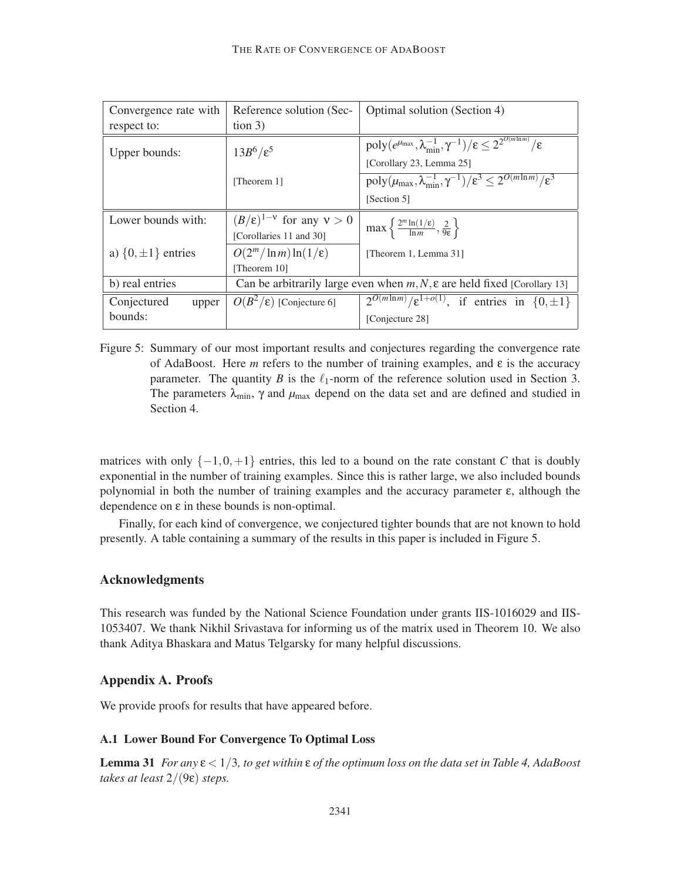| Convergence rate with respect to: | Reference solution (Section 3) | Optimal solution (Section 4) |
|---|---|---|
| Upper bounds: | $13B^6/\varepsilon^5$ [Theorem 1] | $\text{poly}(e^{\mu_{\max}}, \lambda_{\min}^{-1}, \gamma^{-1})/\varepsilon \leq 2^{2^{O(m \ln m)}}/\varepsilon$ [Corollary 23, Lemma 25] |
| | | $\text{poly}(\mu_{\max}, \lambda_{\min}^{-1}, \gamma^{-1})/\varepsilon^3 \leq 2^{O(m \ln m)}/\varepsilon^3$ [Section 5] |
| Lower bounds with: | $(B/\varepsilon)^{1-\nu}$ for any $\nu > 0$ [Corollaries 11 and 30] | $\max\left\{\frac{2^m \ln(1/\varepsilon)}{\ln m}, \frac{2}{9\varepsilon}\right\}$ [Theorem 1, Lemma 31] |
| a) $\{0, \pm 1\}$ entries | $O(2^m/\ln m)\ln(1/\varepsilon)$ [Theorem 10] | |
| b) real entries | Can be arbitrarily large even when $m, N, \varepsilon$ are held fixed [Corollary 13] | |
| Conjectured upper bounds: | $O(B^2/\varepsilon)$ [Conjecture 6] | $2^{O(m \ln m)}/\varepsilon^{1+o(1)}$, if entries in $\{0, \pm 1\}$ [Conjecture 28] |

Figure 5: Summary of our most important results and conjectures regarding the convergence rate of AdaBoost. Here $m$ refers to the number of training examples, and $\varepsilon$ is the accuracy parameter. The quantity $B$ is the $\ell_1$-norm of the reference solution used in Section 3. The parameters $\lambda_{\min}$, $\gamma$ and $\mu_{\max}$ depend on the data set and are defined and studied in Section 4.

matrices with only $\{-1, 0, +1\}$ entries, this led to a bound on the rate constant $C$ that is doubly exponential in the number of training examples. Since this is rather large, we also included bounds polynomial in both the number of training examples and the accuracy parameter $\varepsilon$, although the dependence on $\varepsilon$ in these bounds is non-optimal.

Finally, for each kind of convergence, we conjectured tighter bounds that are not known to hold presently. A table containing a summary of the results in this paper is included in Figure 5.

## Acknowledgments

This research was funded by the National Science Foundation under grants IIS-1016029 and IIS-1053407. We thank Nikhil Srivastava for informing us of the matrix used in Theorem 10. We also thank Aditya Bhaskara and Matus Telgarsky for many helpful discussions.

## Appendix A. Proofs

We provide proofs for results that have appeared before.

### A.1 Lower Bound For Convergence To Optimal Loss

**Lemma 31** *For any $\varepsilon < 1/3$, to get within $\varepsilon$ of the optimum loss on the data set in Table 4, AdaBoost takes at least $2/(9\varepsilon)$ steps.*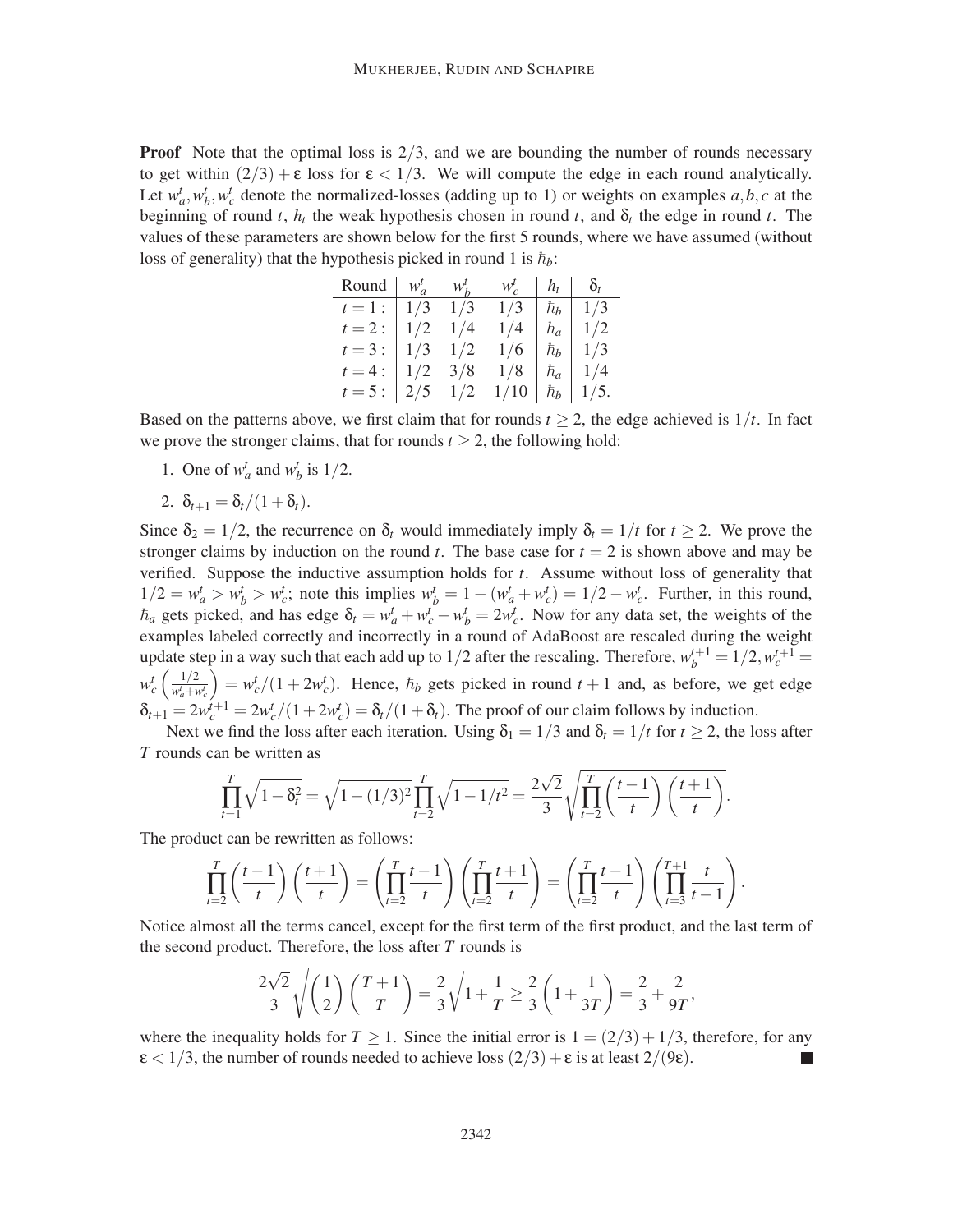**Proof** Note that the optimal loss is $2/3$, and we are bounding the number of rounds necessary to get within $(2/3)+\varepsilon$ loss for $\varepsilon < 1/3$. We will compute the edge in each round analytically. Let $w_a^t, w_b^t, w_c^t$ denote the normalized-losses (adding up to 1) or weights on examples $a,b,c$ at the beginning of round $t$, $h_t$ the weak hypothesis chosen in round $t$, and $\delta_t$ the edge in round $t$. The values of these parameters are shown below for the first 5 rounds, where we have assumed (without loss of generality) that the hypothesis picked in round 1 is $\hbar_b$:

| Round | $w_a^t$ | $w_b^t$ | $w_c^t$ | $h_t$ | $\delta_t$ |
|---|---|---|---|---|---|
| $t=1:$ | $1/3$ | $1/3$ | $1/3$ | $\hbar_b$ | $1/3$ |
| $t=2:$ | $1/2$ | $1/4$ | $1/4$ | $\hbar_a$ | $1/2$ |
| $t=3:$ | $1/3$ | $1/2$ | $1/6$ | $\hbar_b$ | $1/3$ |
| $t=4:$ | $1/2$ | $3/8$ | $1/8$ | $\hbar_a$ | $1/4$ |
| $t=5:$ | $2/5$ | $1/2$ | $1/10$ | $\hbar_b$ | $1/5.$ |

Based on the patterns above, we first claim that for rounds $t \geq 2$, the edge achieved is $1/t$. In fact we prove the stronger claims, that for rounds $t \geq 2$, the following hold:

1. One of $w_a^t$ and $w_b^t$ is $1/2$.
2. $\delta_{t+1} = \delta_t/(1+\delta_t)$.

Since $\delta_2 = 1/2$, the recurrence on $\delta_t$ would immediately imply $\delta_t = 1/t$ for $t \geq 2$. We prove the stronger claims by induction on the round $t$. The base case for $t=2$ is shown above and may be verified. Suppose the inductive assumption holds for $t$. Assume without loss of generality that $1/2 = w_a^t > w_b^t > w_c^t$; note this implies $w_b^t = 1-(w_a^t + w_c^t) = 1/2 - w_c^t$. Further, in this round, $\hbar_a$ gets picked, and has edge $\delta_t = w_a^t + w_c^t - w_b^t = 2w_c^t$. Now for any data set, the weights of the examples labeled correctly and incorrectly in a round of AdaBoost are rescaled during the weight update step in a way such that each add up to $1/2$ after the rescaling. Therefore, $w_b^{t+1} = 1/2, w_c^{t+1} = w_c^t\left(\frac{1/2}{w_a^t + w_c^t}\right) = w_c^t/(1+2w_c^t)$. Hence, $\hbar_b$ gets picked in round $t+1$ and, as before, we get edge $\delta_{t+1} = 2w_c^{t+1} = 2w_c^t/(1+2w_c^t) = \delta_t/(1+\delta_t)$. The proof of our claim follows by induction.

Next we find the loss after each iteration. Using $\delta_1 = 1/3$ and $\delta_t = 1/t$ for $t \geq 2$, the loss after $T$ rounds can be written as

$$\prod_{t=1}^{T}\sqrt{1-\delta_t^2} = \sqrt{1-(1/3)^2}\prod_{t=2}^{T}\sqrt{1-1/t^2} = \frac{2\sqrt{2}}{3}\sqrt{\prod_{t=2}^{T}\left(\frac{t-1}{t}\right)\left(\frac{t+1}{t}\right)}.$$

The product can be rewritten as follows:

$$\prod_{t=2}^{T}\left(\frac{t-1}{t}\right)\left(\frac{t+1}{t}\right) = \left(\prod_{t=2}^{T}\frac{t-1}{t}\right)\left(\prod_{t=2}^{T}\frac{t+1}{t}\right) = \left(\prod_{t=2}^{T}\frac{t-1}{t}\right)\left(\prod_{t=3}^{T+1}\frac{t}{t-1}\right).$$

Notice almost all the terms cancel, except for the first term of the first product, and the last term of the second product. Therefore, the loss after $T$ rounds is

$$\frac{2\sqrt{2}}{3}\sqrt{\left(\frac{1}{2}\right)\left(\frac{T+1}{T}\right)} = \frac{2}{3}\sqrt{1+\frac{1}{T}} \geq \frac{2}{3}\left(1+\frac{1}{3T}\right) = \frac{2}{3}+\frac{2}{9T},$$

where the inequality holds for $T \geq 1$. Since the initial error is $1 = (2/3)+1/3$, therefore, for any $\varepsilon < 1/3$, the number of rounds needed to achieve loss $(2/3)+\varepsilon$ is at least $2/(9\varepsilon)$. ■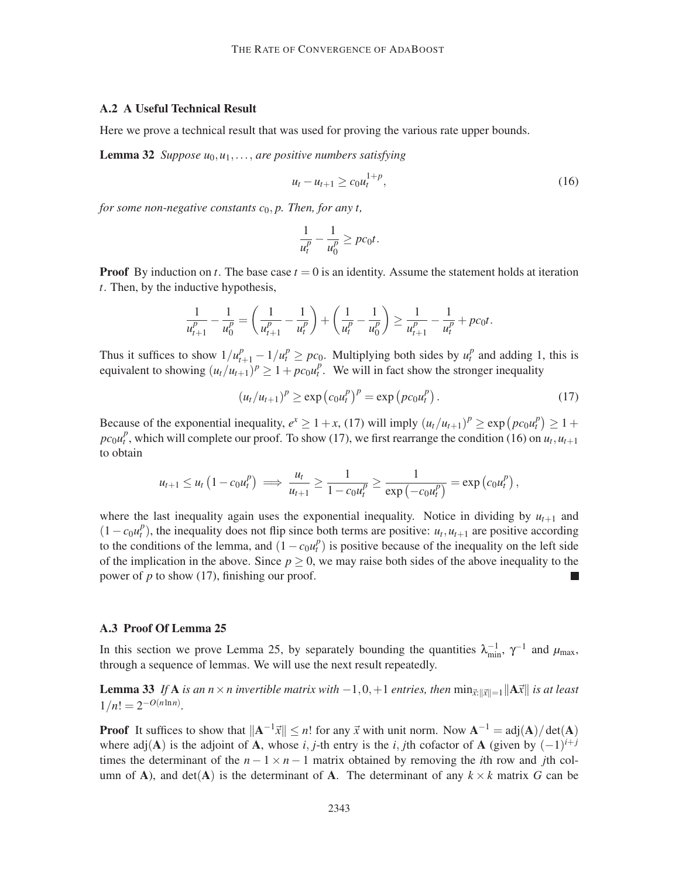### A.2 A Useful Technical Result

Here we prove a technical result that was used for proving the various rate upper bounds.

**Lemma 32** *Suppose $u_0, u_1, \ldots,$ are positive numbers satisfying*

$$u_t - u_{t+1} \geq c_0 u_t^{1+p}, \tag{16}$$

*for some non-negative constants $c_0, p$. Then, for any $t$,*

$$\frac{1}{u_t^p} - \frac{1}{u_0^p} \geq p c_0 t.$$

**Proof** By induction on $t$. The base case $t = 0$ is an identity. Assume the statement holds at iteration $t$. Then, by the inductive hypothesis,

$$\frac{1}{u_{t+1}^p} - \frac{1}{u_0^p} = \left(\frac{1}{u_{t+1}^p} - \frac{1}{u_t^p}\right) + \left(\frac{1}{u_t^p} - \frac{1}{u_0^p}\right) \geq \frac{1}{u_{t+1}^p} - \frac{1}{u_t^p} + p c_0 t.$$

Thus it suffices to show $1/u_{t+1}^p - 1/u_t^p \geq p c_0$. Multiplying both sides by $u_t^p$ and adding 1, this is equivalent to showing $(u_t/u_{t+1})^p \geq 1 + p c_0 u_t^p$. We will in fact show the stronger inequality

$$(u_t/u_{t+1})^p \geq \exp\left(c_0 u_t^p\right)^p = \exp\left(p c_0 u_t^p\right). \tag{17}$$

Because of the exponential inequality, $e^x \geq 1 + x$, (17) will imply $(u_t/u_{t+1})^p \geq \exp\left(p c_0 u_t^p\right) \geq 1 + p c_0 u_t^p$, which will complete our proof. To show (17), we first rearrange the condition (16) on $u_t, u_{t+1}$ to obtain

$$u_{t+1} \leq u_t\left(1 - c_0 u_t^p\right) \implies \frac{u_t}{u_{t+1}} \geq \frac{1}{1 - c_0 u_t^p} \geq \frac{1}{\exp\left(-c_0 u_t^p\right)} = \exp\left(c_0 u_t^p\right),$$

where the last inequality again uses the exponential inequality. Notice in dividing by $u_{t+1}$ and $(1 - c_0 u_t^p)$, the inequality does not flip since both terms are positive: $u_t, u_{t+1}$ are positive according to the conditions of the lemma, and $(1 - c_0 u_t^p)$ is positive because of the inequality on the left side of the implication in the above. Since $p \geq 0$, we may raise both sides of the above inequality to the power of $p$ to show (17), finishing our proof. ∎

### A.3 Proof Of Lemma 25

In this section we prove Lemma 25, by separately bounding the quantities $\lambda_{\min}^{-1}$, $\gamma^{-1}$ and $\mu_{\max}$, through a sequence of lemmas. We will use the next result repeatedly.

**Lemma 33** *If $\mathbf{A}$ is an $n \times n$ invertible matrix with $-1, 0, +1$ entries, then $\min_{\vec{x}:\|\vec{x}\|=1} \|\mathbf{A}\vec{x}\|$ is at least $1/n! = 2^{-O(n \ln n)}$.*

**Proof** It suffices to show that $\|\mathbf{A}^{-1}\vec{x}\| \leq n!$ for any $\vec{x}$ with unit norm. Now $\mathbf{A}^{-1} = \mathrm{adj}(\mathbf{A})/\det(\mathbf{A})$ where $\mathrm{adj}(\mathbf{A})$ is the adjoint of $\mathbf{A}$, whose $i, j$-th entry is the $i, j$th cofactor of $\mathbf{A}$ (given by $(-1)^{i+j}$ times the determinant of the $n-1 \times n-1$ matrix obtained by removing the $i$th row and $j$th column of $\mathbf{A}$), and $\det(\mathbf{A})$ is the determinant of $\mathbf{A}$. The determinant of any $k \times k$ matrix $G$ can be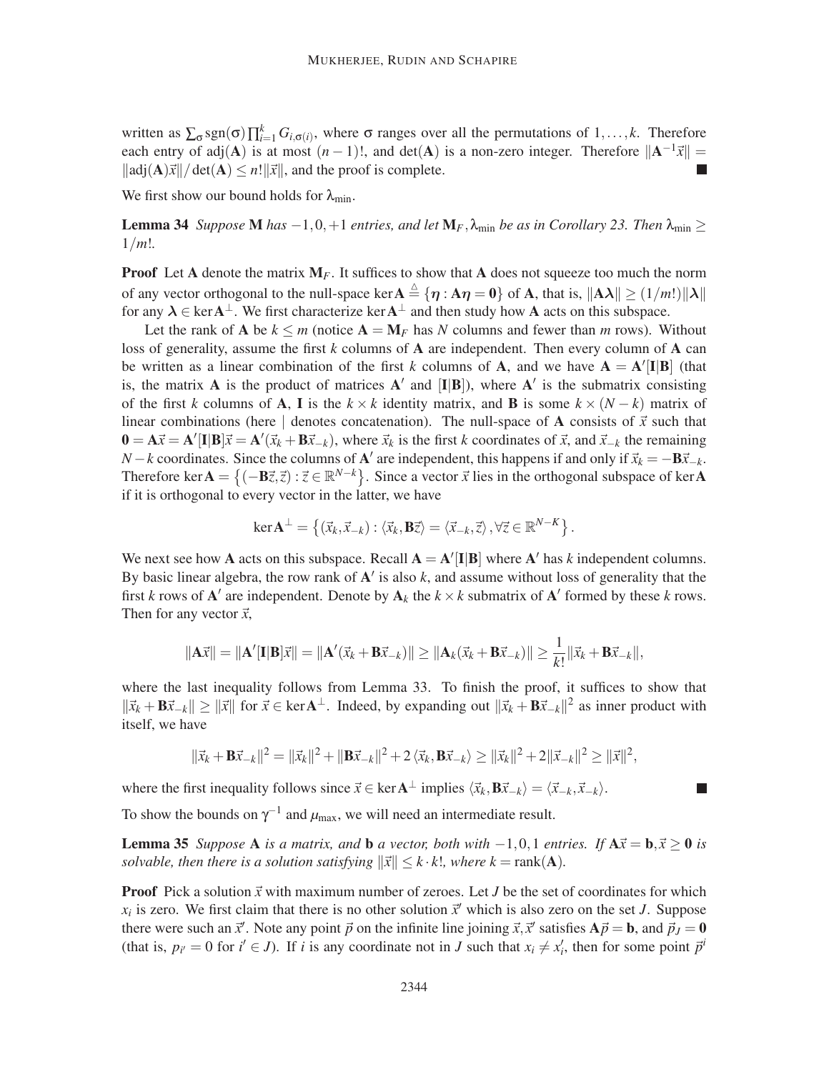written as $\sum_\sigma \text{sgn}(\sigma)\prod_{i=1}^k G_{i,\sigma(i)}$, where $\sigma$ ranges over all the permutations of $1,\ldots,k$. Therefore each entry of $\text{adj}(\mathbf{A})$ is at most $(n-1)!$, and $\det(\mathbf{A})$ is a non-zero integer. Therefore $\|\mathbf{A}^{-1}\vec{x}\| = \|\text{adj}(\mathbf{A})\vec{x}\|/\det(\mathbf{A}) \leq n!\|\vec{x}\|$, and the proof is complete. ∎

We first show our bound holds for $\lambda_{\min}$.

**Lemma 34** *Suppose* $\mathbf{M}$ *has* $-1,0,+1$ *entries, and let* $\mathbf{M}_F, \lambda_{\min}$ *be as in Corollary 23. Then* $\lambda_{\min} \geq 1/m!$.

**Proof** Let $\mathbf{A}$ denote the matrix $\mathbf{M}_F$. It suffices to show that $\mathbf{A}$ does not squeeze too much the norm of any vector orthogonal to the null-space $\ker\mathbf{A} \triangleq \{\boldsymbol{\eta} : \mathbf{A}\boldsymbol{\eta} = \mathbf{0}\}$ of $\mathbf{A}$, that is, $\|\mathbf{A}\boldsymbol{\lambda}\| \geq (1/m!)\|\boldsymbol{\lambda}\|$ for any $\boldsymbol{\lambda} \in \ker\mathbf{A}^\perp$. We first characterize $\ker\mathbf{A}^\perp$ and then study how $\mathbf{A}$ acts on this subspace.

Let the rank of $\mathbf{A}$ be $k \leq m$ (notice $\mathbf{A} = \mathbf{M}_F$ has $N$ columns and fewer than $m$ rows). Without loss of generality, assume the first $k$ columns of $\mathbf{A}$ are independent. Then every column of $\mathbf{A}$ can be written as a linear combination of the first $k$ columns of $\mathbf{A}$, and we have $\mathbf{A} = \mathbf{A}'[\mathbf{I}|\mathbf{B}]$ (that is, the matrix $\mathbf{A}$ is the product of matrices $\mathbf{A}'$ and $[\mathbf{I}|\mathbf{B}]$), where $\mathbf{A}'$ is the submatrix consisting of the first $k$ columns of $\mathbf{A}$, $\mathbf{I}$ is the $k \times k$ identity matrix, and $\mathbf{B}$ is some $k \times (N-k)$ matrix of linear combinations (here $|$ denotes concatenation). The null-space of $\mathbf{A}$ consists of $\vec{x}$ such that $\mathbf{0} = \mathbf{A}\vec{x} = \mathbf{A}'[\mathbf{I}|\mathbf{B}]\vec{x} = \mathbf{A}'(\vec{x}_k + \mathbf{B}\vec{x}_{-k})$, where $\vec{x}_k$ is the first $k$ coordinates of $\vec{x}$, and $\vec{x}_{-k}$ the remaining $N-k$ coordinates. Since the columns of $\mathbf{A}'$ are independent, this happens if and only if $\vec{x}_k = -\mathbf{B}\vec{x}_{-k}$. Therefore $\ker\mathbf{A} = \left\{(-\mathbf{B}\vec{z}, \vec{z}) : \vec{z} \in \mathbb{R}^{N-k}\right\}$. Since a vector $\vec{x}$ lies in the orthogonal subspace of $\ker\mathbf{A}$ if it is orthogonal to every vector in the latter, we have

$$\ker\mathbf{A}^\perp = \left\{(\vec{x}_k, \vec{x}_{-k}) : \langle \vec{x}_k, \mathbf{B}\vec{z}\rangle = \langle \vec{x}_{-k}, \vec{z}\rangle, \forall \vec{z} \in \mathbb{R}^{N-K}\right\}.$$

We next see how $\mathbf{A}$ acts on this subspace. Recall $\mathbf{A} = \mathbf{A}'[\mathbf{I}|\mathbf{B}]$ where $\mathbf{A}'$ has $k$ independent columns. By basic linear algebra, the row rank of $\mathbf{A}'$ is also $k$, and assume without loss of generality that the first $k$ rows of $\mathbf{A}'$ are independent. Denote by $\mathbf{A}_k$ the $k \times k$ submatrix of $\mathbf{A}'$ formed by these $k$ rows. Then for any vector $\vec{x}$,

$$\|\mathbf{A}\vec{x}\| = \|\mathbf{A}'[\mathbf{I}|\mathbf{B}]\vec{x}\| = \|\mathbf{A}'(\vec{x}_k + \mathbf{B}\vec{x}_{-k})\| \geq \|\mathbf{A}_k(\vec{x}_k + \mathbf{B}\vec{x}_{-k})\| \geq \frac{1}{k!}\|\vec{x}_k + \mathbf{B}\vec{x}_{-k}\|,$$

where the last inequality follows from Lemma 33. To finish the proof, it suffices to show that $\|\vec{x}_k + \mathbf{B}\vec{x}_{-k}\| \geq \|\vec{x}\|$ for $\vec{x} \in \ker\mathbf{A}^\perp$. Indeed, by expanding out $\|\vec{x}_k + \mathbf{B}\vec{x}_{-k}\|^2$ as inner product with itself, we have

$$\|\vec{x}_k + \mathbf{B}\vec{x}_{-k}\|^2 = \|\vec{x}_k\|^2 + \|\mathbf{B}\vec{x}_{-k}\|^2 + 2\langle \vec{x}_k, \mathbf{B}\vec{x}_{-k}\rangle \geq \|\vec{x}_k\|^2 + 2\|\vec{x}_{-k}\|^2 \geq \|\vec{x}\|^2,$$

where the first inequality follows since $\vec{x} \in \ker\mathbf{A}^\perp$ implies $\langle \vec{x}_k, \mathbf{B}\vec{x}_{-k}\rangle = \langle \vec{x}_{-k}, \vec{x}_{-k}\rangle$. ∎

To show the bounds on $\gamma^{-1}$ and $\mu_{\max}$, we will need an intermediate result.

**Lemma 35** *Suppose* $\mathbf{A}$ *is a matrix, and* $\mathbf{b}$ *a vector, both with* $-1,0,1$ *entries. If* $\mathbf{A}\vec{x} = \mathbf{b}, \vec{x} \geq \mathbf{0}$ *is solvable, then there is a solution satisfying* $\|\vec{x}\| \leq k \cdot k!$, *where* $k = \text{rank}(\mathbf{A})$.

**Proof** Pick a solution $\vec{x}$ with maximum number of zeroes. Let $J$ be the set of coordinates for which $x_i$ is zero. We first claim that there is no other solution $\vec{x}'$ which is also zero on the set $J$. Suppose there were such an $\vec{x}'$. Note any point $\vec{p}$ on the infinite line joining $\vec{x}, \vec{x}'$ satisfies $\mathbf{A}\vec{p} = \mathbf{b}$, and $\vec{p}_J = \mathbf{0}$ (that is, $p_{i'} = 0$ for $i' \in J$). If $i$ is any coordinate not in $J$ such that $x_i \neq x'_i$, then for some point $\vec{p}^i$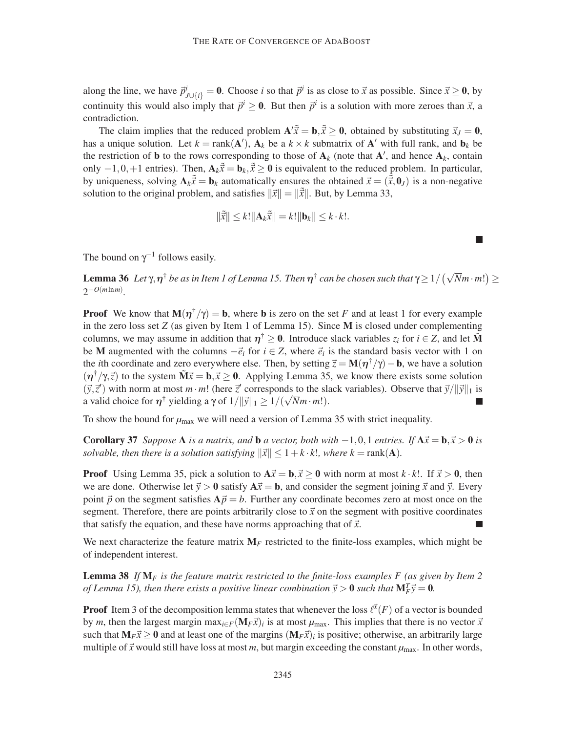along the line, we have $\vec{p}^i_{J\cup\{i\}} = \mathbf{0}$. Choose $i$ so that $\vec{p}^i$ is as close to $\vec{x}$ as possible. Since $\vec{x} \geq \mathbf{0}$, by continuity this would also imply that $\vec{p}^i \geq \mathbf{0}$. But then $\vec{p}^i$ is a solution with more zeroes than $\vec{x}$, a contradiction.

The claim implies that the reduced problem $\mathbf{A}'\tilde{\vec{x}} = \mathbf{b}, \tilde{\vec{x}} \geq \mathbf{0}$, obtained by substituting $\vec{x}_J = \mathbf{0}$, has a unique solution. Let $k = \text{rank}(\mathbf{A}')$, $\mathbf{A}_k$ be a $k \times k$ submatrix of $\mathbf{A}'$ with full rank, and $\mathbf{b}_k$ be the restriction of $\mathbf{b}$ to the rows corresponding to those of $\mathbf{A}_k$ (note that $\mathbf{A}'$, and hence $\mathbf{A}_k$, contain only $-1, 0, +1$ entries). Then, $\mathbf{A}_k\tilde{\vec{x}} = \mathbf{b}_k, \tilde{\vec{x}} \geq \mathbf{0}$ is equivalent to the reduced problem. In particular, by uniqueness, solving $\mathbf{A}_k\tilde{\vec{x}} = \mathbf{b}_k$ automatically ensures the obtained $\vec{x} = (\tilde{\vec{x}}, \mathbf{0}_J)$ is a non-negative solution to the original problem, and satisfies $\|\vec{x}\| = \|\tilde{\vec{x}}\|$. But, by Lemma 33,

$$\|\tilde{\vec{x}}\| \leq k!\|\mathbf{A}_k\tilde{\vec{x}}\| = k!\|\mathbf{b}_k\| \leq k \cdot k!.$$

∎

The bound on $\gamma^{-1}$ follows easily.

**Lemma 36** *Let $\gamma, \eta^\dagger$ be as in Item 1 of Lemma 15. Then $\eta^\dagger$ can be chosen such that $\gamma \geq 1/\left(\sqrt{N}m \cdot m!\right) \geq 2^{-O(m \ln m)}$.*

**Proof** We know that $\mathbf{M}(\eta^\dagger/\gamma) = \mathbf{b}$, where $\mathbf{b}$ is zero on the set $F$ and at least 1 for every example in the zero loss set $Z$ (as given by Item 1 of Lemma 15). Since $\mathbf{M}$ is closed under complementing columns, we may assume in addition that $\eta^\dagger \geq \mathbf{0}$. Introduce slack variables $z_i$ for $i \in Z$, and let $\tilde{\mathbf{M}}$ be $\mathbf{M}$ augmented with the columns $-\vec{e}_i$ for $i \in Z$, where $\vec{e}_i$ is the standard basis vector with 1 on the $i$th coordinate and zero everywhere else. Then, by setting $\vec{z} = \mathbf{M}(\eta^\dagger/\gamma) - \mathbf{b}$, we have a solution $(\eta^\dagger/\gamma, \vec{z})$ to the system $\tilde{\mathbf{M}}\vec{x} = \mathbf{b}, \vec{x} \geq \mathbf{0}$. Applying Lemma 35, we know there exists some solution $(\vec{y}, \vec{z}')$ with norm at most $m \cdot m!$ (here $\vec{z}'$ corresponds to the slack variables). Observe that $\vec{y}/\|\vec{y}\|_1$ is a valid choice for $\eta^\dagger$ yielding a $\gamma$ of $1/\|\vec{y}\|_1 \geq 1/(\sqrt{N}m \cdot m!)$. ∎

To show the bound for $\mu_{\max}$ we will need a version of Lemma 35 with strict inequality.

**Corollary 37** *Suppose $\mathbf{A}$ is a matrix, and $\mathbf{b}$ a vector, both with $-1, 0, 1$ entries. If $\mathbf{A}\vec{x} = \mathbf{b}, \vec{x} > \mathbf{0}$ is solvable, then there is a solution satisfying $\|\vec{x}\| \leq 1 + k \cdot k!$, where $k = \text{rank}(\mathbf{A})$.*

**Proof** Using Lemma 35, pick a solution to $\mathbf{A}\vec{x} = \mathbf{b}, \vec{x} \geq \mathbf{0}$ with norm at most $k \cdot k!$. If $\vec{x} > \mathbf{0}$, then we are done. Otherwise let $\vec{y} > \mathbf{0}$ satisfy $\mathbf{A}\vec{x} = \mathbf{b}$, and consider the segment joining $\vec{x}$ and $\vec{y}$. Every point $\vec{p}$ on the segment satisfies $\mathbf{A}\vec{p} = b$. Further any coordinate becomes zero at most once on the segment. Therefore, there are points arbitrarily close to $\vec{x}$ on the segment with positive coordinates that satisfy the equation, and these have norms approaching that of $\vec{x}$. ∎

We next characterize the feature matrix $\mathbf{M}_F$ restricted to the finite-loss examples, which might be of independent interest.

**Lemma 38** *If $\mathbf{M}_F$ is the feature matrix restricted to the finite-loss examples $F$ (as given by Item 2 of Lemma 15), then there exists a positive linear combination $\vec{y} > \mathbf{0}$ such that $\mathbf{M}_F^T\vec{y} = \mathbf{0}$.*

**Proof** Item 3 of the decomposition lemma states that whenever the loss $\ell^{\vec{x}}(F)$ of a vector is bounded by $m$, then the largest margin $\max_{i \in F}(\mathbf{M}_F\vec{x})_i$ is at most $\mu_{\max}$. This implies that there is no vector $\vec{x}$ such that $\mathbf{M}_F\vec{x} \geq \mathbf{0}$ and at least one of the margins $(\mathbf{M}_F\vec{x})_i$ is positive; otherwise, an arbitrarily large multiple of $\vec{x}$ would still have loss at most $m$, but margin exceeding the constant $\mu_{\max}$. In other words,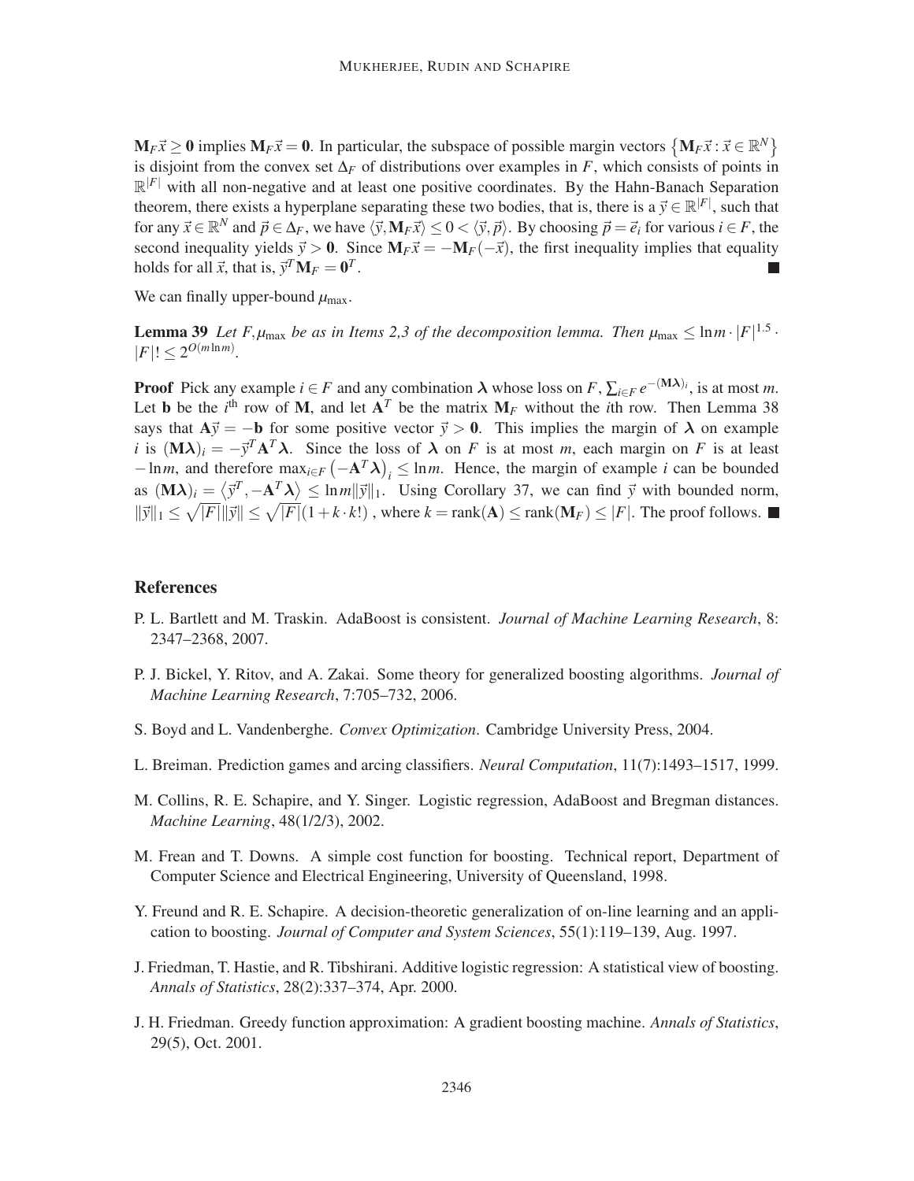$\mathbf{M}_F\vec{x} \geq \mathbf{0}$ implies $\mathbf{M}_F\vec{x} = \mathbf{0}$. In particular, the subspace of possible margin vectors $\left\{\mathbf{M}_F\vec{x} : \vec{x} \in \mathbb{R}^N\right\}$ is disjoint from the convex set $\Delta_F$ of distributions over examples in $F$, which consists of points in $\mathbb{R}^{|F|}$ with all non-negative and at least one positive coordinates. By the Hahn-Banach Separation theorem, there exists a hyperplane separating these two bodies, that is, there is a $\vec{y} \in \mathbb{R}^{|F|}$, such that for any $\vec{x} \in \mathbb{R}^N$ and $\vec{p} \in \Delta_F$, we have $\langle \vec{y}, \mathbf{M}_F\vec{x} \rangle \leq 0 < \langle \vec{y}, \vec{p} \rangle$. By choosing $\vec{p} = \vec{e}_i$ for various $i \in F$, the second inequality yields $\vec{y} > \mathbf{0}$. Since $\mathbf{M}_F\vec{x} = -\mathbf{M}_F(-\vec{x})$, the first inequality implies that equality holds for all $\vec{x}$, that is, $\vec{y}^T\mathbf{M}_F = \mathbf{0}^T$. ∎

We can finally upper-bound $\mu_{\max}$.

**Lemma 39** *Let $F, \mu_{\max}$ be as in Items 2,3 of the decomposition lemma. Then $\mu_{\max} \leq \ln m \cdot |F|^{1.5} \cdot |F|! \leq 2^{O(m \ln m)}$.*

**Proof** Pick any example $i \in F$ and any combination $\boldsymbol{\lambda}$ whose loss on $F$, $\sum_{i \in F} e^{-(\mathbf{M}\boldsymbol{\lambda})_i}$, is at most $m$. Let $\mathbf{b}$ be the $i^{\text{th}}$ row of $\mathbf{M}$, and let $\mathbf{A}^T$ be the matrix $\mathbf{M}_F$ without the $i$th row. Then Lemma 38 says that $\mathbf{A}\vec{y} = -\mathbf{b}$ for some positive vector $\vec{y} > \mathbf{0}$. This implies the margin of $\boldsymbol{\lambda}$ on example $i$ is $(\mathbf{M}\boldsymbol{\lambda})_i = -\vec{y}^T\mathbf{A}^T\boldsymbol{\lambda}$. Since the loss of $\boldsymbol{\lambda}$ on $F$ is at most $m$, each margin on $F$ is at least $-\ln m$, and therefore $\max_{i \in F} \left(-\mathbf{A}^T\boldsymbol{\lambda}\right)_i \leq \ln m$. Hence, the margin of example $i$ can be bounded as $(\mathbf{M}\boldsymbol{\lambda})_i = \left\langle \vec{y}^T, -\mathbf{A}^T\boldsymbol{\lambda} \right\rangle \leq \ln m \|\vec{y}\|_1$. Using Corollary 37, we can find $\vec{y}$ with bounded norm, $\|\vec{y}\|_1 \leq \sqrt{|F|}\|\vec{y}\| \leq \sqrt{|F|}(1 + k \cdot k!)$, where $k = \operatorname{rank}(\mathbf{A}) \leq \operatorname{rank}(\mathbf{M}_F) \leq |F|$. The proof follows. ∎

## References

P. L. Bartlett and M. Traskin. AdaBoost is consistent. *Journal of Machine Learning Research*, 8: 2347–2368, 2007.

P. J. Bickel, Y. Ritov, and A. Zakai. Some theory for generalized boosting algorithms. *Journal of Machine Learning Research*, 7:705–732, 2006.

S. Boyd and L. Vandenberghe. *Convex Optimization*. Cambridge University Press, 2004.

L. Breiman. Prediction games and arcing classifiers. *Neural Computation*, 11(7):1493–1517, 1999.

M. Collins, R. E. Schapire, and Y. Singer. Logistic regression, AdaBoost and Bregman distances. *Machine Learning*, 48(1/2/3), 2002.

M. Frean and T. Downs. A simple cost function for boosting. Technical report, Department of Computer Science and Electrical Engineering, University of Queensland, 1998.

Y. Freund and R. E. Schapire. A decision-theoretic generalization of on-line learning and an application to boosting. *Journal of Computer and System Sciences*, 55(1):119–139, Aug. 1997.

J. Friedman, T. Hastie, and R. Tibshirani. Additive logistic regression: A statistical view of boosting. *Annals of Statistics*, 28(2):337–374, Apr. 2000.

J. H. Friedman. Greedy function approximation: A gradient boosting machine. *Annals of Statistics*, 29(5), Oct. 2001.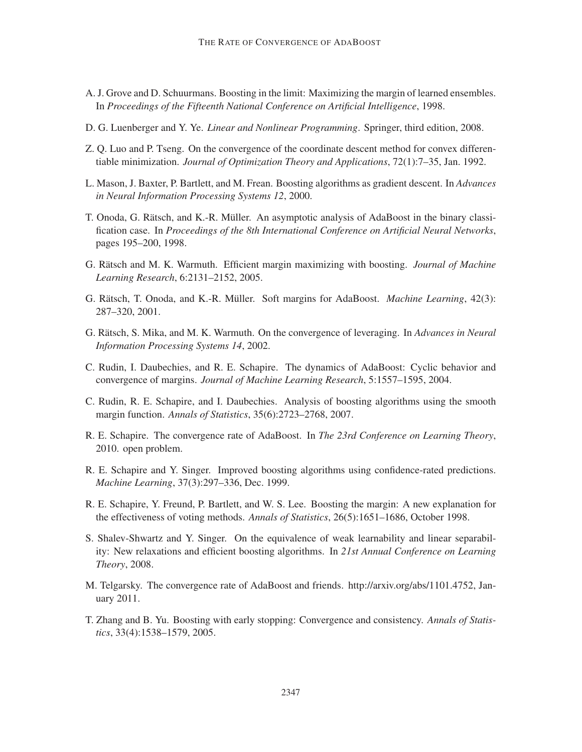A. J. Grove and D. Schuurmans. Boosting in the limit: Maximizing the margin of learned ensembles. In *Proceedings of the Fifteenth National Conference on Artificial Intelligence*, 1998.

D. G. Luenberger and Y. Ye. *Linear and Nonlinear Programming*. Springer, third edition, 2008.

Z. Q. Luo and P. Tseng. On the convergence of the coordinate descent method for convex differentiable minimization. *Journal of Optimization Theory and Applications*, 72(1):7–35, Jan. 1992.

L. Mason, J. Baxter, P. Bartlett, and M. Frean. Boosting algorithms as gradient descent. In *Advances in Neural Information Processing Systems 12*, 2000.

T. Onoda, G. Rätsch, and K.-R. Müller. An asymptotic analysis of AdaBoost in the binary classification case. In *Proceedings of the 8th International Conference on Artificial Neural Networks*, pages 195–200, 1998.

G. Rätsch and M. K. Warmuth. Efficient margin maximizing with boosting. *Journal of Machine Learning Research*, 6:2131–2152, 2005.

G. Rätsch, T. Onoda, and K.-R. Müller. Soft margins for AdaBoost. *Machine Learning*, 42(3): 287–320, 2001.

G. Rätsch, S. Mika, and M. K. Warmuth. On the convergence of leveraging. In *Advances in Neural Information Processing Systems 14*, 2002.

C. Rudin, I. Daubechies, and R. E. Schapire. The dynamics of AdaBoost: Cyclic behavior and convergence of margins. *Journal of Machine Learning Research*, 5:1557–1595, 2004.

C. Rudin, R. E. Schapire, and I. Daubechies. Analysis of boosting algorithms using the smooth margin function. *Annals of Statistics*, 35(6):2723–2768, 2007.

R. E. Schapire. The convergence rate of AdaBoost. In *The 23rd Conference on Learning Theory*, 2010. open problem.

R. E. Schapire and Y. Singer. Improved boosting algorithms using confidence-rated predictions. *Machine Learning*, 37(3):297–336, Dec. 1999.

R. E. Schapire, Y. Freund, P. Bartlett, and W. S. Lee. Boosting the margin: A new explanation for the effectiveness of voting methods. *Annals of Statistics*, 26(5):1651–1686, October 1998.

S. Shalev-Shwartz and Y. Singer. On the equivalence of weak learnability and linear separability: New relaxations and efficient boosting algorithms. In *21st Annual Conference on Learning Theory*, 2008.

M. Telgarsky. The convergence rate of AdaBoost and friends. http://arxiv.org/abs/1101.4752, January 2011.

T. Zhang and B. Yu. Boosting with early stopping: Convergence and consistency. *Annals of Statistics*, 33(4):1538–1579, 2005.